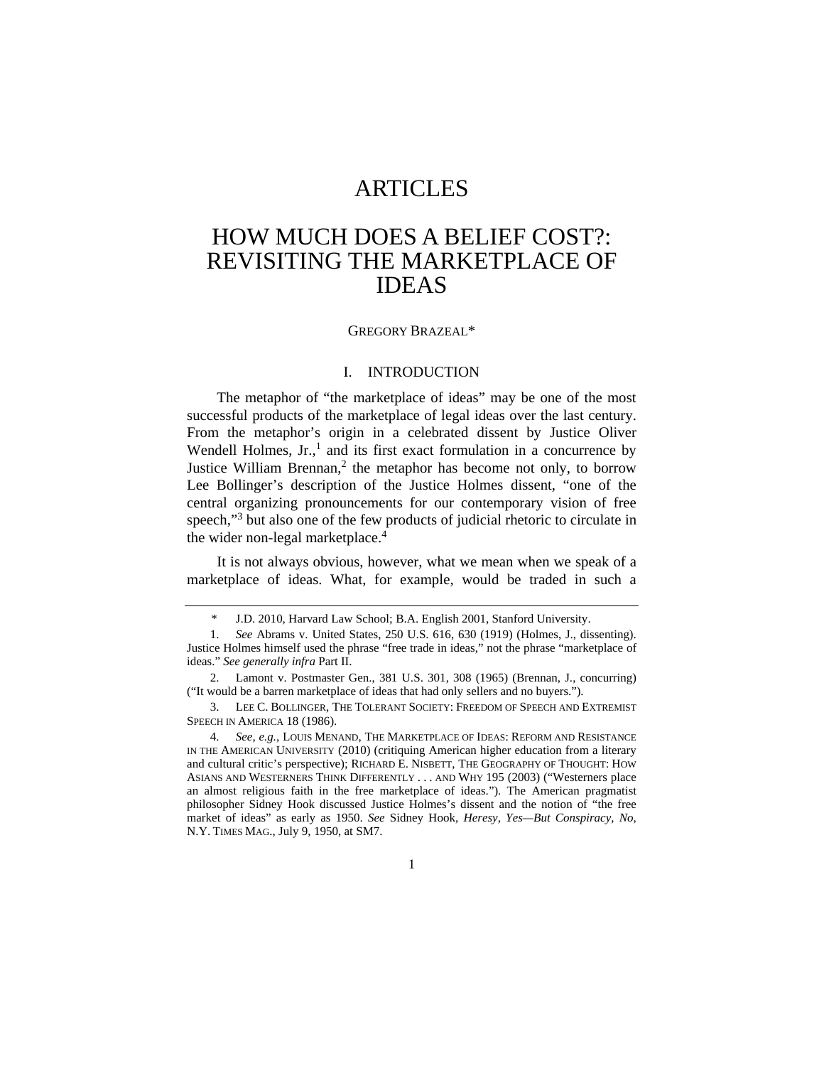# ARTICLES

# HOW MUCH DOES A BELIEF COST?: REVISITING THE MARKETPLACE OF IDEAS

GREGORY BRAZEAL*

## I. INTRODUCTION

The metaphor of "the marketplace of ideas" may be one of the most successful products of the marketplace of legal ideas over the last century. From the metaphor's origin in a celebrated dissent by Justice Oliver Wendell Holmes, Jr.,[1] and its first exact formulation in a concurrence by Justice William Brennan,[2] the metaphor has become not only, to borrow Lee Bollinger's description of the Justice Holmes dissent, "one of the central organizing pronouncements for our contemporary vision of free speech,"[3] but also one of the few products of judicial rhetoric to circulate in the wider non-legal marketplace.[4]

It is not always obvious, however, what we mean when we speak of a marketplace of ideas. What, for example, would be traded in such a

---

\* J.D. 2010, Harvard Law School; B.A. English 2001, Stanford University.

1. *See* Abrams v. United States, 250 U.S. 616, 630 (1919) (Holmes, J., dissenting). Justice Holmes himself used the phrase "free trade in ideas," not the phrase "marketplace of ideas." *See generally infra* Part II.

2. Lamont v. Postmaster Gen., 381 U.S. 301, 308 (1965) (Brennan, J., concurring) ("It would be a barren marketplace of ideas that had only sellers and no buyers.").

3. LEE C. BOLLINGER, THE TOLERANT SOCIETY: FREEDOM OF SPEECH AND EXTREMIST SPEECH IN AMERICA 18 (1986).

4. *See, e.g.*, LOUIS MENAND, THE MARKETPLACE OF IDEAS: REFORM AND RESISTANCE IN THE AMERICAN UNIVERSITY (2010) (critiquing American higher education from a literary and cultural critic's perspective); RICHARD E. NISBETT, THE GEOGRAPHY OF THOUGHT: HOW ASIANS AND WESTERNERS THINK DIFFERENTLY . . . AND WHY 195 (2003) ("Westerners place an almost religious faith in the free marketplace of ideas."). The American pragmatist philosopher Sidney Hook discussed Justice Holmes's dissent and the notion of "the free market of ideas" as early as 1950. *See* Sidney Hook, *Heresy, Yes—But Conspiracy, No*, N.Y. TIMES MAG., July 9, 1950, at SM7.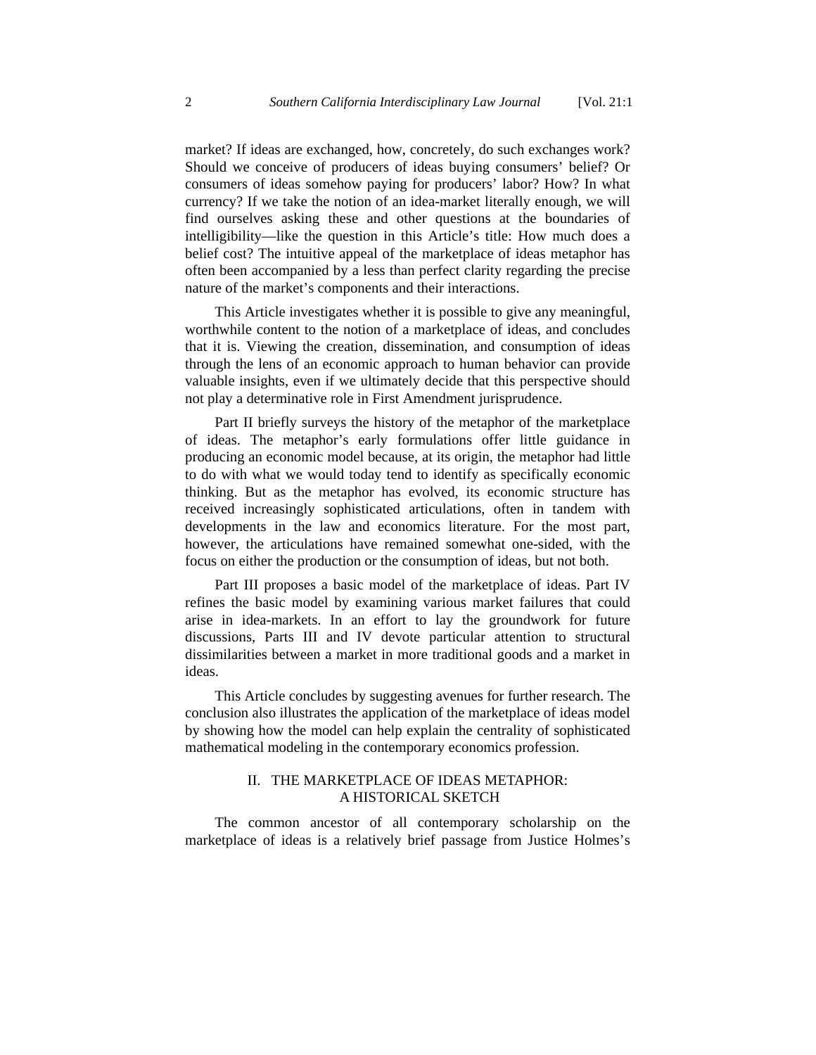market? If ideas are exchanged, how, concretely, do such exchanges work? Should we conceive of producers of ideas buying consumers' belief? Or consumers of ideas somehow paying for producers' labor? How? In what currency? If we take the notion of an idea-market literally enough, we will find ourselves asking these and other questions at the boundaries of intelligibility—like the question in this Article's title: How much does a belief cost? The intuitive appeal of the marketplace of ideas metaphor has often been accompanied by a less than perfect clarity regarding the precise nature of the market's components and their interactions.

This Article investigates whether it is possible to give any meaningful, worthwhile content to the notion of a marketplace of ideas, and concludes that it is. Viewing the creation, dissemination, and consumption of ideas through the lens of an economic approach to human behavior can provide valuable insights, even if we ultimately decide that this perspective should not play a determinative role in First Amendment jurisprudence.

Part II briefly surveys the history of the metaphor of the marketplace of ideas. The metaphor's early formulations offer little guidance in producing an economic model because, at its origin, the metaphor had little to do with what we would today tend to identify as specifically economic thinking. But as the metaphor has evolved, its economic structure has received increasingly sophisticated articulations, often in tandem with developments in the law and economics literature. For the most part, however, the articulations have remained somewhat one-sided, with the focus on either the production or the consumption of ideas, but not both.

Part III proposes a basic model of the marketplace of ideas. Part IV refines the basic model by examining various market failures that could arise in idea-markets. In an effort to lay the groundwork for future discussions, Parts III and IV devote particular attention to structural dissimilarities between a market in more traditional goods and a market in ideas.

This Article concludes by suggesting avenues for further research. The conclusion also illustrates the application of the marketplace of ideas model by showing how the model can help explain the centrality of sophisticated mathematical modeling in the contemporary economics profession.

## II. THE MARKETPLACE OF IDEAS METAPHOR: A HISTORICAL SKETCH

The common ancestor of all contemporary scholarship on the marketplace of ideas is a relatively brief passage from Justice Holmes's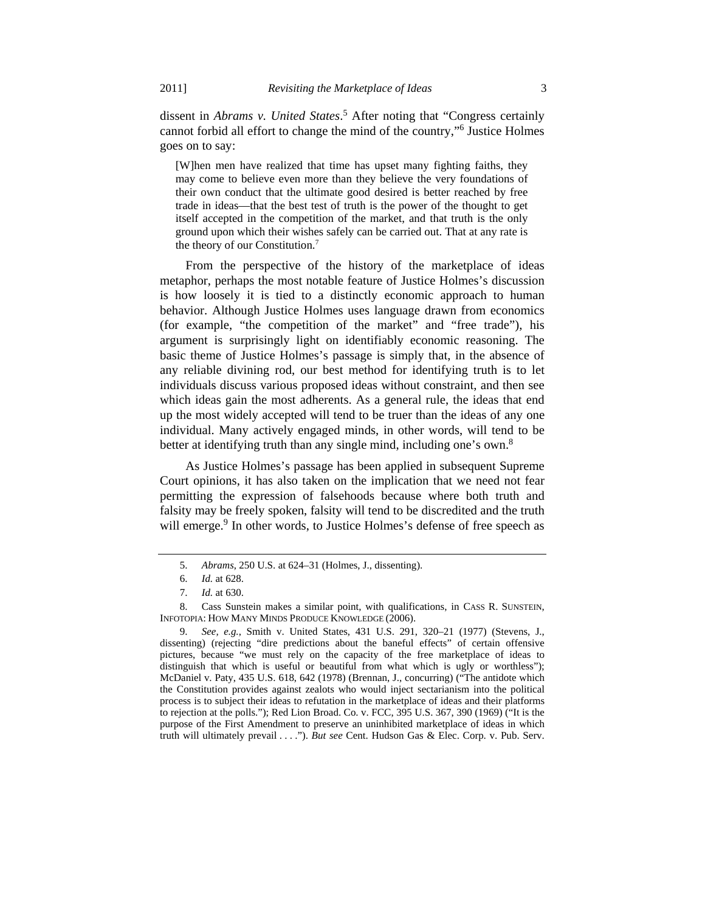dissent in *Abrams v. United States*.[5] After noting that "Congress certainly cannot forbid all effort to change the mind of the country,"[6] Justice Holmes goes on to say:

> [W]hen men have realized that time has upset many fighting faiths, they may come to believe even more than they believe the very foundations of their own conduct that the ultimate good desired is better reached by free trade in ideas—that the best test of truth is the power of the thought to get itself accepted in the competition of the market, and that truth is the only ground upon which their wishes safely can be carried out. That at any rate is the theory of our Constitution.[7]

From the perspective of the history of the marketplace of ideas metaphor, perhaps the most notable feature of Justice Holmes's discussion is how loosely it is tied to a distinctly economic approach to human behavior. Although Justice Holmes uses language drawn from economics (for example, "the competition of the market" and "free trade"), his argument is surprisingly light on identifiably economic reasoning. The basic theme of Justice Holmes's passage is simply that, in the absence of any reliable divining rod, our best method for identifying truth is to let individuals discuss various proposed ideas without constraint, and then see which ideas gain the most adherents. As a general rule, the ideas that end up the most widely accepted will tend to be truer than the ideas of any one individual. Many actively engaged minds, in other words, will tend to be better at identifying truth than any single mind, including one's own.[8]

As Justice Holmes's passage has been applied in subsequent Supreme Court opinions, it has also taken on the implication that we need not fear permitting the expression of falsehoods because where both truth and falsity may be freely spoken, falsity will tend to be discredited and the truth will emerge.[9] In other words, to Justice Holmes's defense of free speech as

---

5. *Abrams*, 250 U.S. at 624–31 (Holmes, J., dissenting).

6. *Id.* at 628.

7. *Id.* at 630.

8. Cass Sunstein makes a similar point, with qualifications, in CASS R. SUNSTEIN, INFOTOPIA: HOW MANY MINDS PRODUCE KNOWLEDGE (2006).

9. *See, e.g.*, Smith v. United States, 431 U.S. 291, 320–21 (1977) (Stevens, J., dissenting) (rejecting "dire predictions about the baneful effects" of certain offensive pictures, because "we must rely on the capacity of the free marketplace of ideas to distinguish that which is useful or beautiful from what which is ugly or worthless"); McDaniel v. Paty, 435 U.S. 618, 642 (1978) (Brennan, J., concurring) ("The antidote which the Constitution provides against zealots who would inject sectarianism into the political process is to subject their ideas to refutation in the marketplace of ideas and their platforms to rejection at the polls."); Red Lion Broad. Co. v. FCC, 395 U.S. 367, 390 (1969) ("It is the purpose of the First Amendment to preserve an uninhibited marketplace of ideas in which truth will ultimately prevail . . . ."). *But see* Cent. Hudson Gas & Elec. Corp. v. Pub. Serv.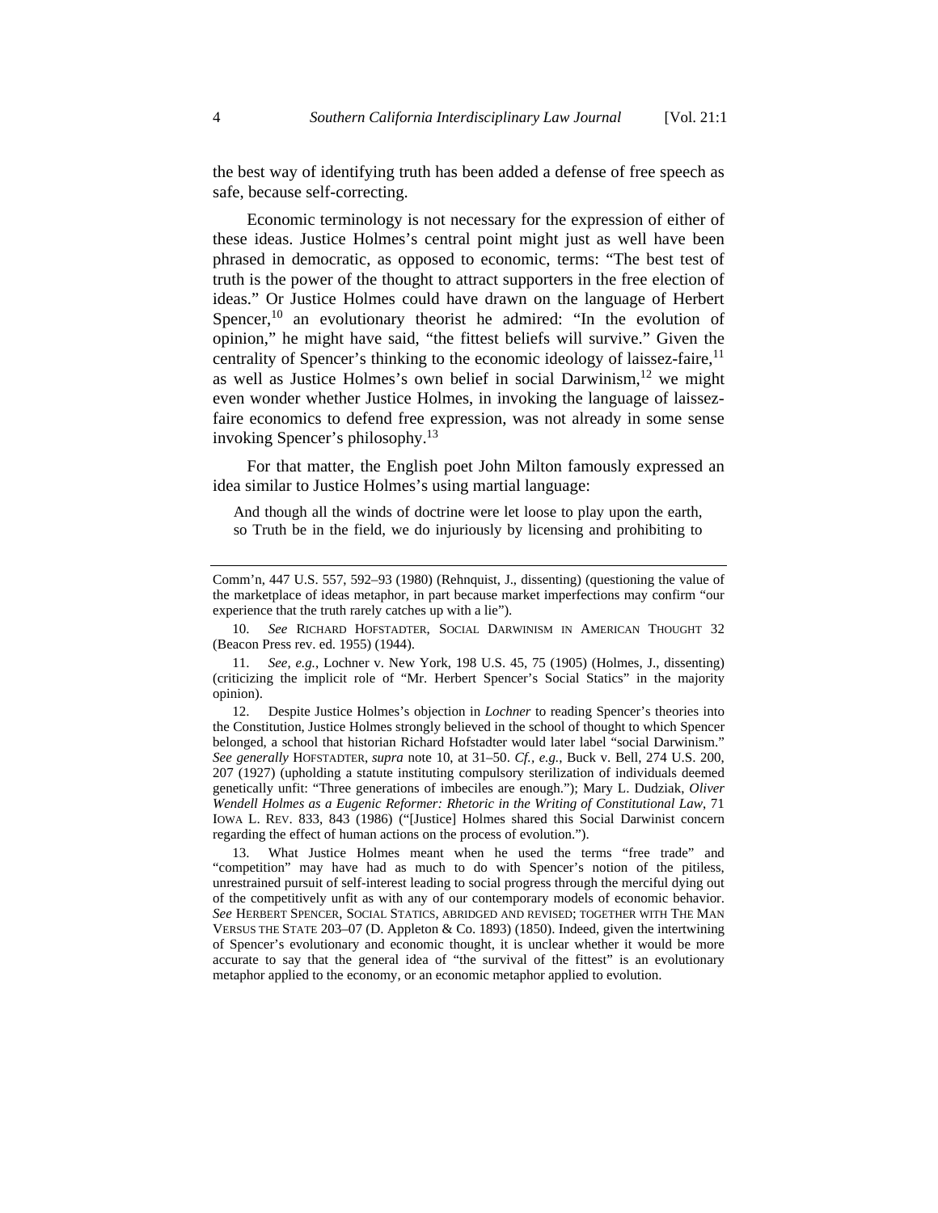the best way of identifying truth has been added a defense of free speech as safe, because self-correcting.

Economic terminology is not necessary for the expression of either of these ideas. Justice Holmes's central point might just as well have been phrased in democratic, as opposed to economic, terms: "The best test of truth is the power of the thought to attract supporters in the free election of ideas." Or Justice Holmes could have drawn on the language of Herbert Spencer,[10] an evolutionary theorist he admired: "In the evolution of opinion," he might have said, "the fittest beliefs will survive." Given the centrality of Spencer's thinking to the economic ideology of laissez-faire,[11] as well as Justice Holmes's own belief in social Darwinism,[12] we might even wonder whether Justice Holmes, in invoking the language of laissez-faire economics to defend free expression, was not already in some sense invoking Spencer's philosophy.[13]

For that matter, the English poet John Milton famously expressed an idea similar to Justice Holmes's using martial language:

> And though all the winds of doctrine were let loose to play upon the earth, so Truth be in the field, we do injuriously by licensing and prohibiting to

---

Comm'n, 447 U.S. 557, 592–93 (1980) (Rehnquist, J., dissenting) (questioning the value of the marketplace of ideas metaphor, in part because market imperfections may confirm "our experience that the truth rarely catches up with a lie").

10. *See* RICHARD HOFSTADTER, SOCIAL DARWINISM IN AMERICAN THOUGHT 32 (Beacon Press rev. ed. 1955) (1944).

11. *See, e.g.*, Lochner v. New York, 198 U.S. 45, 75 (1905) (Holmes, J., dissenting) (criticizing the implicit role of "Mr. Herbert Spencer's Social Statics" in the majority opinion).

12. Despite Justice Holmes's objection in *Lochner* to reading Spencer's theories into the Constitution, Justice Holmes strongly believed in the school of thought to which Spencer belonged, a school that historian Richard Hofstadter would later label "social Darwinism." *See generally* HOFSTADTER, *supra* note 10, at 31–50. *Cf., e.g.*, Buck v. Bell, 274 U.S. 200, 207 (1927) (upholding a statute instituting compulsory sterilization of individuals deemed genetically unfit: "Three generations of imbeciles are enough."); Mary L. Dudziak, *Oliver Wendell Holmes as a Eugenic Reformer: Rhetoric in the Writing of Constitutional Law*, 71 IOWA L. REV. 833, 843 (1986) ("[Justice] Holmes shared this Social Darwinist concern regarding the effect of human actions on the process of evolution.").

13. What Justice Holmes meant when he used the terms "free trade" and "competition" may have had as much to do with Spencer's notion of the pitiless, unrestrained pursuit of self-interest leading to social progress through the merciful dying out of the competitively unfit as with any of our contemporary models of economic behavior. *See* HERBERT SPENCER, SOCIAL STATICS, ABRIDGED AND REVISED; TOGETHER WITH THE MAN VERSUS THE STATE 203–07 (D. Appleton & Co. 1893) (1850). Indeed, given the intertwining of Spencer's evolutionary and economic thought, it is unclear whether it would be more accurate to say that the general idea of "the survival of the fittest" is an evolutionary metaphor applied to the economy, or an economic metaphor applied to evolution.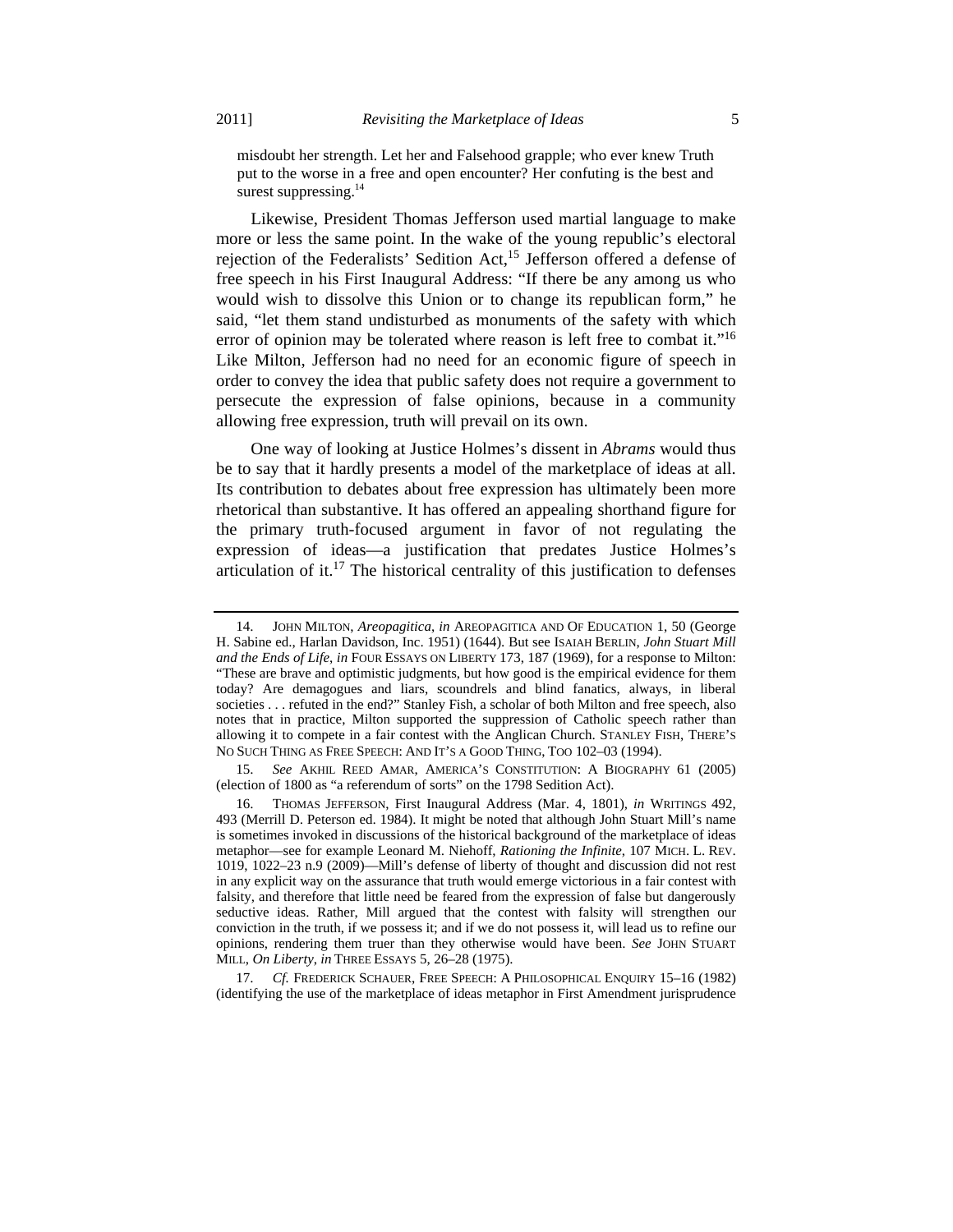> misdoubt her strength. Let her and Falsehood grapple; who ever knew Truth put to the worse in a free and open encounter? Her confuting is the best and surest suppressing.[14]

Likewise, President Thomas Jefferson used martial language to make more or less the same point. In the wake of the young republic's electoral rejection of the Federalists' Sedition Act,[15] Jefferson offered a defense of free speech in his First Inaugural Address: "If there be any among us who would wish to dissolve this Union or to change its republican form," he said, "let them stand undisturbed as monuments of the safety with which error of opinion may be tolerated where reason is left free to combat it."[16] Like Milton, Jefferson had no need for an economic figure of speech in order to convey the idea that public safety does not require a government to persecute the expression of false opinions, because in a community allowing free expression, truth will prevail on its own.

One way of looking at Justice Holmes's dissent in *Abrams* would thus be to say that it hardly presents a model of the marketplace of ideas at all. Its contribution to debates about free expression has ultimately been more rhetorical than substantive. It has offered an appealing shorthand figure for the primary truth-focused argument in favor of not regulating the expression of ideas—a justification that predates Justice Holmes's articulation of it.[17] The historical centrality of this justification to defenses

---

14. JOHN MILTON, *Areopagitica*, *in* AREOPAGITICA AND OF EDUCATION 1, 50 (George H. Sabine ed., Harlan Davidson, Inc. 1951) (1644). But see ISAIAH BERLIN, *John Stuart Mill and the Ends of Life*, *in* FOUR ESSAYS ON LIBERTY 173, 187 (1969), for a response to Milton: "These are brave and optimistic judgments, but how good is the empirical evidence for them today? Are demagogues and liars, scoundrels and blind fanatics, always, in liberal societies . . . refuted in the end?" Stanley Fish, a scholar of both Milton and free speech, also notes that in practice, Milton supported the suppression of Catholic speech rather than allowing it to compete in a fair contest with the Anglican Church. STANLEY FISH, THERE'S NO SUCH THING AS FREE SPEECH: AND IT'S A GOOD THING, TOO 102–03 (1994).

15. *See* AKHIL REED AMAR, AMERICA'S CONSTITUTION: A BIOGRAPHY 61 (2005) (election of 1800 as "a referendum of sorts" on the 1798 Sedition Act).

16. THOMAS JEFFERSON, First Inaugural Address (Mar. 4, 1801), *in* WRITINGS 492, 493 (Merrill D. Peterson ed. 1984). It might be noted that although John Stuart Mill's name is sometimes invoked in discussions of the historical background of the marketplace of ideas metaphor—see for example Leonard M. Niehoff, *Rationing the Infinite*, 107 MICH. L. REV. 1019, 1022–23 n.9 (2009)—Mill's defense of liberty of thought and discussion did not rest in any explicit way on the assurance that truth would emerge victorious in a fair contest with falsity, and therefore that little need be feared from the expression of false but dangerously seductive ideas. Rather, Mill argued that the contest with falsity will strengthen our conviction in the truth, if we possess it; and if we do not possess it, will lead us to refine our opinions, rendering them truer than they otherwise would have been. *See* JOHN STUART MILL, *On Liberty*, *in* THREE ESSAYS 5, 26–28 (1975).

17. *Cf.* FREDERICK SCHAUER, FREE SPEECH: A PHILOSOPHICAL ENQUIRY 15–16 (1982) (identifying the use of the marketplace of ideas metaphor in First Amendment jurisprudence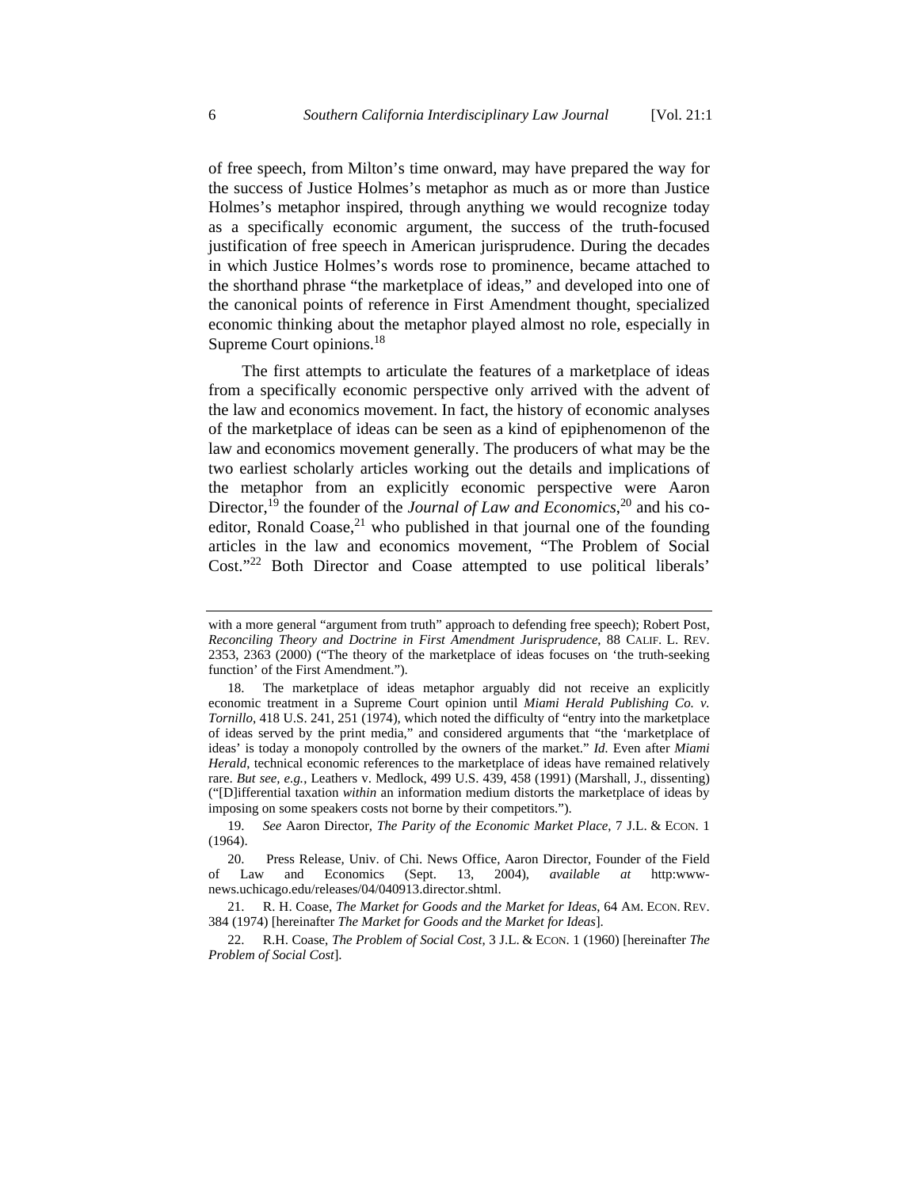of free speech, from Milton's time onward, may have prepared the way for the success of Justice Holmes's metaphor as much as or more than Justice Holmes's metaphor inspired, through anything we would recognize today as a specifically economic argument, the success of the truth-focused justification of free speech in American jurisprudence. During the decades in which Justice Holmes's words rose to prominence, became attached to the shorthand phrase "the marketplace of ideas," and developed into one of the canonical points of reference in First Amendment thought, specialized economic thinking about the metaphor played almost no role, especially in Supreme Court opinions.[18]

The first attempts to articulate the features of a marketplace of ideas from a specifically economic perspective only arrived with the advent of the law and economics movement. In fact, the history of economic analyses of the marketplace of ideas can be seen as a kind of epiphenomenon of the law and economics movement generally. The producers of what may be the two earliest scholarly articles working out the details and implications of the metaphor from an explicitly economic perspective were Aaron Director,[19] the founder of the *Journal of Law and Economics*,[20] and his co-editor, Ronald Coase,[21] who published in that journal one of the founding articles in the law and economics movement, "The Problem of Social Cost."[22] Both Director and Coase attempted to use political liberals'

---

with a more general "argument from truth" approach to defending free speech); Robert Post, *Reconciling Theory and Doctrine in First Amendment Jurisprudence*, 88 CALIF. L. REV. 2353, 2363 (2000) ("The theory of the marketplace of ideas focuses on 'the truth-seeking function' of the First Amendment.").

18. The marketplace of ideas metaphor arguably did not receive an explicitly economic treatment in a Supreme Court opinion until *Miami Herald Publishing Co. v. Tornillo*, 418 U.S. 241, 251 (1974), which noted the difficulty of "entry into the marketplace of ideas served by the print media," and considered arguments that "the 'marketplace of ideas' is today a monopoly controlled by the owners of the market." *Id.* Even after *Miami Herald*, technical economic references to the marketplace of ideas have remained relatively rare. *But see, e.g.*, Leathers v. Medlock, 499 U.S. 439, 458 (1991) (Marshall, J., dissenting) ("[D]ifferential taxation *within* an information medium distorts the marketplace of ideas by imposing on some speakers costs not borne by their competitors.").

19. *See* Aaron Director, *The Parity of the Economic Market Place*, 7 J.L. & ECON. 1 (1964).

20. Press Release, Univ. of Chi. News Office, Aaron Director, Founder of the Field of Law and Economics (Sept. 13, 2004), *available at* http:www-news.uchicago.edu/releases/04/040913.director.shtml.

21. R. H. Coase, *The Market for Goods and the Market for Ideas*, 64 AM. ECON. REV. 384 (1974) [hereinafter *The Market for Goods and the Market for Ideas*].

22. R.H. Coase, *The Problem of Social Cost*, 3 J.L. & ECON. 1 (1960) [hereinafter *The Problem of Social Cost*].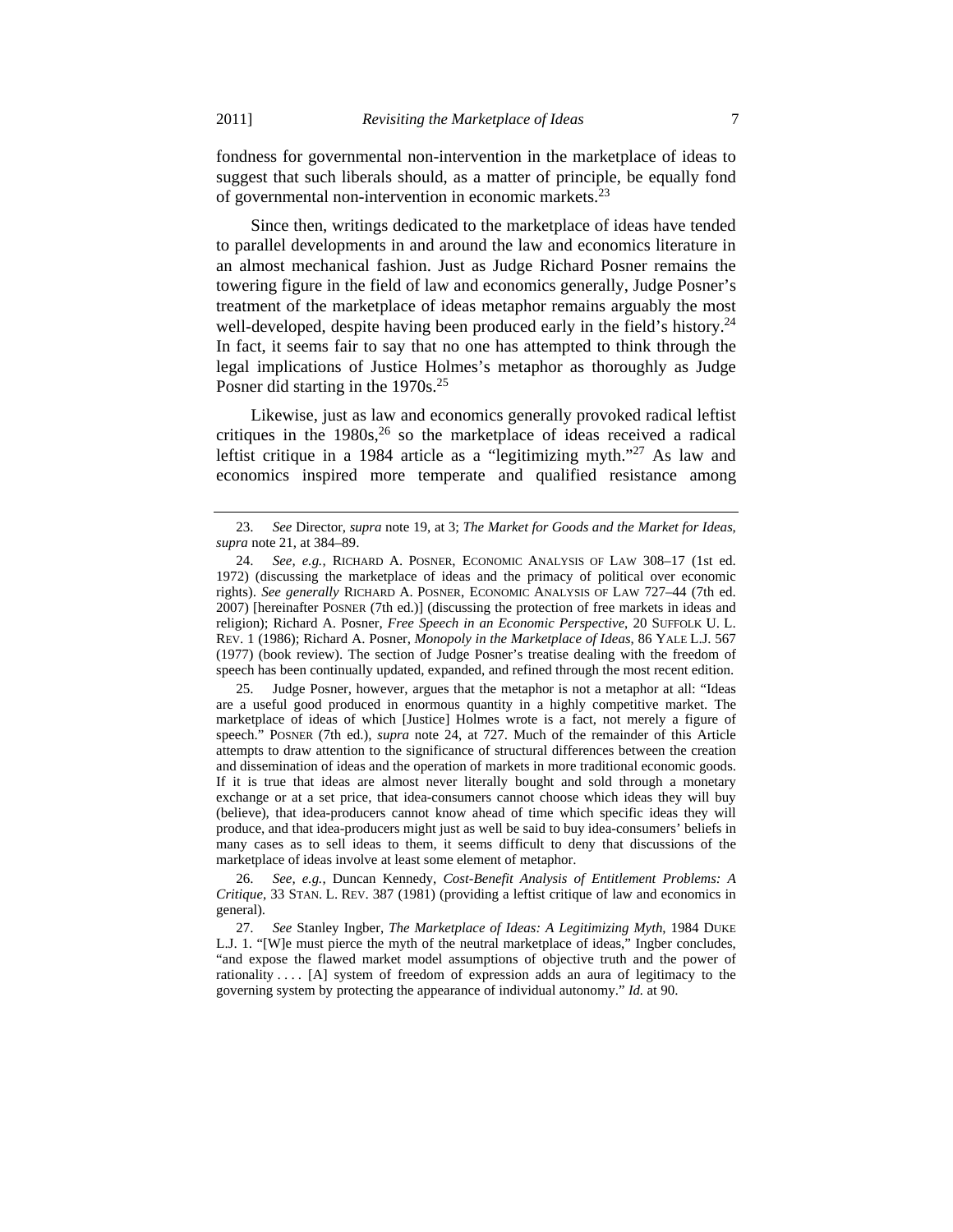fondness for governmental non-intervention in the marketplace of ideas to suggest that such liberals should, as a matter of principle, be equally fond of governmental non-intervention in economic markets.[23]

Since then, writings dedicated to the marketplace of ideas have tended to parallel developments in and around the law and economics literature in an almost mechanical fashion. Just as Judge Richard Posner remains the towering figure in the field of law and economics generally, Judge Posner's treatment of the marketplace of ideas metaphor remains arguably the most well-developed, despite having been produced early in the field's history.[24] In fact, it seems fair to say that no one has attempted to think through the legal implications of Justice Holmes's metaphor as thoroughly as Judge Posner did starting in the 1970s.[25]

Likewise, just as law and economics generally provoked radical leftist critiques in the 1980s,[26] so the marketplace of ideas received a radical leftist critique in a 1984 article as a "legitimizing myth."[27] As law and economics inspired more temperate and qualified resistance among

---

23. *See* Director, *supra* note 19, at 3; *The Market for Goods and the Market for Ideas*, *supra* note 21, at 384–89.

24. *See, e.g.*, RICHARD A. POSNER, ECONOMIC ANALYSIS OF LAW 308–17 (1st ed. 1972) (discussing the marketplace of ideas and the primacy of political over economic rights). *See generally* RICHARD A. POSNER, ECONOMIC ANALYSIS OF LAW 727–44 (7th ed. 2007) [hereinafter POSNER (7th ed.)] (discussing the protection of free markets in ideas and religion); Richard A. Posner, *Free Speech in an Economic Perspective*, 20 SUFFOLK U. L. REV. 1 (1986); Richard A. Posner, *Monopoly in the Marketplace of Ideas*, 86 YALE L.J. 567 (1977) (book review). The section of Judge Posner's treatise dealing with the freedom of speech has been continually updated, expanded, and refined through the most recent edition.

25. Judge Posner, however, argues that the metaphor is not a metaphor at all: "Ideas are a useful good produced in enormous quantity in a highly competitive market. The marketplace of ideas of which [Justice] Holmes wrote is a fact, not merely a figure of speech." POSNER (7th ed.), *supra* note 24, at 727. Much of the remainder of this Article attempts to draw attention to the significance of structural differences between the creation and dissemination of ideas and the operation of markets in more traditional economic goods. If it is true that ideas are almost never literally bought and sold through a monetary exchange or at a set price, that idea-consumers cannot choose which ideas they will buy (believe), that idea-producers cannot know ahead of time which specific ideas they will produce, and that idea-producers might just as well be said to buy idea-consumers' beliefs in many cases as to sell ideas to them, it seems difficult to deny that discussions of the marketplace of ideas involve at least some element of metaphor.

26. *See, e.g.*, Duncan Kennedy, *Cost-Benefit Analysis of Entitlement Problems: A Critique*, 33 STAN. L. REV. 387 (1981) (providing a leftist critique of law and economics in general).

27. *See* Stanley Ingber, *The Marketplace of Ideas: A Legitimizing Myth*, 1984 DUKE L.J. 1. "[W]e must pierce the myth of the neutral marketplace of ideas," Ingber concludes, "and expose the flawed market model assumptions of objective truth and the power of rationality . . . . [A] system of freedom of expression adds an aura of legitimacy to the governing system by protecting the appearance of individual autonomy." *Id.* at 90.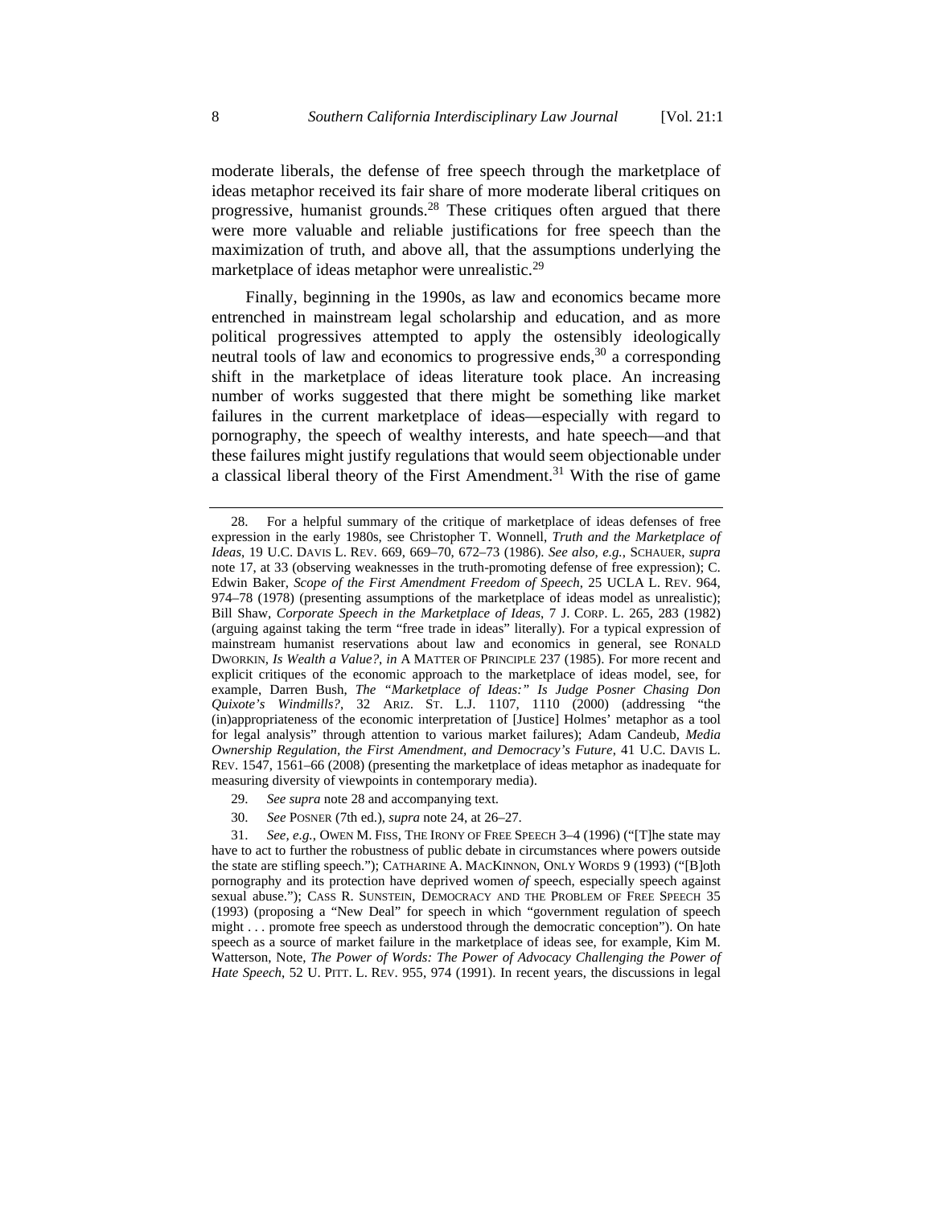moderate liberals, the defense of free speech through the marketplace of ideas metaphor received its fair share of more moderate liberal critiques on progressive, humanist grounds.[28] These critiques often argued that there were more valuable and reliable justifications for free speech than the maximization of truth, and above all, that the assumptions underlying the marketplace of ideas metaphor were unrealistic.[29]

Finally, beginning in the 1990s, as law and economics became more entrenched in mainstream legal scholarship and education, and as more political progressives attempted to apply the ostensibly ideologically neutral tools of law and economics to progressive ends,[30] a corresponding shift in the marketplace of ideas literature took place. An increasing number of works suggested that there might be something like market failures in the current marketplace of ideas—especially with regard to pornography, the speech of wealthy interests, and hate speech—and that these failures might justify regulations that would seem objectionable under a classical liberal theory of the First Amendment.[31] With the rise of game

---

28. For a helpful summary of the critique of marketplace of ideas defenses of free expression in the early 1980s, see Christopher T. Wonnell, *Truth and the Marketplace of Ideas*, 19 U.C. DAVIS L. REV. 669, 669–70, 672–73 (1986). *See also, e.g.*, SCHAUER, *supra* note 17, at 33 (observing weaknesses in the truth-promoting defense of free expression); C. Edwin Baker, *Scope of the First Amendment Freedom of Speech*, 25 UCLA L. REV. 964, 974–78 (1978) (presenting assumptions of the marketplace of ideas model as unrealistic); Bill Shaw, *Corporate Speech in the Marketplace of Ideas*, 7 J. CORP. L. 265, 283 (1982) (arguing against taking the term "free trade in ideas" literally). For a typical expression of mainstream humanist reservations about law and economics in general, see RONALD DWORKIN, *Is Wealth a Value?*, *in* A MATTER OF PRINCIPLE 237 (1985). For more recent and explicit critiques of the economic approach to the marketplace of ideas model, see, for example, Darren Bush, *The "Marketplace of Ideas:" Is Judge Posner Chasing Don Quixote's Windmills?*, 32 ARIZ. ST. L.J. 1107, 1110 (2000) (addressing "the (in)appropriateness of the economic interpretation of [Justice] Holmes' metaphor as a tool for legal analysis" through attention to various market failures); Adam Candeub, *Media Ownership Regulation, the First Amendment, and Democracy's Future*, 41 U.C. DAVIS L. REV. 1547, 1561–66 (2008) (presenting the marketplace of ideas metaphor as inadequate for measuring diversity of viewpoints in contemporary media).

29. *See supra* note 28 and accompanying text.

30. *See* POSNER (7th ed.), *supra* note 24, at 26–27.

31. *See, e.g.*, OWEN M. FISS, THE IRONY OF FREE SPEECH 3–4 (1996) ("[T]he state may have to act to further the robustness of public debate in circumstances where powers outside the state are stifling speech."); CATHARINE A. MACKINNON, ONLY WORDS 9 (1993) ("[B]oth pornography and its protection have deprived women *of* speech, especially speech against sexual abuse."); CASS R. SUNSTEIN, DEMOCRACY AND THE PROBLEM OF FREE SPEECH 35 (1993) (proposing a "New Deal" for speech in which "government regulation of speech might . . . promote free speech as understood through the democratic conception"). On hate speech as a source of market failure in the marketplace of ideas see, for example, Kim M. Watterson, Note, *The Power of Words: The Power of Advocacy Challenging the Power of Hate Speech*, 52 U. PITT. L. REV. 955, 974 (1991). In recent years, the discussions in legal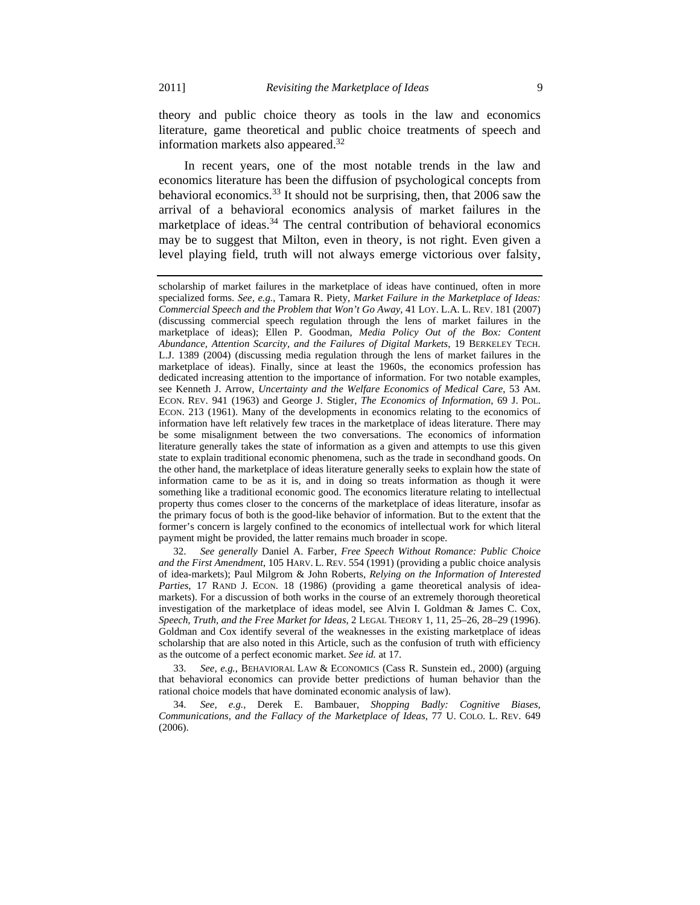theory and public choice theory as tools in the law and economics literature, game theoretical and public choice treatments of speech and information markets also appeared.[32]

In recent years, one of the most notable trends in the law and economics literature has been the diffusion of psychological concepts from behavioral economics.[33] It should not be surprising, then, that 2006 saw the arrival of a behavioral economics analysis of market failures in the marketplace of ideas.[34] The central contribution of behavioral economics may be to suggest that Milton, even in theory, is not right. Even given a level playing field, truth will not always emerge victorious over falsity,

---

scholarship of market failures in the marketplace of ideas have continued, often in more specialized forms. *See, e.g.*, Tamara R. Piety, *Market Failure in the Marketplace of Ideas: Commercial Speech and the Problem that Won't Go Away*, 41 LOY. L.A. L. REV. 181 (2007) (discussing commercial speech regulation through the lens of market failures in the marketplace of ideas); Ellen P. Goodman, *Media Policy Out of the Box: Content Abundance, Attention Scarcity, and the Failures of Digital Markets*, 19 BERKELEY TECH. L.J. 1389 (2004) (discussing media regulation through the lens of market failures in the marketplace of ideas). Finally, since at least the 1960s, the economics profession has dedicated increasing attention to the importance of information. For two notable examples, see Kenneth J. Arrow, *Uncertainty and the Welfare Economics of Medical Care*, 53 AM. ECON. REV. 941 (1963) and George J. Stigler, *The Economics of Information*, 69 J. POL. ECON. 213 (1961). Many of the developments in economics relating to the economics of information have left relatively few traces in the marketplace of ideas literature. There may be some misalignment between the two conversations. The economics of information literature generally takes the state of information as a given and attempts to use this given state to explain traditional economic phenomena, such as the trade in secondhand goods. On the other hand, the marketplace of ideas literature generally seeks to explain how the state of information came to be as it is, and in doing so treats information as though it were something like a traditional economic good. The economics literature relating to intellectual property thus comes closer to the concerns of the marketplace of ideas literature, insofar as the primary focus of both is the good-like behavior of information. But to the extent that the former's concern is largely confined to the economics of intellectual work for which literal payment might be provided, the latter remains much broader in scope.

32. *See generally* Daniel A. Farber, *Free Speech Without Romance: Public Choice and the First Amendment*, 105 HARV. L. REV. 554 (1991) (providing a public choice analysis of idea-markets); Paul Milgrom & John Roberts, *Relying on the Information of Interested Parties*, 17 RAND J. ECON. 18 (1986) (providing a game theoretical analysis of idea-markets). For a discussion of both works in the course of an extremely thorough theoretical investigation of the marketplace of ideas model, see Alvin I. Goldman & James C. Cox, *Speech, Truth, and the Free Market for Ideas*, 2 LEGAL THEORY 1, 11, 25–26, 28–29 (1996). Goldman and Cox identify several of the weaknesses in the existing marketplace of ideas scholarship that are also noted in this Article, such as the confusion of truth with efficiency as the outcome of a perfect economic market. *See id.* at 17.

33. *See, e.g.*, BEHAVIORAL LAW & ECONOMICS (Cass R. Sunstein ed., 2000) (arguing that behavioral economics can provide better predictions of human behavior than the rational choice models that have dominated economic analysis of law).

34. *See, e.g.*, Derek E. Bambauer, *Shopping Badly: Cognitive Biases, Communications, and the Fallacy of the Marketplace of Ideas*, 77 U. COLO. L. REV. 649 (2006).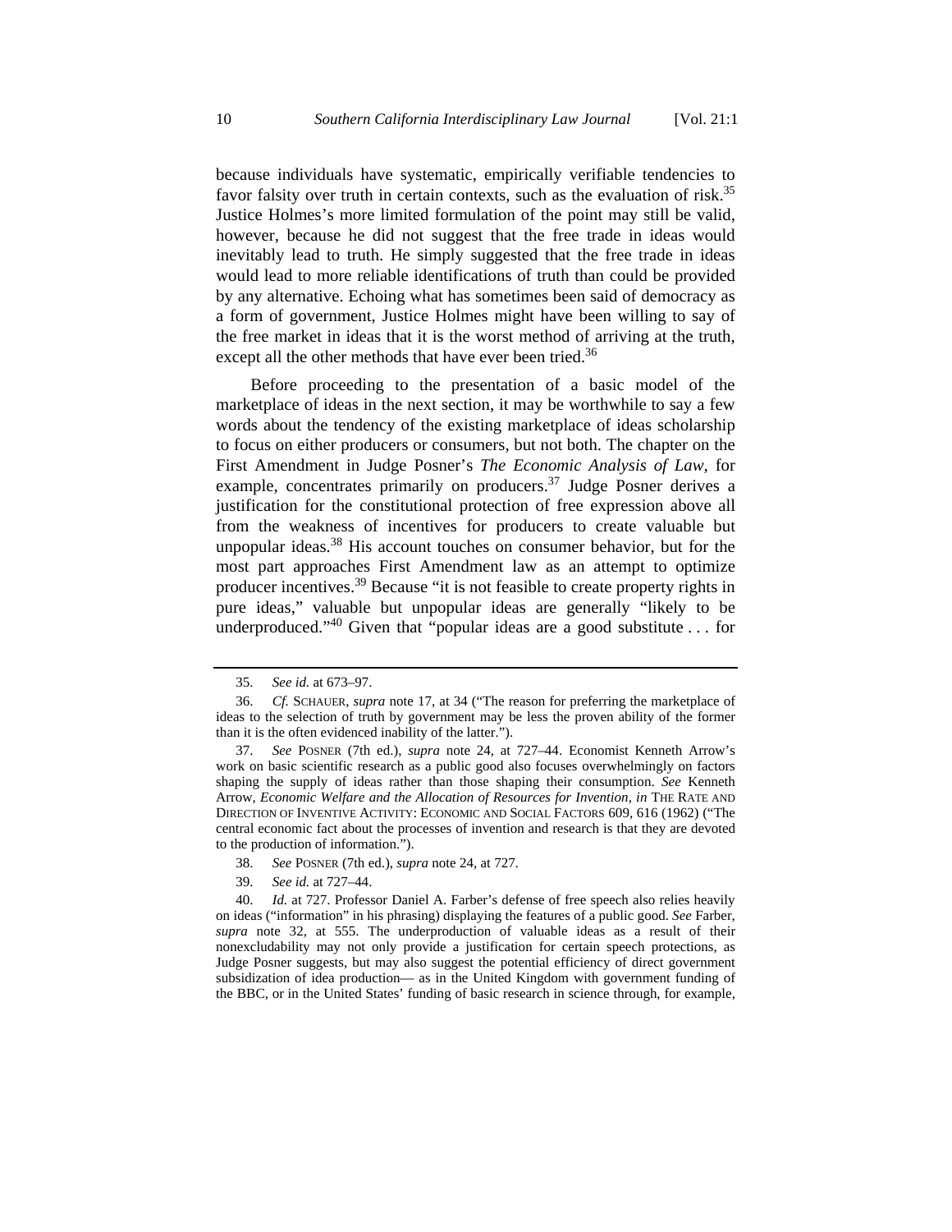because individuals have systematic, empirically verifiable tendencies to favor falsity over truth in certain contexts, such as the evaluation of risk.[35] Justice Holmes's more limited formulation of the point may still be valid, however, because he did not suggest that the free trade in ideas would inevitably lead to truth. He simply suggested that the free trade in ideas would lead to more reliable identifications of truth than could be provided by any alternative. Echoing what has sometimes been said of democracy as a form of government, Justice Holmes might have been willing to say of the free market in ideas that it is the worst method of arriving at the truth, except all the other methods that have ever been tried.[36]

Before proceeding to the presentation of a basic model of the marketplace of ideas in the next section, it may be worthwhile to say a few words about the tendency of the existing marketplace of ideas scholarship to focus on either producers or consumers, but not both. The chapter on the First Amendment in Judge Posner's *The Economic Analysis of Law*, for example, concentrates primarily on producers.[37] Judge Posner derives a justification for the constitutional protection of free expression above all from the weakness of incentives for producers to create valuable but unpopular ideas.[38] His account touches on consumer behavior, but for the most part approaches First Amendment law as an attempt to optimize producer incentives.[39] Because "it is not feasible to create property rights in pure ideas," valuable but unpopular ideas are generally "likely to be underproduced."[40] Given that "popular ideas are a good substitute . . . for

---

35. *See id.* at 673–97.

36. *Cf.* SCHAUER, *supra* note 17, at 34 ("The reason for preferring the marketplace of ideas to the selection of truth by government may be less the proven ability of the former than it is the often evidenced inability of the latter.").

37. *See* POSNER (7th ed.), *supra* note 24, at 727–44. Economist Kenneth Arrow's work on basic scientific research as a public good also focuses overwhelmingly on factors shaping the supply of ideas rather than those shaping their consumption. *See* Kenneth Arrow, *Economic Welfare and the Allocation of Resources for Invention*, *in* THE RATE AND DIRECTION OF INVENTIVE ACTIVITY: ECONOMIC AND SOCIAL FACTORS 609, 616 (1962) ("The central economic fact about the processes of invention and research is that they are devoted to the production of information.").

38. *See* POSNER (7th ed.), *supra* note 24, at 727.

39. *See id.* at 727–44.

40. *Id.* at 727. Professor Daniel A. Farber's defense of free speech also relies heavily on ideas ("information" in his phrasing) displaying the features of a public good. *See* Farber, *supra* note 32, at 555. The underproduction of valuable ideas as a result of their nonexcludability may not only provide a justification for certain speech protections, as Judge Posner suggests, but may also suggest the potential efficiency of direct government subsidization of idea production— as in the United Kingdom with government funding of the BBC, or in the United States' funding of basic research in science through, for example,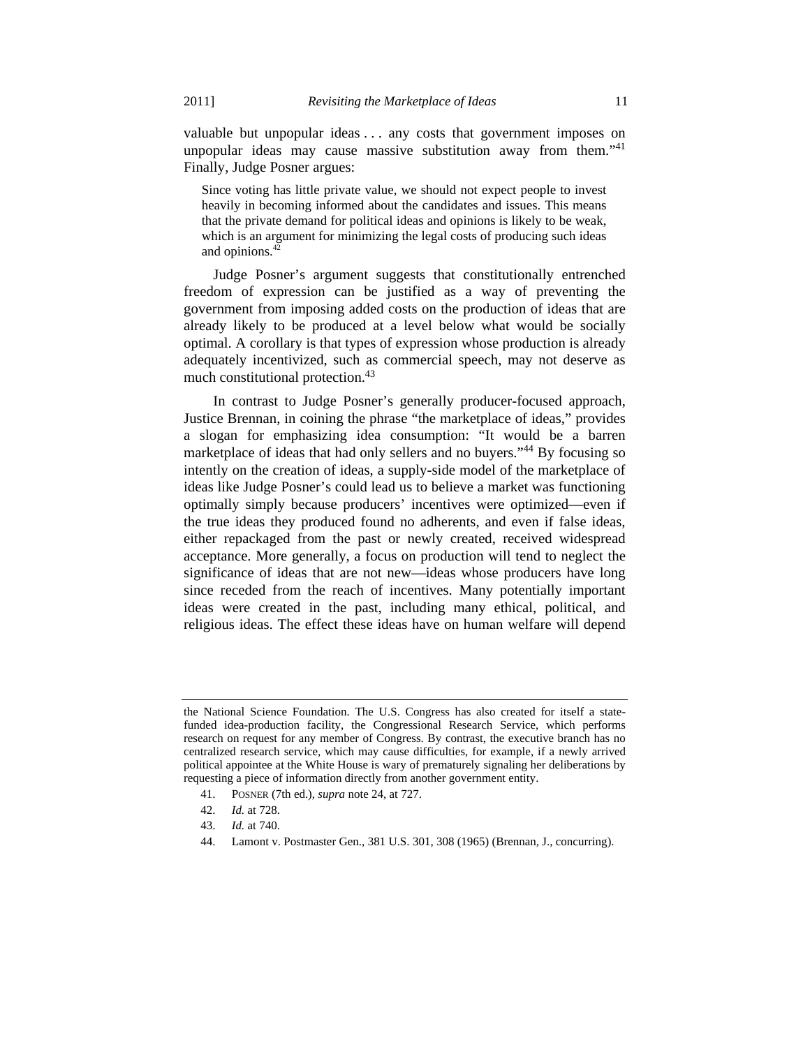valuable but unpopular ideas . . . any costs that government imposes on unpopular ideas may cause massive substitution away from them."[41] Finally, Judge Posner argues:

> Since voting has little private value, we should not expect people to invest heavily in becoming informed about the candidates and issues. This means that the private demand for political ideas and opinions is likely to be weak, which is an argument for minimizing the legal costs of producing such ideas and opinions.[42]

Judge Posner's argument suggests that constitutionally entrenched freedom of expression can be justified as a way of preventing the government from imposing added costs on the production of ideas that are already likely to be produced at a level below what would be socially optimal. A corollary is that types of expression whose production is already adequately incentivized, such as commercial speech, may not deserve as much constitutional protection.[43]

In contrast to Judge Posner's generally producer-focused approach, Justice Brennan, in coining the phrase "the marketplace of ideas," provides a slogan for emphasizing idea consumption: "It would be a barren marketplace of ideas that had only sellers and no buyers."[44] By focusing so intently on the creation of ideas, a supply-side model of the marketplace of ideas like Judge Posner's could lead us to believe a market was functioning optimally simply because producers' incentives were optimized—even if the true ideas they produced found no adherents, and even if false ideas, either repackaged from the past or newly created, received widespread acceptance. More generally, a focus on production will tend to neglect the significance of ideas that are not new—ideas whose producers have long since receded from the reach of incentives. Many potentially important ideas were created in the past, including many ethical, political, and religious ideas. The effect these ideas have on human welfare will depend

---

the National Science Foundation. The U.S. Congress has also created for itself a state-funded idea-production facility, the Congressional Research Service, which performs research on request for any member of Congress. By contrast, the executive branch has no centralized research service, which may cause difficulties, for example, if a newly arrived political appointee at the White House is wary of prematurely signaling her deliberations by requesting a piece of information directly from another government entity.

41. POSNER (7th ed.), *supra* note 24, at 727.

42. *Id.* at 728.

43. *Id.* at 740.

44. Lamont v. Postmaster Gen., 381 U.S. 301, 308 (1965) (Brennan, J., concurring).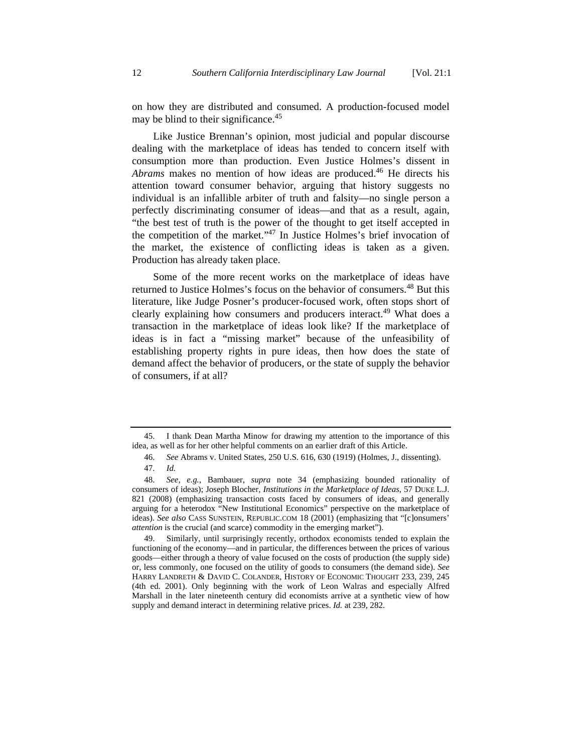on how they are distributed and consumed. A production-focused model may be blind to their significance.[45]

Like Justice Brennan's opinion, most judicial and popular discourse dealing with the marketplace of ideas has tended to concern itself with consumption more than production. Even Justice Holmes's dissent in *Abrams* makes no mention of how ideas are produced.[46] He directs his attention toward consumer behavior, arguing that history suggests no individual is an infallible arbiter of truth and falsity—no single person a perfectly discriminating consumer of ideas—and that as a result, again, "the best test of truth is the power of the thought to get itself accepted in the competition of the market."[47] In Justice Holmes's brief invocation of the market, the existence of conflicting ideas is taken as a given. Production has already taken place.

Some of the more recent works on the marketplace of ideas have returned to Justice Holmes's focus on the behavior of consumers.[48] But this literature, like Judge Posner's producer-focused work, often stops short of clearly explaining how consumers and producers interact.[49] What does a transaction in the marketplace of ideas look like? If the marketplace of ideas is in fact a "missing market" because of the unfeasibility of establishing property rights in pure ideas, then how does the state of demand affect the behavior of producers, or the state of supply the behavior of consumers, if at all?

---

45. I thank Dean Martha Minow for drawing my attention to the importance of this idea, as well as for her other helpful comments on an earlier draft of this Article.

46. *See* Abrams v. United States, 250 U.S. 616, 630 (1919) (Holmes, J., dissenting).

47. *Id.*

48. *See, e.g.*, Bambauer, *supra* note 34 (emphasizing bounded rationality of consumers of ideas); Joseph Blocher, *Institutions in the Marketplace of Ideas*, 57 DUKE L.J. 821 (2008) (emphasizing transaction costs faced by consumers of ideas, and generally arguing for a heterodox "New Institutional Economics" perspective on the marketplace of ideas). *See also* CASS SUNSTEIN, REPUBLIC.COM 18 (2001) (emphasizing that "[c]onsumers' *attention* is the crucial (and scarce) commodity in the emerging market").

49. Similarly, until surprisingly recently, orthodox economists tended to explain the functioning of the economy—and in particular, the differences between the prices of various goods—either through a theory of value focused on the costs of production (the supply side) or, less commonly, one focused on the utility of goods to consumers (the demand side). *See* HARRY LANDRETH & DAVID C. COLANDER, HISTORY OF ECONOMIC THOUGHT 233, 239, 245 (4th ed. 2001). Only beginning with the work of Leon Walras and especially Alfred Marshall in the later nineteenth century did economists arrive at a synthetic view of how supply and demand interact in determining relative prices. *Id.* at 239, 282.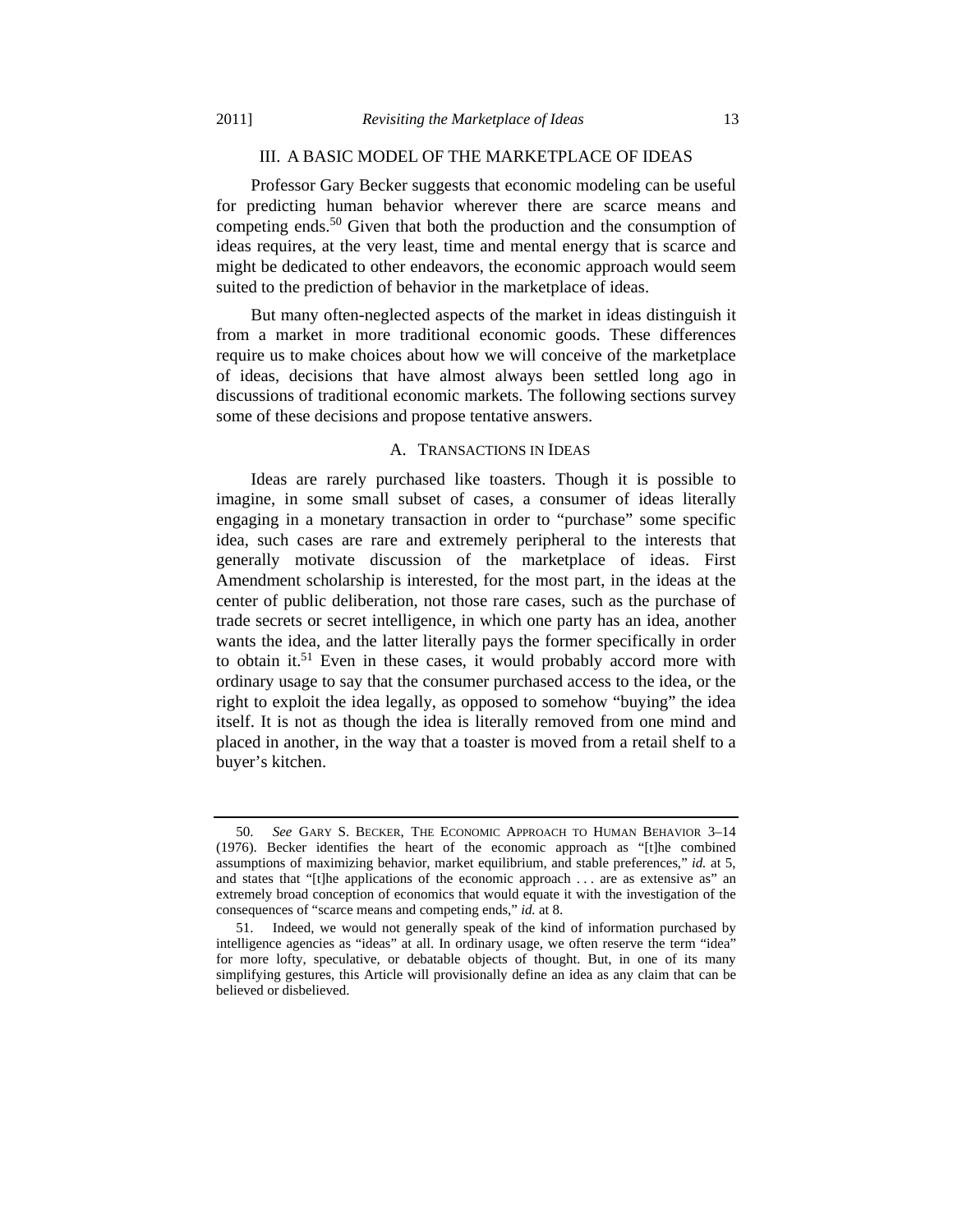## III. A BASIC MODEL OF THE MARKETPLACE OF IDEAS

Professor Gary Becker suggests that economic modeling can be useful for predicting human behavior wherever there are scarce means and competing ends.[50] Given that both the production and the consumption of ideas requires, at the very least, time and mental energy that is scarce and might be dedicated to other endeavors, the economic approach would seem suited to the prediction of behavior in the marketplace of ideas.

But many often-neglected aspects of the market in ideas distinguish it from a market in more traditional economic goods. These differences require us to make choices about how we will conceive of the marketplace of ideas, decisions that have almost always been settled long ago in discussions of traditional economic markets. The following sections survey some of these decisions and propose tentative answers.

### A. TRANSACTIONS IN IDEAS

Ideas are rarely purchased like toasters. Though it is possible to imagine, in some small subset of cases, a consumer of ideas literally engaging in a monetary transaction in order to "purchase" some specific idea, such cases are rare and extremely peripheral to the interests that generally motivate discussion of the marketplace of ideas. First Amendment scholarship is interested, for the most part, in the ideas at the center of public deliberation, not those rare cases, such as the purchase of trade secrets or secret intelligence, in which one party has an idea, another wants the idea, and the latter literally pays the former specifically in order to obtain it.[51] Even in these cases, it would probably accord more with ordinary usage to say that the consumer purchased access to the idea, or the right to exploit the idea legally, as opposed to somehow "buying" the idea itself. It is not as though the idea is literally removed from one mind and placed in another, in the way that a toaster is moved from a retail shelf to a buyer's kitchen.

---

50. *See* GARY S. BECKER, THE ECONOMIC APPROACH TO HUMAN BEHAVIOR 3–14 (1976). Becker identifies the heart of the economic approach as "[t]he combined assumptions of maximizing behavior, market equilibrium, and stable preferences," *id.* at 5, and states that "[t]he applications of the economic approach . . . are as extensive as" an extremely broad conception of economics that would equate it with the investigation of the consequences of "scarce means and competing ends," *id.* at 8.

51. Indeed, we would not generally speak of the kind of information purchased by intelligence agencies as "ideas" at all. In ordinary usage, we often reserve the term "idea" for more lofty, speculative, or debatable objects of thought. But, in one of its many simplifying gestures, this Article will provisionally define an idea as any claim that can be believed or disbelieved.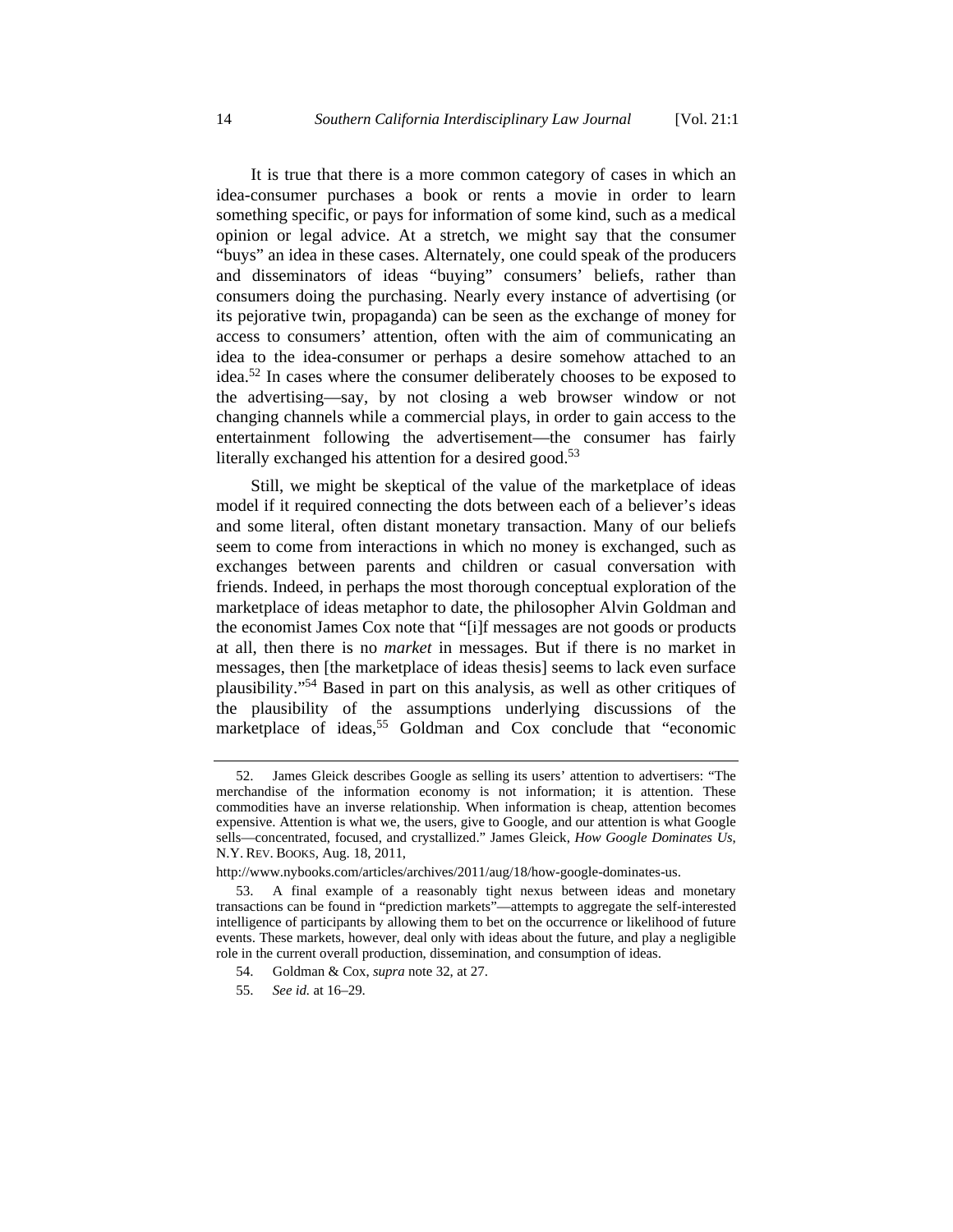It is true that there is a more common category of cases in which an idea-consumer purchases a book or rents a movie in order to learn something specific, or pays for information of some kind, such as a medical opinion or legal advice. At a stretch, we might say that the consumer "buys" an idea in these cases. Alternately, one could speak of the producers and disseminators of ideas "buying" consumers' beliefs, rather than consumers doing the purchasing. Nearly every instance of advertising (or its pejorative twin, propaganda) can be seen as the exchange of money for access to consumers' attention, often with the aim of communicating an idea to the idea-consumer or perhaps a desire somehow attached to an idea.[52] In cases where the consumer deliberately chooses to be exposed to the advertising—say, by not closing a web browser window or not changing channels while a commercial plays, in order to gain access to the entertainment following the advertisement—the consumer has fairly literally exchanged his attention for a desired good.[53]

Still, we might be skeptical of the value of the marketplace of ideas model if it required connecting the dots between each of a believer's ideas and some literal, often distant monetary transaction. Many of our beliefs seem to come from interactions in which no money is exchanged, such as exchanges between parents and children or casual conversation with friends. Indeed, in perhaps the most thorough conceptual exploration of the marketplace of ideas metaphor to date, the philosopher Alvin Goldman and the economist James Cox note that "[i]f messages are not goods or products at all, then there is no *market* in messages. But if there is no market in messages, then [the marketplace of ideas thesis] seems to lack even surface plausibility."[54] Based in part on this analysis, as well as other critiques of the plausibility of the assumptions underlying discussions of the marketplace of ideas,[55] Goldman and Cox conclude that "economic

---

52. James Gleick describes Google as selling its users' attention to advertisers: "The merchandise of the information economy is not information; it is attention. These commodities have an inverse relationship. When information is cheap, attention becomes expensive. Attention is what we, the users, give to Google, and our attention is what Google sells—concentrated, focused, and crystallized." James Gleick, *How Google Dominates Us*, N.Y. REV. BOOKS, Aug. 18, 2011,

http://www.nybooks.com/articles/archives/2011/aug/18/how-google-dominates-us.

53. A final example of a reasonably tight nexus between ideas and monetary transactions can be found in "prediction markets"—attempts to aggregate the self-interested intelligence of participants by allowing them to bet on the occurrence or likelihood of future events. These markets, however, deal only with ideas about the future, and play a negligible role in the current overall production, dissemination, and consumption of ideas.

54. Goldman & Cox, *supra* note 32, at 27.

55. *See id.* at 16–29.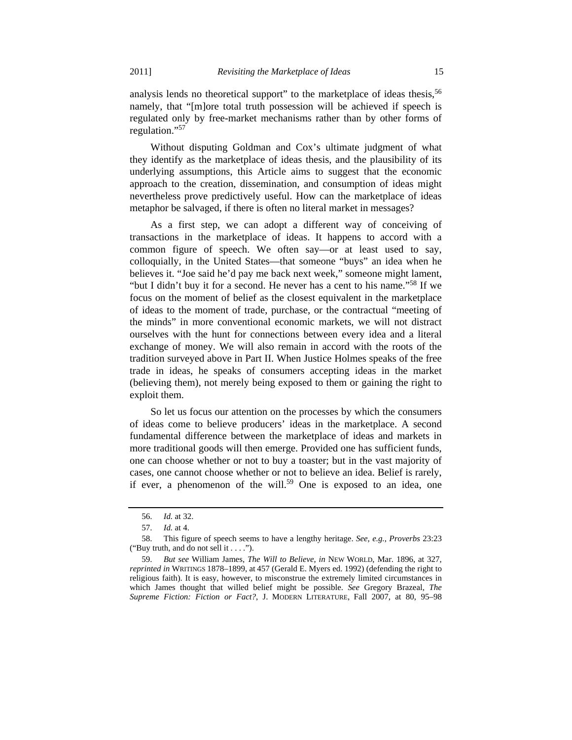analysis lends no theoretical support" to the marketplace of ideas thesis,[56] namely, that "[m]ore total truth possession will be achieved if speech is regulated only by free-market mechanisms rather than by other forms of regulation."[57]

Without disputing Goldman and Cox's ultimate judgment of what they identify as the marketplace of ideas thesis, and the plausibility of its underlying assumptions, this Article aims to suggest that the economic approach to the creation, dissemination, and consumption of ideas might nevertheless prove predictively useful. How can the marketplace of ideas metaphor be salvaged, if there is often no literal market in messages?

As a first step, we can adopt a different way of conceiving of transactions in the marketplace of ideas. It happens to accord with a common figure of speech. We often say—or at least used to say, colloquially, in the United States—that someone "buys" an idea when he believes it. "Joe said he'd pay me back next week," someone might lament, "but I didn't buy it for a second. He never has a cent to his name."[58] If we focus on the moment of belief as the closest equivalent in the marketplace of ideas to the moment of trade, purchase, or the contractual "meeting of the minds" in more conventional economic markets, we will not distract ourselves with the hunt for connections between every idea and a literal exchange of money. We will also remain in accord with the roots of the tradition surveyed above in Part II. When Justice Holmes speaks of the free trade in ideas, he speaks of consumers accepting ideas in the market (believing them), not merely being exposed to them or gaining the right to exploit them.

So let us focus our attention on the processes by which the consumers of ideas come to believe producers' ideas in the marketplace. A second fundamental difference between the marketplace of ideas and markets in more traditional goods will then emerge. Provided one has sufficient funds, one can choose whether or not to buy a toaster; but in the vast majority of cases, one cannot choose whether or not to believe an idea. Belief is rarely, if ever, a phenomenon of the will.[59] One is exposed to an idea, one

---

56. *Id.* at 32.

57. *Id.* at 4.

58. This figure of speech seems to have a lengthy heritage. *See, e.g.*, *Proverbs* 23:23 ("Buy truth, and do not sell it . . . .").

59. *But see* William James, *The Will to Believe*, *in* NEW WORLD, Mar. 1896, at 327, *reprinted in* WRITINGS 1878–1899, at 457 (Gerald E. Myers ed. 1992) (defending the right to religious faith). It is easy, however, to misconstrue the extremely limited circumstances in which James thought that willed belief might be possible. *See* Gregory Brazeal, *The Supreme Fiction: Fiction or Fact?*, J. MODERN LITERATURE, Fall 2007, at 80, 95–98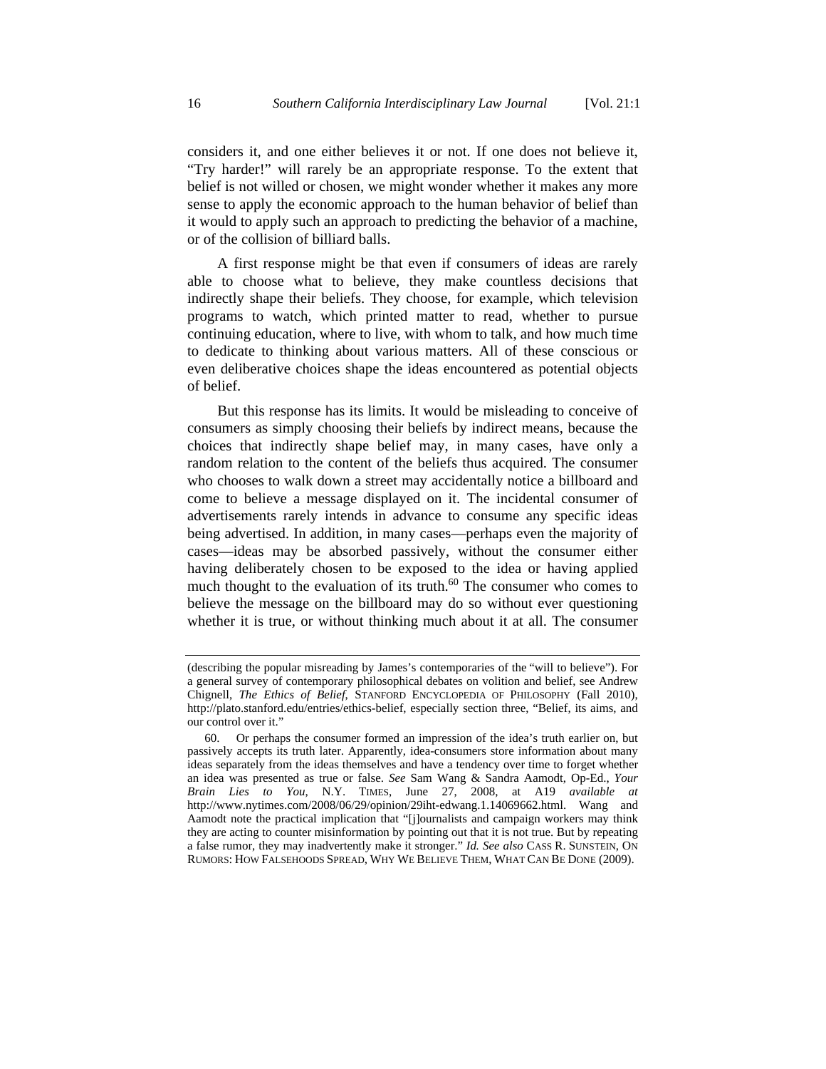considers it, and one either believes it or not. If one does not believe it, "Try harder!" will rarely be an appropriate response. To the extent that belief is not willed or chosen, we might wonder whether it makes any more sense to apply the economic approach to the human behavior of belief than it would to apply such an approach to predicting the behavior of a machine, or of the collision of billiard balls.

A first response might be that even if consumers of ideas are rarely able to choose what to believe, they make countless decisions that indirectly shape their beliefs. They choose, for example, which television programs to watch, which printed matter to read, whether to pursue continuing education, where to live, with whom to talk, and how much time to dedicate to thinking about various matters. All of these conscious or even deliberative choices shape the ideas encountered as potential objects of belief.

But this response has its limits. It would be misleading to conceive of consumers as simply choosing their beliefs by indirect means, because the choices that indirectly shape belief may, in many cases, have only a random relation to the content of the beliefs thus acquired. The consumer who chooses to walk down a street may accidentally notice a billboard and come to believe a message displayed on it. The incidental consumer of advertisements rarely intends in advance to consume any specific ideas being advertised. In addition, in many cases—perhaps even the majority of cases—ideas may be absorbed passively, without the consumer either having deliberately chosen to be exposed to the idea or having applied much thought to the evaluation of its truth.[60] The consumer who comes to believe the message on the billboard may do so without ever questioning whether it is true, or without thinking much about it at all. The consumer

---

(describing the popular misreading by James's contemporaries of the "will to believe"). For a general survey of contemporary philosophical debates on volition and belief, see Andrew Chignell, *The Ethics of Belief*, STANFORD ENCYCLOPEDIA OF PHILOSOPHY (Fall 2010), http://plato.stanford.edu/entries/ethics-belief, especially section three, "Belief, its aims, and our control over it."

60. Or perhaps the consumer formed an impression of the idea's truth earlier on, but passively accepts its truth later. Apparently, idea-consumers store information about many ideas separately from the ideas themselves and have a tendency over time to forget whether an idea was presented as true or false. *See* Sam Wang & Sandra Aamodt, Op-Ed., *Your Brain Lies to You*, N.Y. TIMES, June 27, 2008, at A19 *available at* http://www.nytimes.com/2008/06/29/opinion/29iht-edwang.1.14069662.html. Wang and Aamodt note the practical implication that "[j]ournalists and campaign workers may think they are acting to counter misinformation by pointing out that it is not true. But by repeating a false rumor, they may inadvertently make it stronger." *Id. See also* CASS R. SUNSTEIN, ON RUMORS: HOW FALSEHOODS SPREAD, WHY WE BELIEVE THEM, WHAT CAN BE DONE (2009).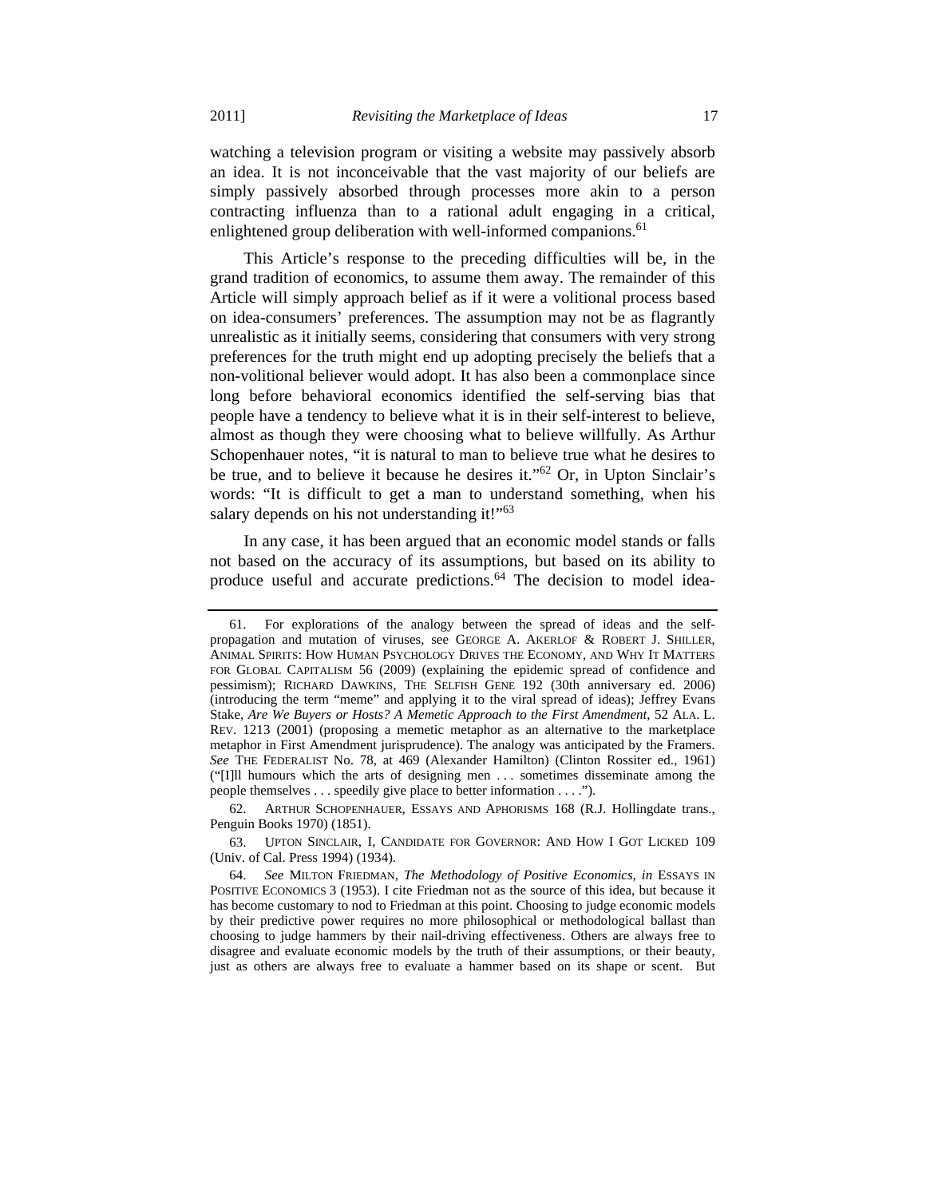watching a television program or visiting a website may passively absorb an idea. It is not inconceivable that the vast majority of our beliefs are simply passively absorbed through processes more akin to a person contracting influenza than to a rational adult engaging in a critical, enlightened group deliberation with well-informed companions.[61]

This Article's response to the preceding difficulties will be, in the grand tradition of economics, to assume them away. The remainder of this Article will simply approach belief as if it were a volitional process based on idea-consumers' preferences. The assumption may not be as flagrantly unrealistic as it initially seems, considering that consumers with very strong preferences for the truth might end up adopting precisely the beliefs that a non-volitional believer would adopt. It has also been a commonplace since long before behavioral economics identified the self-serving bias that people have a tendency to believe what it is in their self-interest to believe, almost as though they were choosing what to believe willfully. As Arthur Schopenhauer notes, "it is natural to man to believe true what he desires to be true, and to believe it because he desires it."[62] Or, in Upton Sinclair's words: "It is difficult to get a man to understand something, when his salary depends on his not understanding it!"[63]

In any case, it has been argued that an economic model stands or falls not based on the accuracy of its assumptions, but based on its ability to produce useful and accurate predictions.[64] The decision to model idea-

---

61. For explorations of the analogy between the spread of ideas and the self-propagation and mutation of viruses, see GEORGE A. AKERLOF & ROBERT J. SHILLER, ANIMAL SPIRITS: HOW HUMAN PSYCHOLOGY DRIVES THE ECONOMY, AND WHY IT MATTERS FOR GLOBAL CAPITALISM 56 (2009) (explaining the epidemic spread of confidence and pessimism); RICHARD DAWKINS, THE SELFISH GENE 192 (30th anniversary ed. 2006) (introducing the term "meme" and applying it to the viral spread of ideas); Jeffrey Evans Stake, *Are We Buyers or Hosts? A Memetic Approach to the First Amendment*, 52 ALA. L. REV. 1213 (2001) (proposing a memetic metaphor as an alternative to the marketplace metaphor in First Amendment jurisprudence). The analogy was anticipated by the Framers. *See* THE FEDERALIST No. 78, at 469 (Alexander Hamilton) (Clinton Rossiter ed., 1961) ("[I]ll humours which the arts of designing men . . . sometimes disseminate among the people themselves . . . speedily give place to better information . . . .").

62. ARTHUR SCHOPENHAUER, ESSAYS AND APHORISMS 168 (R.J. Hollingdate trans., Penguin Books 1970) (1851).

63. UPTON SINCLAIR, I, CANDIDATE FOR GOVERNOR: AND HOW I GOT LICKED 109 (Univ. of Cal. Press 1994) (1934).

64. *See* MILTON FRIEDMAN, *The Methodology of Positive Economics*, *in* ESSAYS IN POSITIVE ECONOMICS 3 (1953). I cite Friedman not as the source of this idea, but because it has become customary to nod to Friedman at this point. Choosing to judge economic models by their predictive power requires no more philosophical or methodological ballast than choosing to judge hammers by their nail-driving effectiveness. Others are always free to disagree and evaluate economic models by the truth of their assumptions, or their beauty, just as others are always free to evaluate a hammer based on its shape or scent. But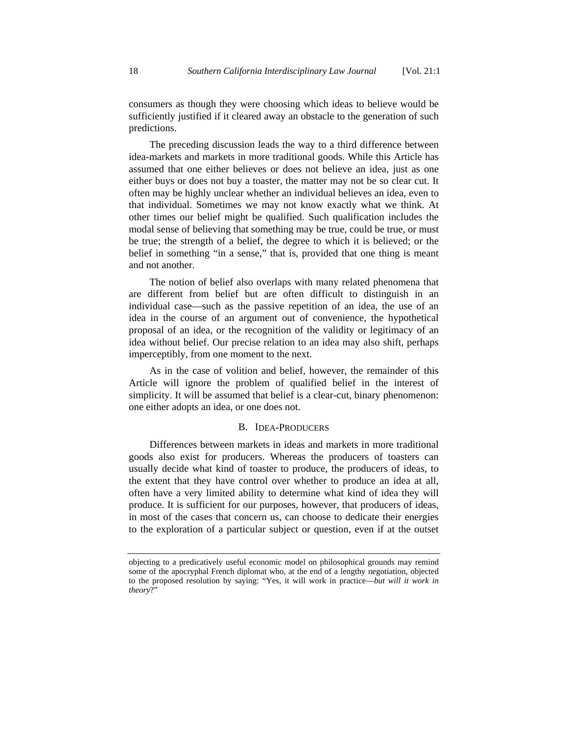consumers as though they were choosing which ideas to believe would be sufficiently justified if it cleared away an obstacle to the generation of such predictions.

The preceding discussion leads the way to a third difference between idea-markets and markets in more traditional goods. While this Article has assumed that one either believes or does not believe an idea, just as one either buys or does not buy a toaster, the matter may not be so clear cut. It often may be highly unclear whether an individual believes an idea, even to that individual. Sometimes we may not know exactly what we think. At other times our belief might be qualified. Such qualification includes the modal sense of believing that something may be true, could be true, or must be true; the strength of a belief, the degree to which it is believed; or the belief in something "in a sense," that is, provided that one thing is meant and not another.

The notion of belief also overlaps with many related phenomena that are different from belief but are often difficult to distinguish in an individual case—such as the passive repetition of an idea, the use of an idea in the course of an argument out of convenience, the hypothetical proposal of an idea, or the recognition of the validity or legitimacy of an idea without belief. Our precise relation to an idea may also shift, perhaps imperceptibly, from one moment to the next.

As in the case of volition and belief, however, the remainder of this Article will ignore the problem of qualified belief in the interest of simplicity. It will be assumed that belief is a clear-cut, binary phenomenon: one either adopts an idea, or one does not.

### B. Idea-Producers

Differences between markets in ideas and markets in more traditional goods also exist for producers. Whereas the producers of toasters can usually decide what kind of toaster to produce, the producers of ideas, to the extent that they have control over whether to produce an idea at all, often have a very limited ability to determine what kind of idea they will produce. It is sufficient for our purposes, however, that producers of ideas, in most of the cases that concern us, can choose to dedicate their energies to the exploration of a particular subject or question, even if at the outset

---

objecting to a predicatively useful economic model on philosophical grounds may remind some of the apocryphal French diplomat who, at the end of a lengthy negotiation, objected to the proposed resolution by saying: "Yes, it will work in practice—*but will it work in theory*?"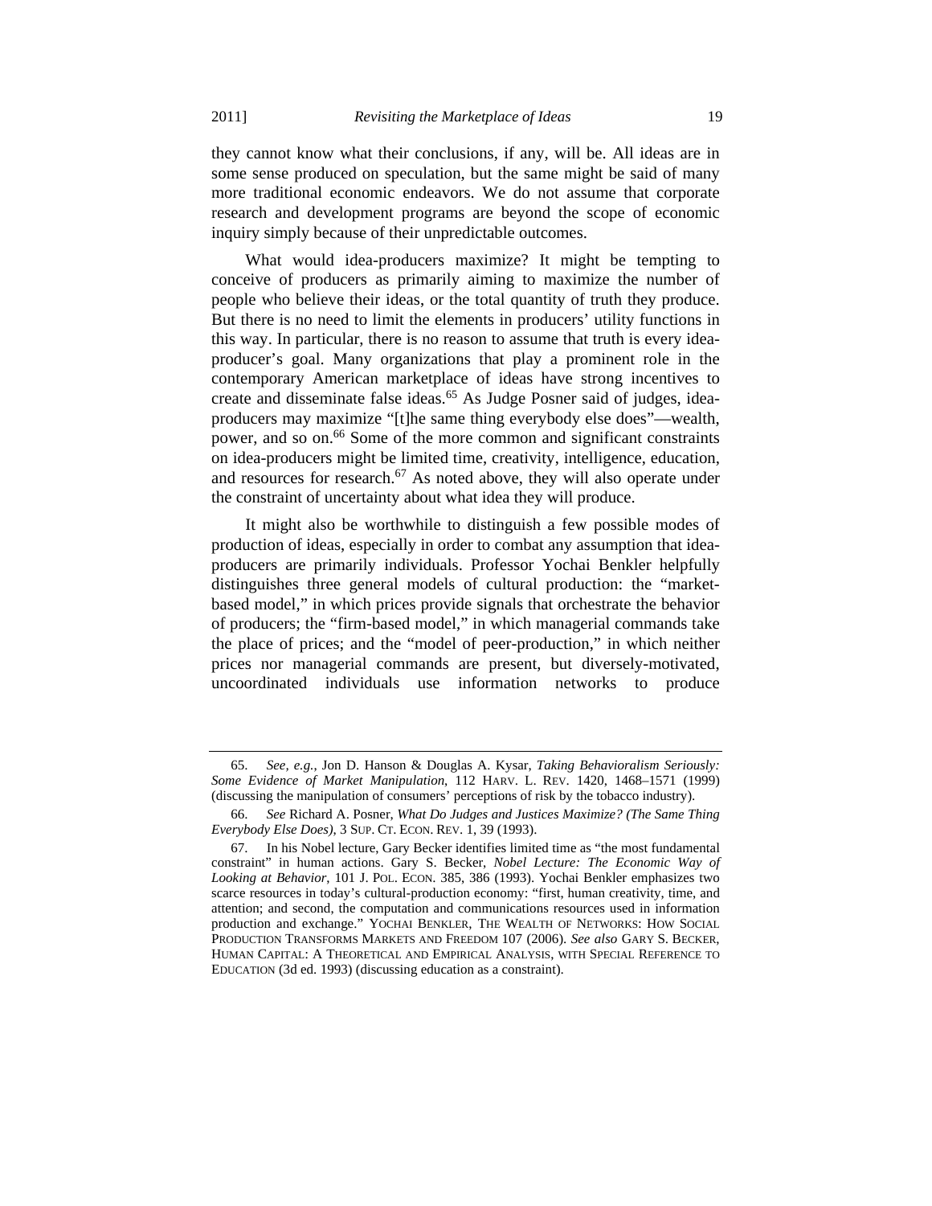they cannot know what their conclusions, if any, will be. All ideas are in some sense produced on speculation, but the same might be said of many more traditional economic endeavors. We do not assume that corporate research and development programs are beyond the scope of economic inquiry simply because of their unpredictable outcomes.

What would idea-producers maximize? It might be tempting to conceive of producers as primarily aiming to maximize the number of people who believe their ideas, or the total quantity of truth they produce. But there is no need to limit the elements in producers' utility functions in this way. In particular, there is no reason to assume that truth is every idea-producer's goal. Many organizations that play a prominent role in the contemporary American marketplace of ideas have strong incentives to create and disseminate false ideas.[65] As Judge Posner said of judges, idea-producers may maximize "[t]he same thing everybody else does"—wealth, power, and so on.[66] Some of the more common and significant constraints on idea-producers might be limited time, creativity, intelligence, education, and resources for research.[67] As noted above, they will also operate under the constraint of uncertainty about what idea they will produce.

It might also be worthwhile to distinguish a few possible modes of production of ideas, especially in order to combat any assumption that idea-producers are primarily individuals. Professor Yochai Benkler helpfully distinguishes three general models of cultural production: the "market-based model," in which prices provide signals that orchestrate the behavior of producers; the "firm-based model," in which managerial commands take the place of prices; and the "model of peer-production," in which neither prices nor managerial commands are present, but diversely-motivated, uncoordinated individuals use information networks to produce

---

65. *See, e.g.*, Jon D. Hanson & Douglas A. Kysar, *Taking Behavioralism Seriously: Some Evidence of Market Manipulation*, 112 HARV. L. REV. 1420, 1468–1571 (1999) (discussing the manipulation of consumers' perceptions of risk by the tobacco industry).

66. *See* Richard A. Posner, *What Do Judges and Justices Maximize? (The Same Thing Everybody Else Does)*, 3 SUP. CT. ECON. REV. 1, 39 (1993).

67. In his Nobel lecture, Gary Becker identifies limited time as "the most fundamental constraint" in human actions. Gary S. Becker, *Nobel Lecture: The Economic Way of Looking at Behavior*, 101 J. POL. ECON. 385, 386 (1993). Yochai Benkler emphasizes two scarce resources in today's cultural-production economy: "first, human creativity, time, and attention; and second, the computation and communications resources used in information production and exchange." YOCHAI BENKLER, THE WEALTH OF NETWORKS: HOW SOCIAL PRODUCTION TRANSFORMS MARKETS AND FREEDOM 107 (2006). *See also* GARY S. BECKER, HUMAN CAPITAL: A THEORETICAL AND EMPIRICAL ANALYSIS, WITH SPECIAL REFERENCE TO EDUCATION (3d ed. 1993) (discussing education as a constraint).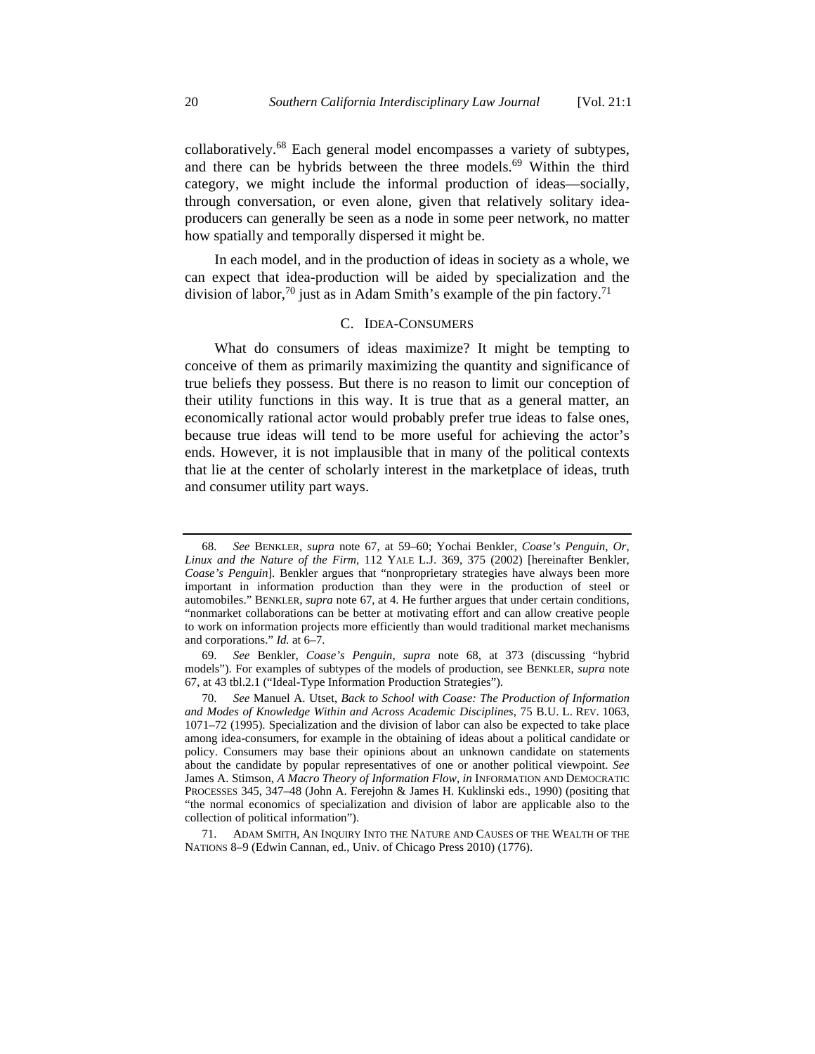collaboratively.[68] Each general model encompasses a variety of subtypes, and there can be hybrids between the three models.[69] Within the third category, we might include the informal production of ideas—socially, through conversation, or even alone, given that relatively solitary idea-producers can generally be seen as a node in some peer network, no matter how spatially and temporally dispersed it might be.

In each model, and in the production of ideas in society as a whole, we can expect that idea-production will be aided by specialization and the division of labor,[70] just as in Adam Smith's example of the pin factory.[71]

### C. IDEA-CONSUMERS

What do consumers of ideas maximize? It might be tempting to conceive of them as primarily maximizing the quantity and significance of true beliefs they possess. But there is no reason to limit our conception of their utility functions in this way. It is true that as a general matter, an economically rational actor would probably prefer true ideas to false ones, because true ideas will tend to be more useful for achieving the actor's ends. However, it is not implausible that in many of the political contexts that lie at the center of scholarly interest in the marketplace of ideas, truth and consumer utility part ways.

---

68. *See* BENKLER, *supra* note 67, at 59–60; Yochai Benkler, *Coase's Penguin, Or, Linux and the Nature of the Firm*, 112 YALE L.J. 369, 375 (2002) [hereinafter Benkler, *Coase's Penguin*]. Benkler argues that "nonproprietary strategies have always been more important in information production than they were in the production of steel or automobiles." BENKLER, *supra* note 67, at 4. He further argues that under certain conditions, "nonmarket collaborations can be better at motivating effort and can allow creative people to work on information projects more efficiently than would traditional market mechanisms and corporations." *Id.* at 6–7.

69. *See* Benkler, *Coase's Penguin*, *supra* note 68, at 373 (discussing "hybrid models"). For examples of subtypes of the models of production, see BENKLER, *supra* note 67, at 43 tbl.2.1 ("Ideal-Type Information Production Strategies").

70. *See* Manuel A. Utset, *Back to School with Coase: The Production of Information and Modes of Knowledge Within and Across Academic Disciplines*, 75 B.U. L. REV. 1063, 1071–72 (1995). Specialization and the division of labor can also be expected to take place among idea-consumers, for example in the obtaining of ideas about a political candidate or policy. Consumers may base their opinions about an unknown candidate on statements about the candidate by popular representatives of one or another political viewpoint. *See* James A. Stimson, *A Macro Theory of Information Flow*, *in* INFORMATION AND DEMOCRATIC PROCESSES 345, 347–48 (John A. Ferejohn & James H. Kuklinski eds., 1990) (positing that "the normal economics of specialization and division of labor are applicable also to the collection of political information").

71. ADAM SMITH, AN INQUIRY INTO THE NATURE AND CAUSES OF THE WEALTH OF THE NATIONS 8–9 (Edwin Cannan, ed., Univ. of Chicago Press 2010) (1776).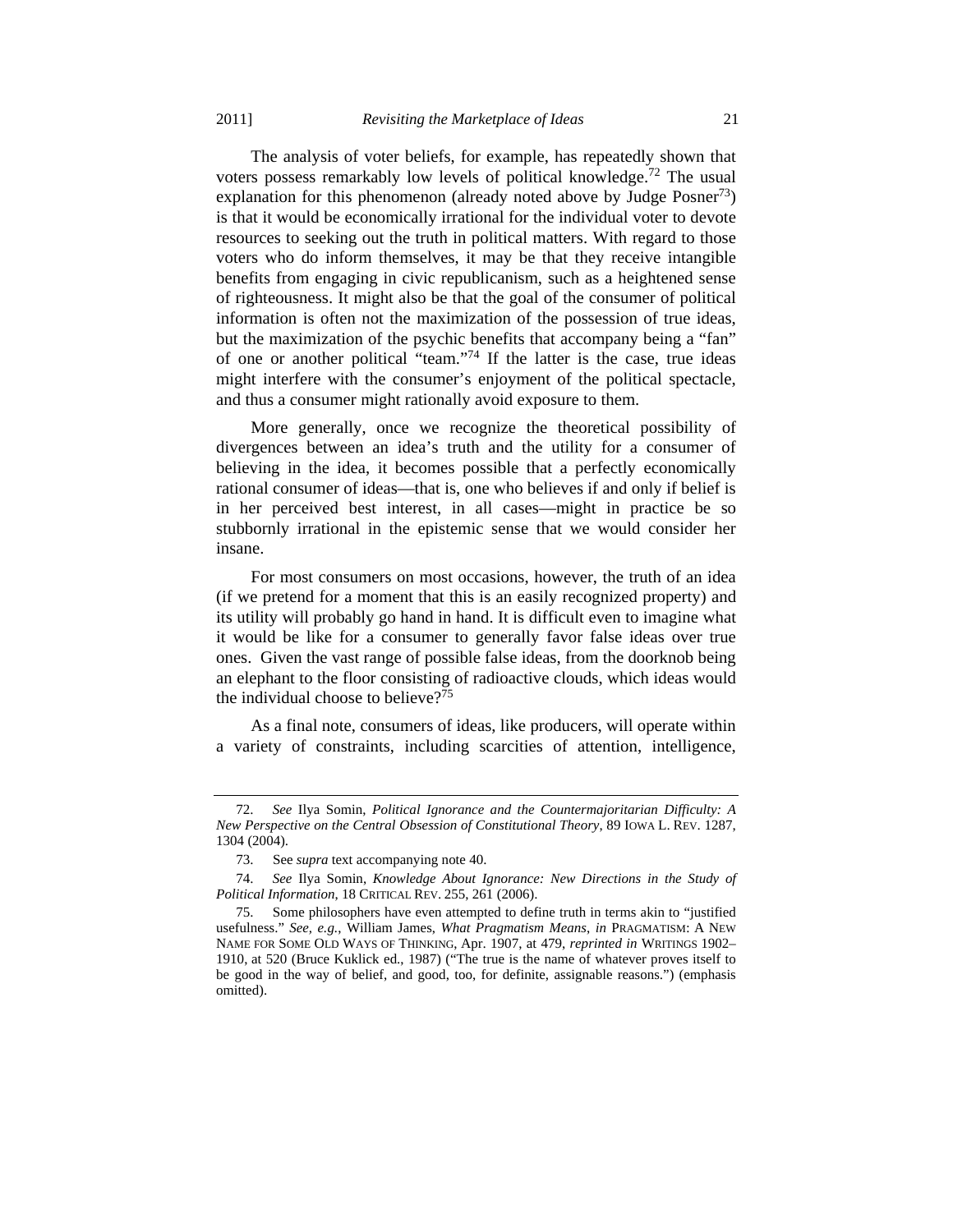The analysis of voter beliefs, for example, has repeatedly shown that voters possess remarkably low levels of political knowledge.[72] The usual explanation for this phenomenon (already noted above by Judge Posner[73]) is that it would be economically irrational for the individual voter to devote resources to seeking out the truth in political matters. With regard to those voters who do inform themselves, it may be that they receive intangible benefits from engaging in civic republicanism, such as a heightened sense of righteousness. It might also be that the goal of the consumer of political information is often not the maximization of the possession of true ideas, but the maximization of the psychic benefits that accompany being a "fan" of one or another political "team."[74] If the latter is the case, true ideas might interfere with the consumer's enjoyment of the political spectacle, and thus a consumer might rationally avoid exposure to them.

More generally, once we recognize the theoretical possibility of divergences between an idea's truth and the utility for a consumer of believing in the idea, it becomes possible that a perfectly economically rational consumer of ideas—that is, one who believes if and only if belief is in her perceived best interest, in all cases—might in practice be so stubbornly irrational in the epistemic sense that we would consider her insane.

For most consumers on most occasions, however, the truth of an idea (if we pretend for a moment that this is an easily recognized property) and its utility will probably go hand in hand. It is difficult even to imagine what it would be like for a consumer to generally favor false ideas over true ones. Given the vast range of possible false ideas, from the doorknob being an elephant to the floor consisting of radioactive clouds, which ideas would the individual choose to believe?[75]

As a final note, consumers of ideas, like producers, will operate within a variety of constraints, including scarcities of attention, intelligence,

---

72. *See* Ilya Somin, *Political Ignorance and the Countermajoritarian Difficulty: A New Perspective on the Central Obsession of Constitutional Theory*, 89 IOWA L. REV. 1287, 1304 (2004).

73. See *supra* text accompanying note 40.

74. *See* Ilya Somin, *Knowledge About Ignorance: New Directions in the Study of Political Information*, 18 CRITICAL REV. 255, 261 (2006).

75. Some philosophers have even attempted to define truth in terms akin to "justified usefulness." *See, e.g.*, William James, *What Pragmatism Means*, *in* PRAGMATISM: A NEW NAME FOR SOME OLD WAYS OF THINKING, Apr. 1907, at 479, *reprinted in* WRITINGS 1902–1910, at 520 (Bruce Kuklick ed., 1987) ("The true is the name of whatever proves itself to be good in the way of belief, and good, too, for definite, assignable reasons.") (emphasis omitted).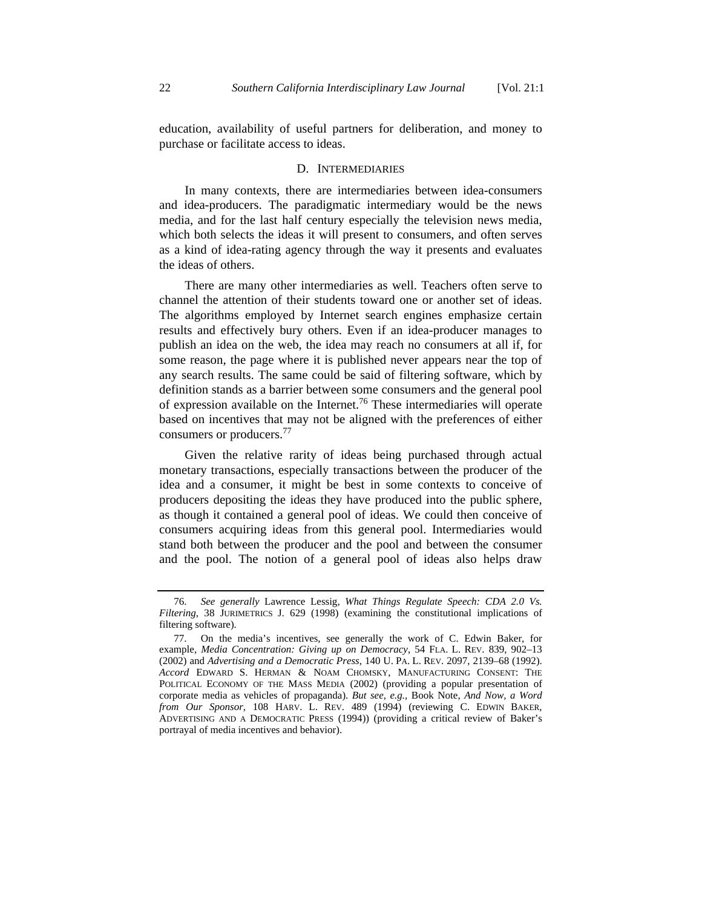education, availability of useful partners for deliberation, and money to purchase or facilitate access to ideas.

### D. INTERMEDIARIES

In many contexts, there are intermediaries between idea-consumers and idea-producers. The paradigmatic intermediary would be the news media, and for the last half century especially the television news media, which both selects the ideas it will present to consumers, and often serves as a kind of idea-rating agency through the way it presents and evaluates the ideas of others.

There are many other intermediaries as well. Teachers often serve to channel the attention of their students toward one or another set of ideas. The algorithms employed by Internet search engines emphasize certain results and effectively bury others. Even if an idea-producer manages to publish an idea on the web, the idea may reach no consumers at all if, for some reason, the page where it is published never appears near the top of any search results. The same could be said of filtering software, which by definition stands as a barrier between some consumers and the general pool of expression available on the Internet.[76] These intermediaries will operate based on incentives that may not be aligned with the preferences of either consumers or producers.[77]

Given the relative rarity of ideas being purchased through actual monetary transactions, especially transactions between the producer of the idea and a consumer, it might be best in some contexts to conceive of producers depositing the ideas they have produced into the public sphere, as though it contained a general pool of ideas. We could then conceive of consumers acquiring ideas from this general pool. Intermediaries would stand both between the producer and the pool and between the consumer and the pool. The notion of a general pool of ideas also helps draw

---

76. *See generally* Lawrence Lessig, *What Things Regulate Speech: CDA 2.0 Vs. Filtering*, 38 JURIMETRICS J. 629 (1998) (examining the constitutional implications of filtering software).

77. On the media's incentives, see generally the work of C. Edwin Baker, for example, *Media Concentration: Giving up on Democracy*, 54 FLA. L. REV. 839, 902–13 (2002) and *Advertising and a Democratic Press*, 140 U. PA. L. REV. 2097, 2139–68 (1992). *Accord* EDWARD S. HERMAN & NOAM CHOMSKY, MANUFACTURING CONSENT: THE POLITICAL ECONOMY OF THE MASS MEDIA (2002) (providing a popular presentation of corporate media as vehicles of propaganda). *But see, e.g.*, Book Note, *And Now, a Word from Our Sponsor*, 108 HARV. L. REV. 489 (1994) (reviewing C. EDWIN BAKER, ADVERTISING AND A DEMOCRATIC PRESS (1994)) (providing a critical review of Baker's portrayal of media incentives and behavior).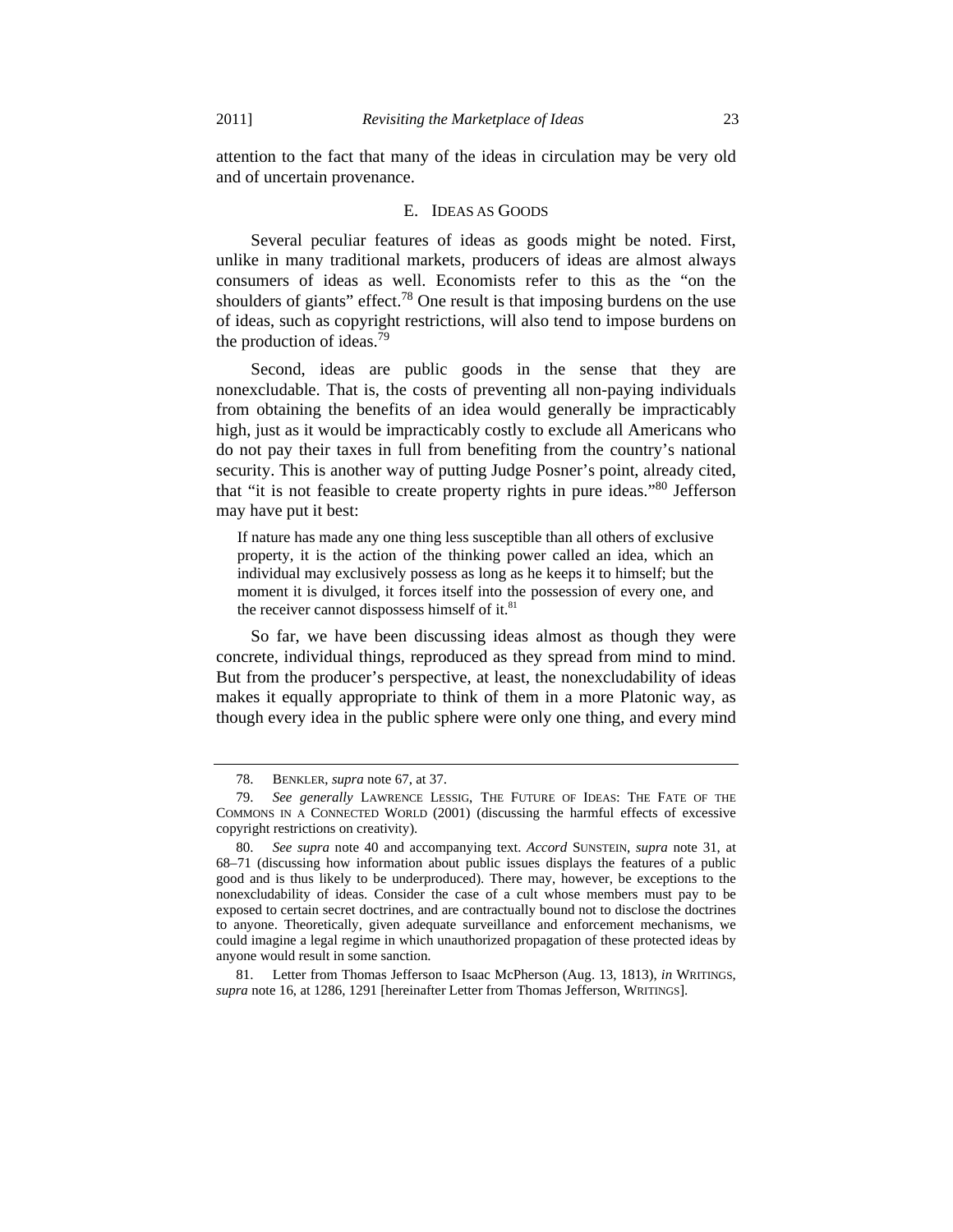attention to the fact that many of the ideas in circulation may be very old and of uncertain provenance.

### E. IDEAS AS GOODS

Several peculiar features of ideas as goods might be noted. First, unlike in many traditional markets, producers of ideas are almost always consumers of ideas as well. Economists refer to this as the "on the shoulders of giants" effect.[78] One result is that imposing burdens on the use of ideas, such as copyright restrictions, will also tend to impose burdens on the production of ideas.[79]

Second, ideas are public goods in the sense that they are nonexcludable. That is, the costs of preventing all non-paying individuals from obtaining the benefits of an idea would generally be impracticably high, just as it would be impracticably costly to exclude all Americans who do not pay their taxes in full from benefiting from the country's national security. This is another way of putting Judge Posner's point, already cited, that "it is not feasible to create property rights in pure ideas."[80] Jefferson may have put it best:

> If nature has made any one thing less susceptible than all others of exclusive property, it is the action of the thinking power called an idea, which an individual may exclusively possess as long as he keeps it to himself; but the moment it is divulged, it forces itself into the possession of every one, and the receiver cannot dispossess himself of it.[81]

So far, we have been discussing ideas almost as though they were concrete, individual things, reproduced as they spread from mind to mind. But from the producer's perspective, at least, the nonexcludability of ideas makes it equally appropriate to think of them in a more Platonic way, as though every idea in the public sphere were only one thing, and every mind

---

78. BENKLER, *supra* note 67, at 37.

79. *See generally* LAWRENCE LESSIG, THE FUTURE OF IDEAS: THE FATE OF THE COMMONS IN A CONNECTED WORLD (2001) (discussing the harmful effects of excessive copyright restrictions on creativity).

80. *See supra* note 40 and accompanying text. *Accord* SUNSTEIN, *supra* note 31, at 68–71 (discussing how information about public issues displays the features of a public good and is thus likely to be underproduced). There may, however, be exceptions to the nonexcludability of ideas. Consider the case of a cult whose members must pay to be exposed to certain secret doctrines, and are contractually bound not to disclose the doctrines to anyone. Theoretically, given adequate surveillance and enforcement mechanisms, we could imagine a legal regime in which unauthorized propagation of these protected ideas by anyone would result in some sanction.

81. Letter from Thomas Jefferson to Isaac McPherson (Aug. 13, 1813), *in* WRITINGS, *supra* note 16, at 1286, 1291 [hereinafter Letter from Thomas Jefferson, WRITINGS].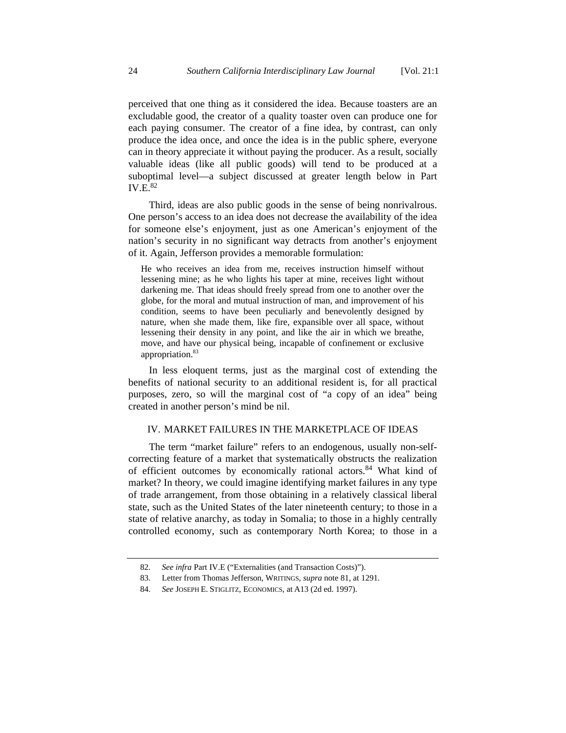perceived that one thing as it considered the idea. Because toasters are an excludable good, the creator of a quality toaster oven can produce one for each paying consumer. The creator of a fine idea, by contrast, can only produce the idea once, and once the idea is in the public sphere, everyone can in theory appreciate it without paying the producer. As a result, socially valuable ideas (like all public goods) will tend to be produced at a suboptimal level—a subject discussed at greater length below in Part IV.E.[82]

Third, ideas are also public goods in the sense of being nonrivalrous. One person's access to an idea does not decrease the availability of the idea for someone else's enjoyment, just as one American's enjoyment of the nation's security in no significant way detracts from another's enjoyment of it. Again, Jefferson provides a memorable formulation:

> He who receives an idea from me, receives instruction himself without lessening mine; as he who lights his taper at mine, receives light without darkening me. That ideas should freely spread from one to another over the globe, for the moral and mutual instruction of man, and improvement of his condition, seems to have been peculiarly and benevolently designed by nature, when she made them, like fire, expansible over all space, without lessening their density in any point, and like the air in which we breathe, move, and have our physical being, incapable of confinement or exclusive appropriation.[83]

In less eloquent terms, just as the marginal cost of extending the benefits of national security to an additional resident is, for all practical purposes, zero, so will the marginal cost of "a copy of an idea" being created in another person's mind be nil.

## IV. MARKET FAILURES IN THE MARKETPLACE OF IDEAS

The term "market failure" refers to an endogenous, usually non-self-correcting feature of a market that systematically obstructs the realization of efficient outcomes by economically rational actors.[84] What kind of market? In theory, we could imagine identifying market failures in any type of trade arrangement, from those obtaining in a relatively classical liberal state, such as the United States of the later nineteenth century; to those in a state of relative anarchy, as today in Somalia; to those in a highly centrally controlled economy, such as contemporary North Korea; to those in a

---

82. *See infra* Part IV.E ("Externalities (and Transaction Costs)").

83. Letter from Thomas Jefferson, WRITINGS, *supra* note 81, at 1291.

84. *See* JOSEPH E. STIGLITZ, ECONOMICS, at A13 (2d ed. 1997).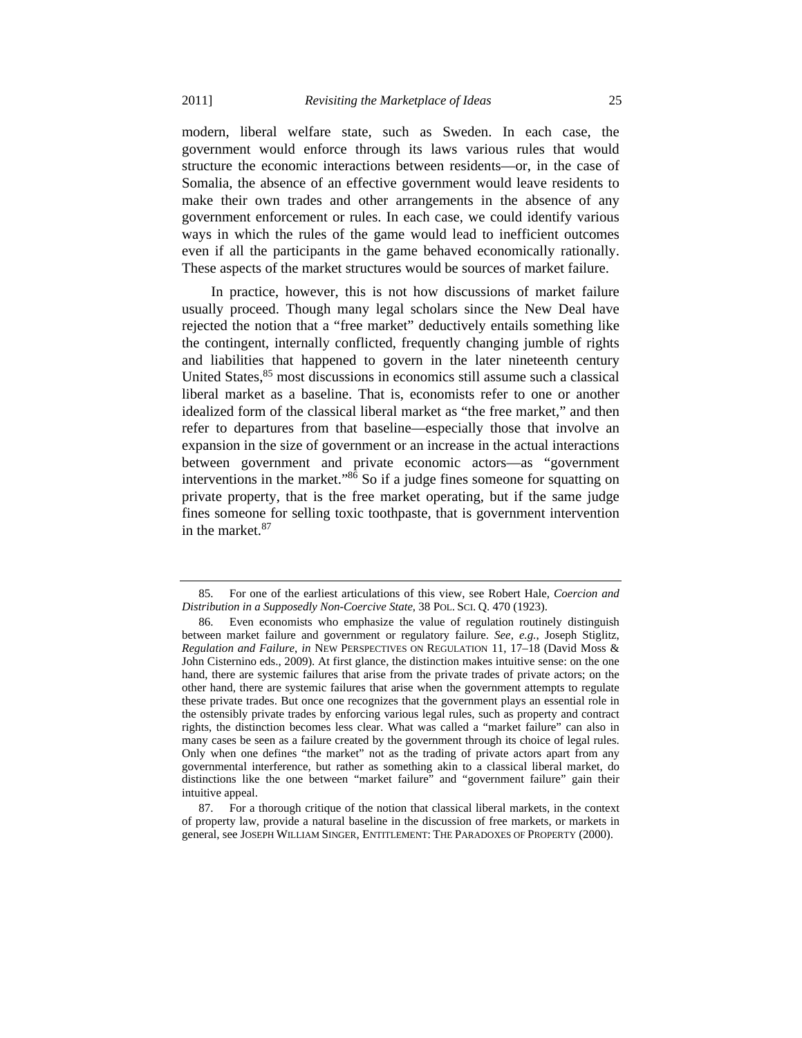modern, liberal welfare state, such as Sweden. In each case, the government would enforce through its laws various rules that would structure the economic interactions between residents—or, in the case of Somalia, the absence of an effective government would leave residents to make their own trades and other arrangements in the absence of any government enforcement or rules. In each case, we could identify various ways in which the rules of the game would lead to inefficient outcomes even if all the participants in the game behaved economically rationally. These aspects of the market structures would be sources of market failure.

In practice, however, this is not how discussions of market failure usually proceed. Though many legal scholars since the New Deal have rejected the notion that a "free market" deductively entails something like the contingent, internally conflicted, frequently changing jumble of rights and liabilities that happened to govern in the later nineteenth century United States,[85] most discussions in economics still assume such a classical liberal market as a baseline. That is, economists refer to one or another idealized form of the classical liberal market as "the free market," and then refer to departures from that baseline—especially those that involve an expansion in the size of government or an increase in the actual interactions between government and private economic actors—as "government interventions in the market."[86] So if a judge fines someone for squatting on private property, that is the free market operating, but if the same judge fines someone for selling toxic toothpaste, that is government intervention in the market.[87]

---

85. For one of the earliest articulations of this view, see Robert Hale, *Coercion and Distribution in a Supposedly Non-Coercive State*, 38 POL. SCI. Q. 470 (1923).

86. Even economists who emphasize the value of regulation routinely distinguish between market failure and government or regulatory failure. *See, e.g.*, Joseph Stiglitz, *Regulation and Failure*, *in* NEW PERSPECTIVES ON REGULATION 11, 17–18 (David Moss & John Cisternino eds., 2009). At first glance, the distinction makes intuitive sense: on the one hand, there are systemic failures that arise from the private trades of private actors; on the other hand, there are systemic failures that arise when the government attempts to regulate these private trades. But once one recognizes that the government plays an essential role in the ostensibly private trades by enforcing various legal rules, such as property and contract rights, the distinction becomes less clear. What was called a "market failure" can also in many cases be seen as a failure created by the government through its choice of legal rules. Only when one defines "the market" not as the trading of private actors apart from any governmental interference, but rather as something akin to a classical liberal market, do distinctions like the one between "market failure" and "government failure" gain their intuitive appeal.

87. For a thorough critique of the notion that classical liberal markets, in the context of property law, provide a natural baseline in the discussion of free markets, or markets in general, see JOSEPH WILLIAM SINGER, ENTITLEMENT: THE PARADOXES OF PROPERTY (2000).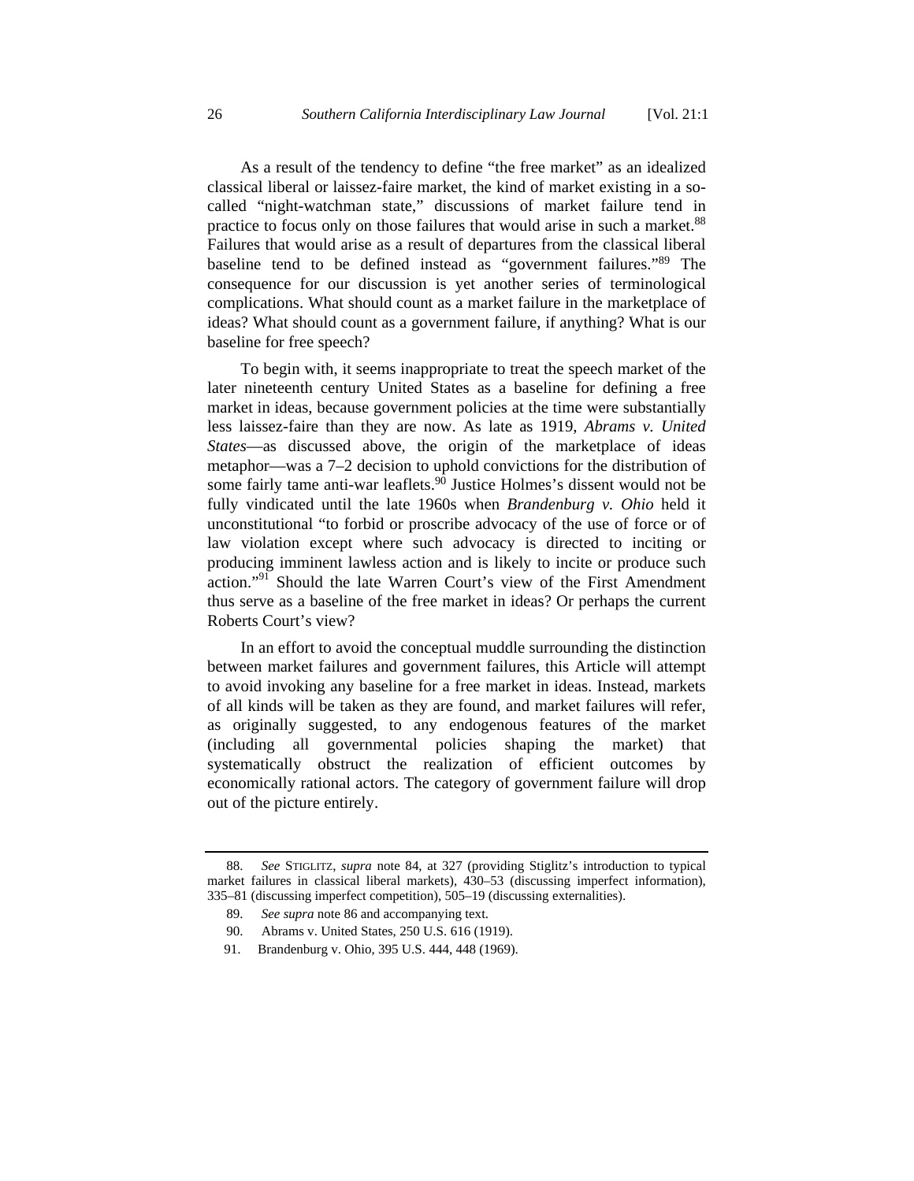As a result of the tendency to define "the free market" as an idealized classical liberal or laissez-faire market, the kind of market existing in a so-called "night-watchman state," discussions of market failure tend in practice to focus only on those failures that would arise in such a market.[88] Failures that would arise as a result of departures from the classical liberal baseline tend to be defined instead as "government failures."[89] The consequence for our discussion is yet another series of terminological complications. What should count as a market failure in the marketplace of ideas? What should count as a government failure, if anything? What is our baseline for free speech?

To begin with, it seems inappropriate to treat the speech market of the later nineteenth century United States as a baseline for defining a free market in ideas, because government policies at the time were substantially less laissez-faire than they are now. As late as 1919, *Abrams v. United States*—as discussed above, the origin of the marketplace of ideas metaphor—was a 7–2 decision to uphold convictions for the distribution of some fairly tame anti-war leaflets.[90] Justice Holmes's dissent would not be fully vindicated until the late 1960s when *Brandenburg v. Ohio* held it unconstitutional "to forbid or proscribe advocacy of the use of force or of law violation except where such advocacy is directed to inciting or producing imminent lawless action and is likely to incite or produce such action."[91] Should the late Warren Court's view of the First Amendment thus serve as a baseline of the free market in ideas? Or perhaps the current Roberts Court's view?

In an effort to avoid the conceptual muddle surrounding the distinction between market failures and government failures, this Article will attempt to avoid invoking any baseline for a free market in ideas. Instead, markets of all kinds will be taken as they are found, and market failures will refer, as originally suggested, to any endogenous features of the market (including all governmental policies shaping the market) that systematically obstruct the realization of efficient outcomes by economically rational actors. The category of government failure will drop out of the picture entirely.

---

88. *See* STIGLITZ, *supra* note 84, at 327 (providing Stiglitz's introduction to typical market failures in classical liberal markets), 430–53 (discussing imperfect information), 335–81 (discussing imperfect competition), 505–19 (discussing externalities).

89. *See supra* note 86 and accompanying text.

90. Abrams v. United States, 250 U.S. 616 (1919).

91. Brandenburg v. Ohio, 395 U.S. 444, 448 (1969).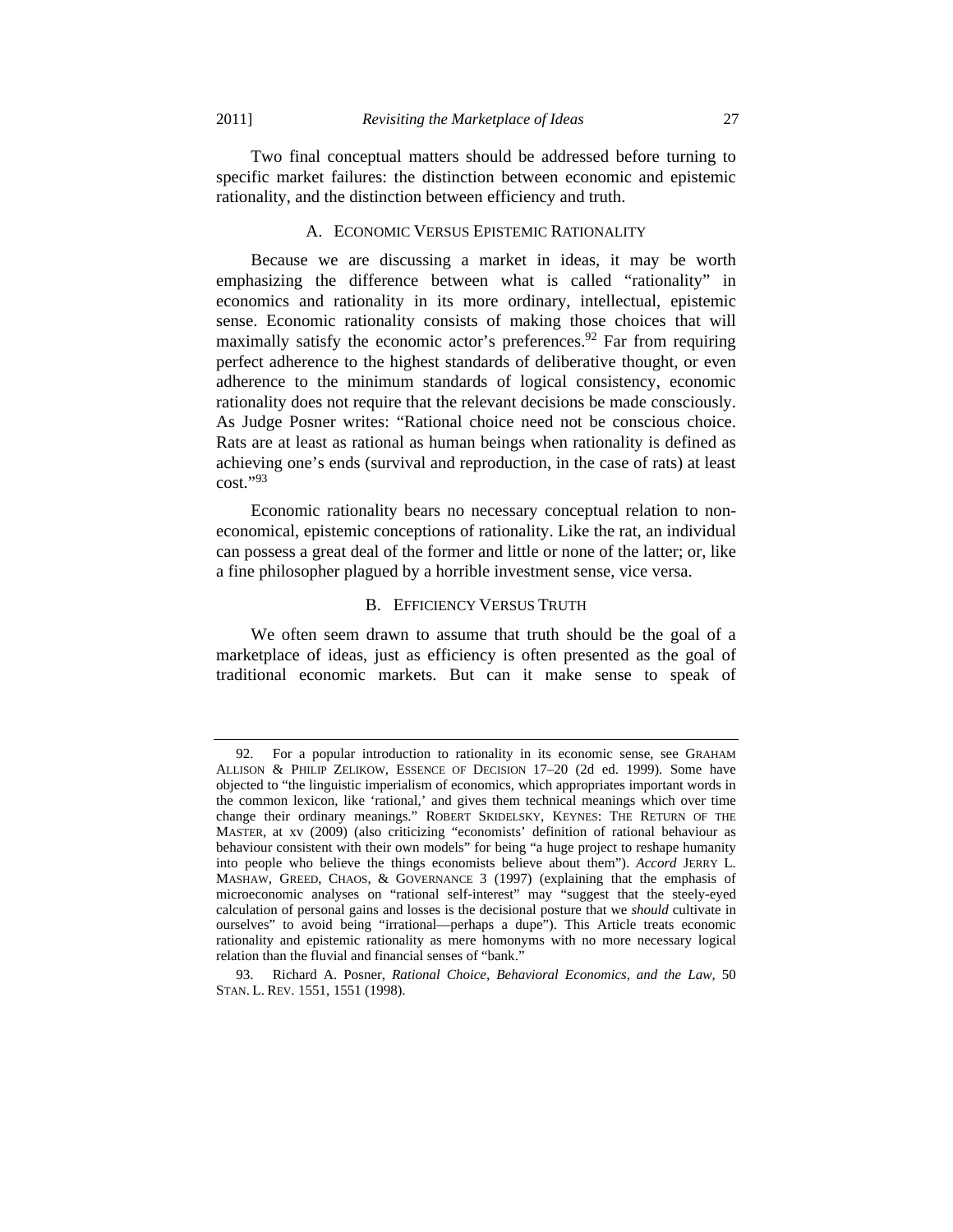Two final conceptual matters should be addressed before turning to specific market failures: the distinction between economic and epistemic rationality, and the distinction between efficiency and truth.

### A. ECONOMIC VERSUS EPISTEMIC RATIONALITY

Because we are discussing a market in ideas, it may be worth emphasizing the difference between what is called "rationality" in economics and rationality in its more ordinary, intellectual, epistemic sense. Economic rationality consists of making those choices that will maximally satisfy the economic actor's preferences.[92] Far from requiring perfect adherence to the highest standards of deliberative thought, or even adherence to the minimum standards of logical consistency, economic rationality does not require that the relevant decisions be made consciously. As Judge Posner writes: "Rational choice need not be conscious choice. Rats are at least as rational as human beings when rationality is defined as achieving one's ends (survival and reproduction, in the case of rats) at least cost."[93]

Economic rationality bears no necessary conceptual relation to non-economical, epistemic conceptions of rationality. Like the rat, an individual can possess a great deal of the former and little or none of the latter; or, like a fine philosopher plagued by a horrible investment sense, vice versa.

### B. EFFICIENCY VERSUS TRUTH

We often seem drawn to assume that truth should be the goal of a marketplace of ideas, just as efficiency is often presented as the goal of traditional economic markets. But can it make sense to speak of

---

92. For a popular introduction to rationality in its economic sense, see GRAHAM ALLISON & PHILIP ZELIKOW, ESSENCE OF DECISION 17–20 (2d ed. 1999). Some have objected to "the linguistic imperialism of economics, which appropriates important words in the common lexicon, like 'rational,' and gives them technical meanings which over time change their ordinary meanings." ROBERT SKIDELSKY, KEYNES: THE RETURN OF THE MASTER, at xv (2009) (also criticizing "economists' definition of rational behaviour as behaviour consistent with their own models" for being "a huge project to reshape humanity into people who believe the things economists believe about them"). *Accord* JERRY L. MASHAW, GREED, CHAOS, & GOVERNANCE 3 (1997) (explaining that the emphasis of microeconomic analyses on "rational self-interest" may "suggest that the steely-eyed calculation of personal gains and losses is the decisional posture that we *should* cultivate in ourselves" to avoid being "irrational—perhaps a dupe"). This Article treats economic rationality and epistemic rationality as mere homonyms with no more necessary logical relation than the fluvial and financial senses of "bank."

93. Richard A. Posner, *Rational Choice, Behavioral Economics, and the Law*, 50 STAN. L. REV. 1551, 1551 (1998).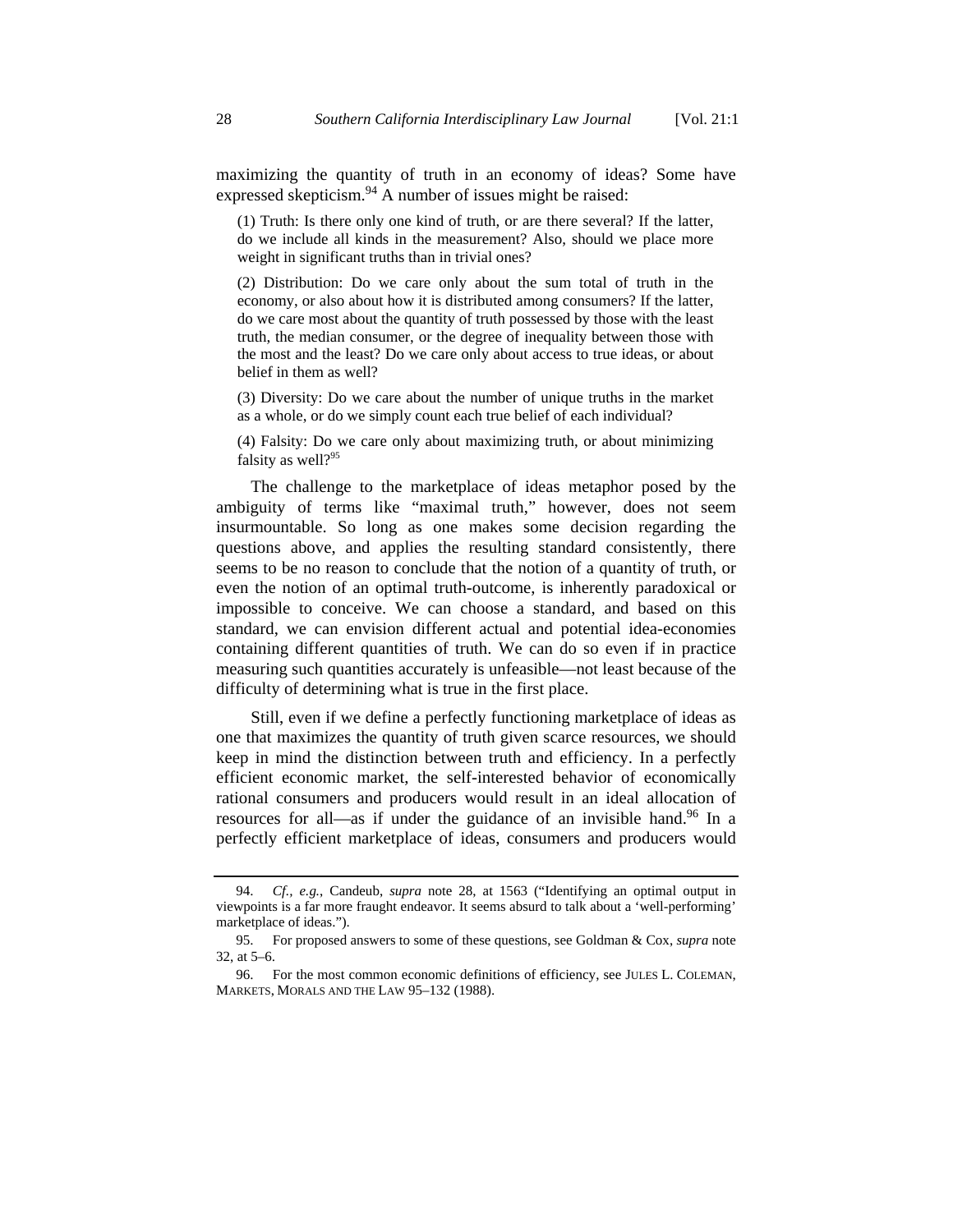maximizing the quantity of truth in an economy of ideas? Some have expressed skepticism.[94] A number of issues might be raised:

> (1) Truth: Is there only one kind of truth, or are there several? If the latter, do we include all kinds in the measurement? Also, should we place more weight in significant truths than in trivial ones?
>
> (2) Distribution: Do we care only about the sum total of truth in the economy, or also about how it is distributed among consumers? If the latter, do we care most about the quantity of truth possessed by those with the least truth, the median consumer, or the degree of inequality between those with the most and the least? Do we care only about access to true ideas, or about belief in them as well?
>
> (3) Diversity: Do we care about the number of unique truths in the market as a whole, or do we simply count each true belief of each individual?
>
> (4) Falsity: Do we care only about maximizing truth, or about minimizing falsity as well?[95]

The challenge to the marketplace of ideas metaphor posed by the ambiguity of terms like "maximal truth," however, does not seem insurmountable. So long as one makes some decision regarding the questions above, and applies the resulting standard consistently, there seems to be no reason to conclude that the notion of a quantity of truth, or even the notion of an optimal truth-outcome, is inherently paradoxical or impossible to conceive. We can choose a standard, and based on this standard, we can envision different actual and potential idea-economies containing different quantities of truth. We can do so even if in practice measuring such quantities accurately is unfeasible—not least because of the difficulty of determining what is true in the first place.

Still, even if we define a perfectly functioning marketplace of ideas as one that maximizes the quantity of truth given scarce resources, we should keep in mind the distinction between truth and efficiency. In a perfectly efficient economic market, the self-interested behavior of economically rational consumers and producers would result in an ideal allocation of resources for all—as if under the guidance of an invisible hand.[96] In a perfectly efficient marketplace of ideas, consumers and producers would

---

94. *Cf., e.g.*, Candeub, *supra* note 28, at 1563 ("Identifying an optimal output in viewpoints is a far more fraught endeavor. It seems absurd to talk about a 'well-performing' marketplace of ideas.").

95. For proposed answers to some of these questions, see Goldman & Cox, *supra* note 32, at 5–6.

96. For the most common economic definitions of efficiency, see JULES L. COLEMAN, MARKETS, MORALS AND THE LAW 95–132 (1988).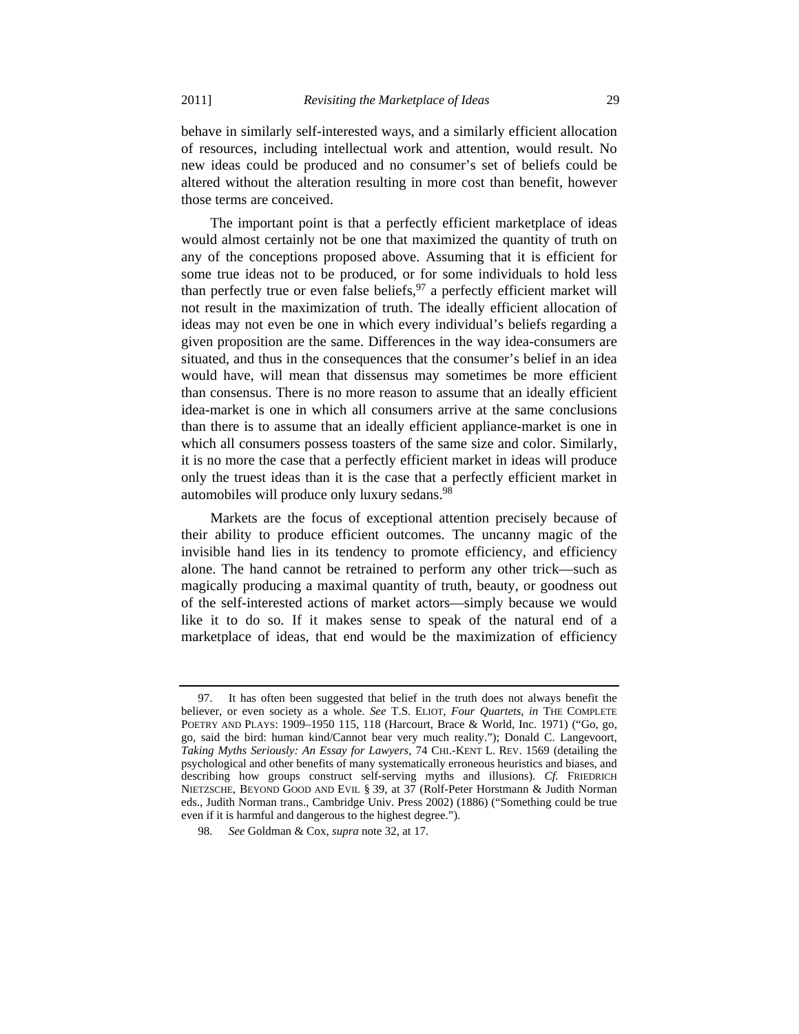behave in similarly self-interested ways, and a similarly efficient allocation of resources, including intellectual work and attention, would result. No new ideas could be produced and no consumer's set of beliefs could be altered without the alteration resulting in more cost than benefit, however those terms are conceived.

The important point is that a perfectly efficient marketplace of ideas would almost certainly not be one that maximized the quantity of truth on any of the conceptions proposed above. Assuming that it is efficient for some true ideas not to be produced, or for some individuals to hold less than perfectly true or even false beliefs,[97] a perfectly efficient market will not result in the maximization of truth. The ideally efficient allocation of ideas may not even be one in which every individual's beliefs regarding a given proposition are the same. Differences in the way idea-consumers are situated, and thus in the consequences that the consumer's belief in an idea would have, will mean that dissensus may sometimes be more efficient than consensus. There is no more reason to assume that an ideally efficient idea-market is one in which all consumers arrive at the same conclusions than there is to assume that an ideally efficient appliance-market is one in which all consumers possess toasters of the same size and color. Similarly, it is no more the case that a perfectly efficient market in ideas will produce only the truest ideas than it is the case that a perfectly efficient market in automobiles will produce only luxury sedans.[98]

Markets are the focus of exceptional attention precisely because of their ability to produce efficient outcomes. The uncanny magic of the invisible hand lies in its tendency to promote efficiency, and efficiency alone. The hand cannot be retrained to perform any other trick—such as magically producing a maximal quantity of truth, beauty, or goodness out of the self-interested actions of market actors—simply because we would like it to do so. If it makes sense to speak of the natural end of a marketplace of ideas, that end would be the maximization of efficiency

---

97. It has often been suggested that belief in the truth does not always benefit the believer, or even society as a whole. *See* T.S. ELIOT, *Four Quartets*, *in* THE COMPLETE POETRY AND PLAYS: 1909–1950 115, 118 (Harcourt, Brace & World, Inc. 1971) ("Go, go, go, said the bird: human kind/Cannot bear very much reality."); Donald C. Langevoort, *Taking Myths Seriously: An Essay for Lawyers*, 74 CHI.-KENT L. REV. 1569 (detailing the psychological and other benefits of many systematically erroneous heuristics and biases, and describing how groups construct self-serving myths and illusions). *Cf.* FRIEDRICH NIETZSCHE, BEYOND GOOD AND EVIL § 39, at 37 (Rolf-Peter Horstmann & Judith Norman eds., Judith Norman trans., Cambridge Univ. Press 2002) (1886) ("Something could be true even if it is harmful and dangerous to the highest degree.").

98. *See* Goldman & Cox, *supra* note 32, at 17.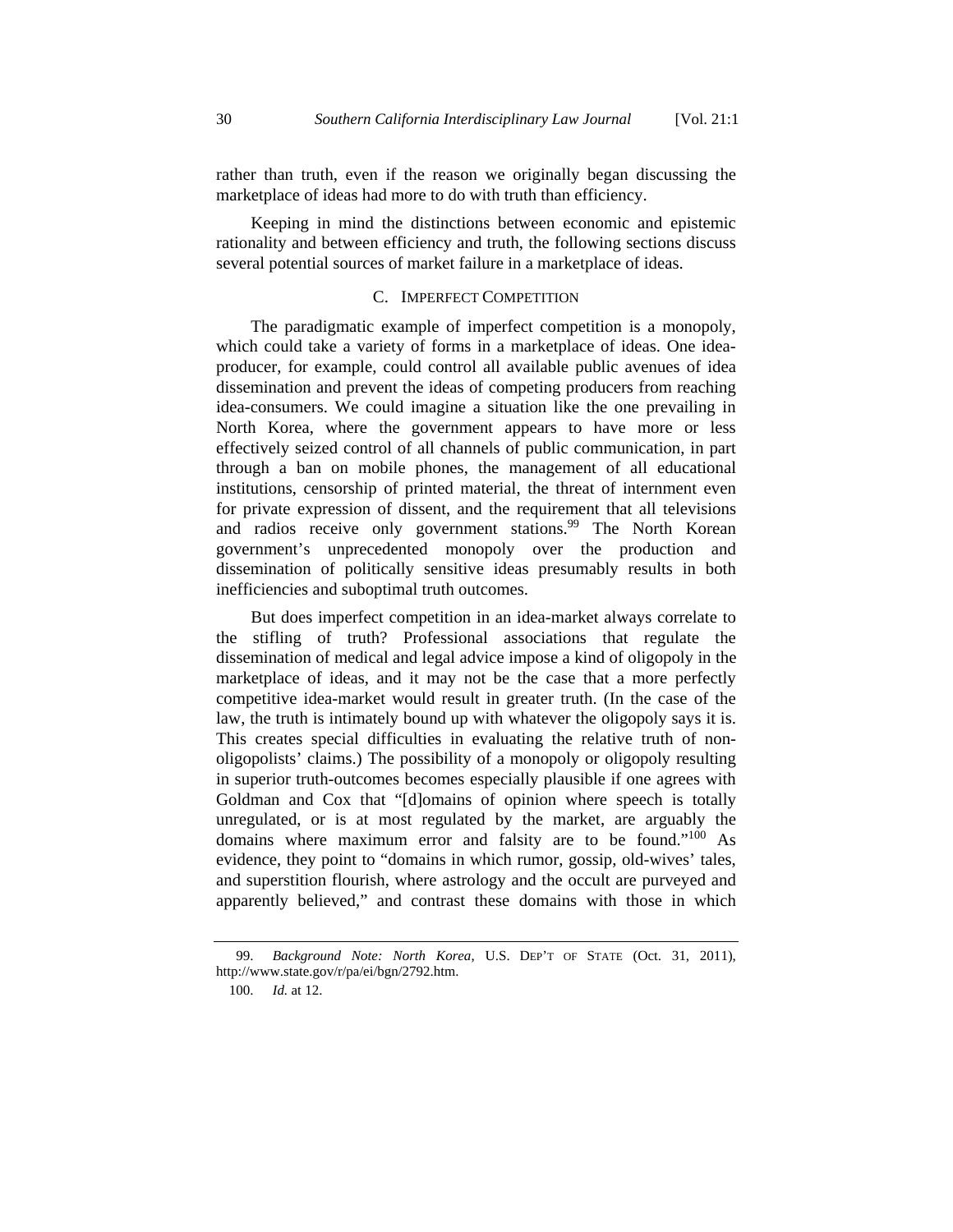rather than truth, even if the reason we originally began discussing the marketplace of ideas had more to do with truth than efficiency.

Keeping in mind the distinctions between economic and epistemic rationality and between efficiency and truth, the following sections discuss several potential sources of market failure in a marketplace of ideas.

### C. Imperfect Competition

The paradigmatic example of imperfect competition is a monopoly, which could take a variety of forms in a marketplace of ideas. One idea-producer, for example, could control all available public avenues of idea dissemination and prevent the ideas of competing producers from reaching idea-consumers. We could imagine a situation like the one prevailing in North Korea, where the government appears to have more or less effectively seized control of all channels of public communication, in part through a ban on mobile phones, the management of all educational institutions, censorship of printed material, the threat of internment even for private expression of dissent, and the requirement that all televisions and radios receive only government stations.[99] The North Korean government's unprecedented monopoly over the production and dissemination of politically sensitive ideas presumably results in both inefficiencies and suboptimal truth outcomes.

But does imperfect competition in an idea-market always correlate to the stifling of truth? Professional associations that regulate the dissemination of medical and legal advice impose a kind of oligopoly in the marketplace of ideas, and it may not be the case that a more perfectly competitive idea-market would result in greater truth. (In the case of the law, the truth is intimately bound up with whatever the oligopoly says it is. This creates special difficulties in evaluating the relative truth of non-oligopolists' claims.) The possibility of a monopoly or oligopoly resulting in superior truth-outcomes becomes especially plausible if one agrees with Goldman and Cox that "[d]omains of opinion where speech is totally unregulated, or is at most regulated by the market, are arguably the domains where maximum error and falsity are to be found."[100] As evidence, they point to "domains in which rumor, gossip, old-wives' tales, and superstition flourish, where astrology and the occult are purveyed and apparently believed," and contrast these domains with those in which

---

99. *Background Note: North Korea*, U.S. DEP'T OF STATE (Oct. 31, 2011), http://www.state.gov/r/pa/ei/bgn/2792.htm.

100. *Id.* at 12.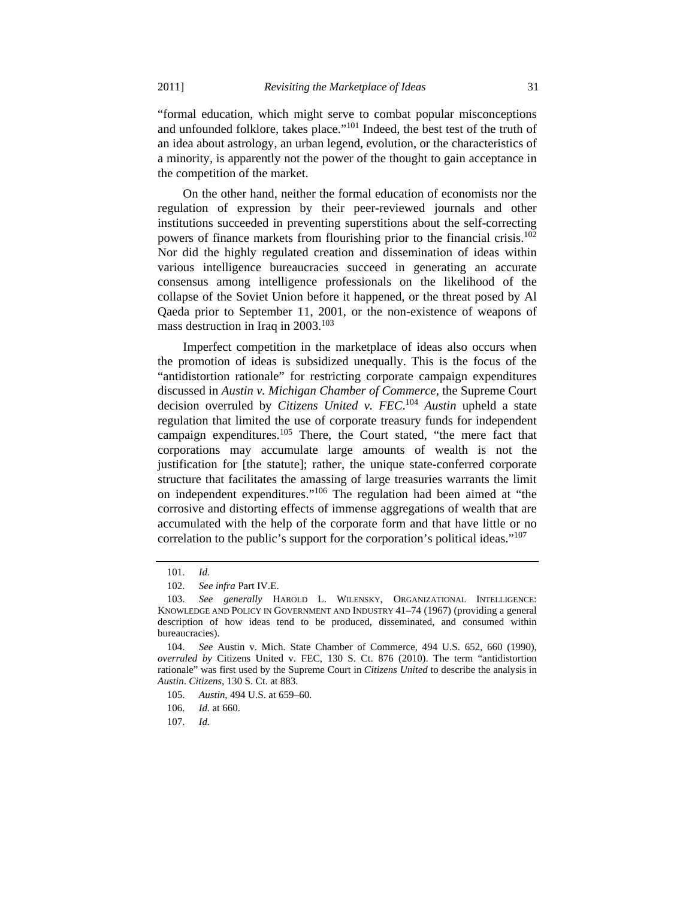"formal education, which might serve to combat popular misconceptions and unfounded folklore, takes place."[101] Indeed, the best test of the truth of an idea about astrology, an urban legend, evolution, or the characteristics of a minority, is apparently not the power of the thought to gain acceptance in the competition of the market.

On the other hand, neither the formal education of economists nor the regulation of expression by their peer-reviewed journals and other institutions succeeded in preventing superstitions about the self-correcting powers of finance markets from flourishing prior to the financial crisis.[102] Nor did the highly regulated creation and dissemination of ideas within various intelligence bureaucracies succeed in generating an accurate consensus among intelligence professionals on the likelihood of the collapse of the Soviet Union before it happened, or the threat posed by Al Qaeda prior to September 11, 2001, or the non-existence of weapons of mass destruction in Iraq in 2003.[103]

Imperfect competition in the marketplace of ideas also occurs when the promotion of ideas is subsidized unequally. This is the focus of the "antidistortion rationale" for restricting corporate campaign expenditures discussed in *Austin v. Michigan Chamber of Commerce*, the Supreme Court decision overruled by *Citizens United v. FEC*.[104] *Austin* upheld a state regulation that limited the use of corporate treasury funds for independent campaign expenditures.[105] There, the Court stated, "the mere fact that corporations may accumulate large amounts of wealth is not the justification for [the statute]; rather, the unique state-conferred corporate structure that facilitates the amassing of large treasuries warrants the limit on independent expenditures."[106] The regulation had been aimed at "the corrosive and distorting effects of immense aggregations of wealth that are accumulated with the help of the corporate form and that have little or no correlation to the public's support for the corporation's political ideas."[107]

---

101. *Id.*

102. *See infra* Part IV.E.

103. *See generally* HAROLD L. WILENSKY, ORGANIZATIONAL INTELLIGENCE: KNOWLEDGE AND POLICY IN GOVERNMENT AND INDUSTRY 41–74 (1967) (providing a general description of how ideas tend to be produced, disseminated, and consumed within bureaucracies).

104. *See* Austin v. Mich. State Chamber of Commerce, 494 U.S. 652, 660 (1990), *overruled by* Citizens United v. FEC, 130 S. Ct. 876 (2010). The term "antidistortion rationale" was first used by the Supreme Court in *Citizens United* to describe the analysis in *Austin*. *Citizens*, 130 S. Ct. at 883.

105. *Austin*, 494 U.S. at 659–60.

106. *Id.* at 660.

107. *Id.*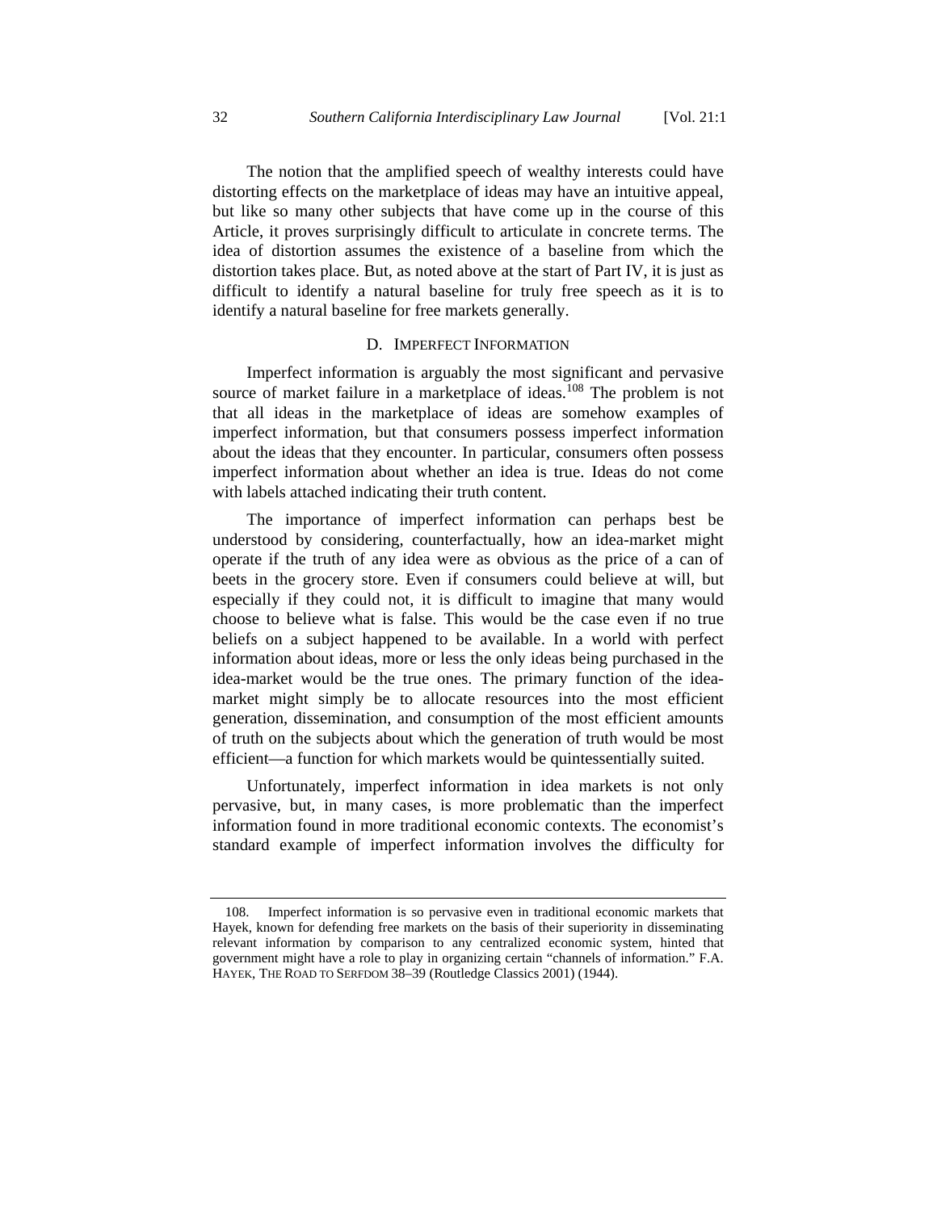The notion that the amplified speech of wealthy interests could have distorting effects on the marketplace of ideas may have an intuitive appeal, but like so many other subjects that have come up in the course of this Article, it proves surprisingly difficult to articulate in concrete terms. The idea of distortion assumes the existence of a baseline from which the distortion takes place. But, as noted above at the start of Part IV, it is just as difficult to identify a natural baseline for truly free speech as it is to identify a natural baseline for free markets generally.

### D. Imperfect Information

Imperfect information is arguably the most significant and pervasive source of market failure in a marketplace of ideas.[108] The problem is not that all ideas in the marketplace of ideas are somehow examples of imperfect information, but that consumers possess imperfect information about the ideas that they encounter. In particular, consumers often possess imperfect information about whether an idea is true. Ideas do not come with labels attached indicating their truth content.

The importance of imperfect information can perhaps best be understood by considering, counterfactually, how an idea-market might operate if the truth of any idea were as obvious as the price of a can of beets in the grocery store. Even if consumers could believe at will, but especially if they could not, it is difficult to imagine that many would choose to believe what is false. This would be the case even if no true beliefs on a subject happened to be available. In a world with perfect information about ideas, more or less the only ideas being purchased in the idea-market would be the true ones. The primary function of the idea-market might simply be to allocate resources into the most efficient generation, dissemination, and consumption of the most efficient amounts of truth on the subjects about which the generation of truth would be most efficient—a function for which markets would be quintessentially suited.

Unfortunately, imperfect information in idea markets is not only pervasive, but, in many cases, is more problematic than the imperfect information found in more traditional economic contexts. The economist's standard example of imperfect information involves the difficulty for

108. Imperfect information is so pervasive even in traditional economic markets that Hayek, known for defending free markets on the basis of their superiority in disseminating relevant information by comparison to any centralized economic system, hinted that government might have a role to play in organizing certain "channels of information." F.A. HAYEK, THE ROAD TO SERFDOM 38–39 (Routledge Classics 2001) (1944).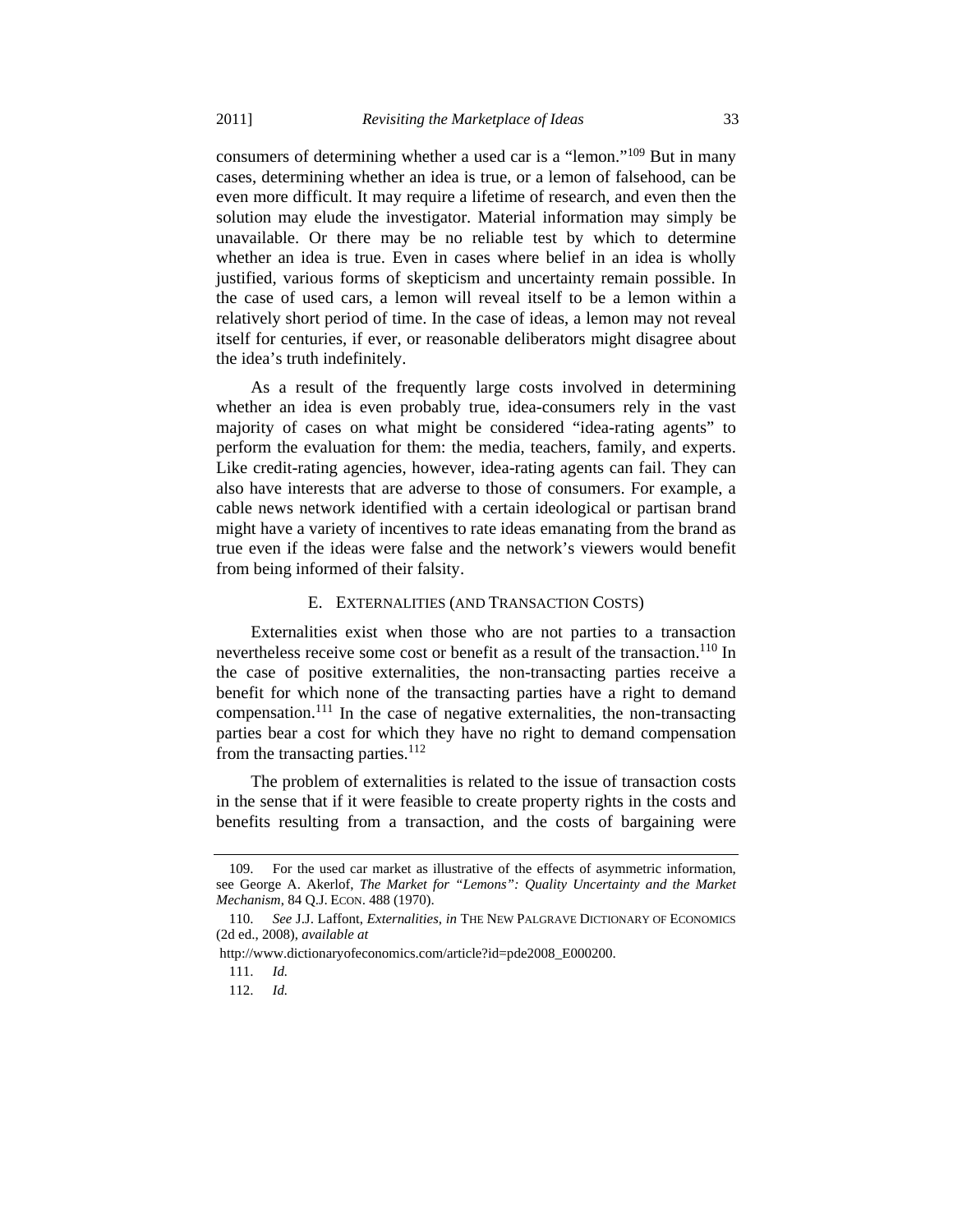consumers of determining whether a used car is a "lemon."[109] But in many cases, determining whether an idea is true, or a lemon of falsehood, can be even more difficult. It may require a lifetime of research, and even then the solution may elude the investigator. Material information may simply be unavailable. Or there may be no reliable test by which to determine whether an idea is true. Even in cases where belief in an idea is wholly justified, various forms of skepticism and uncertainty remain possible. In the case of used cars, a lemon will reveal itself to be a lemon within a relatively short period of time. In the case of ideas, a lemon may not reveal itself for centuries, if ever, or reasonable deliberators might disagree about the idea's truth indefinitely.

As a result of the frequently large costs involved in determining whether an idea is even probably true, idea-consumers rely in the vast majority of cases on what might be considered "idea-rating agents" to perform the evaluation for them: the media, teachers, family, and experts. Like credit-rating agencies, however, idea-rating agents can fail. They can also have interests that are adverse to those of consumers. For example, a cable news network identified with a certain ideological or partisan brand might have a variety of incentives to rate ideas emanating from the brand as true even if the ideas were false and the network's viewers would benefit from being informed of their falsity.

### E. Externalities (and Transaction Costs)

Externalities exist when those who are not parties to a transaction nevertheless receive some cost or benefit as a result of the transaction.[110] In the case of positive externalities, the non-transacting parties receive a benefit for which none of the transacting parties have a right to demand compensation.[111] In the case of negative externalities, the non-transacting parties bear a cost for which they have no right to demand compensation from the transacting parties.[112]

The problem of externalities is related to the issue of transaction costs in the sense that if it were feasible to create property rights in the costs and benefits resulting from a transaction, and the costs of bargaining were

---

109. For the used car market as illustrative of the effects of asymmetric information, see George A. Akerlof, *The Market for "Lemons": Quality Uncertainty and the Market Mechanism*, 84 Q.J. Econ. 488 (1970).

110. *See* J.J. Laffont, *Externalities*, *in* The New Palgrave Dictionary of Economics (2d ed., 2008), *available at* http://www.dictionaryofeconomics.com/article?id=pde2008_E000200.

111. *Id.*

112. *Id.*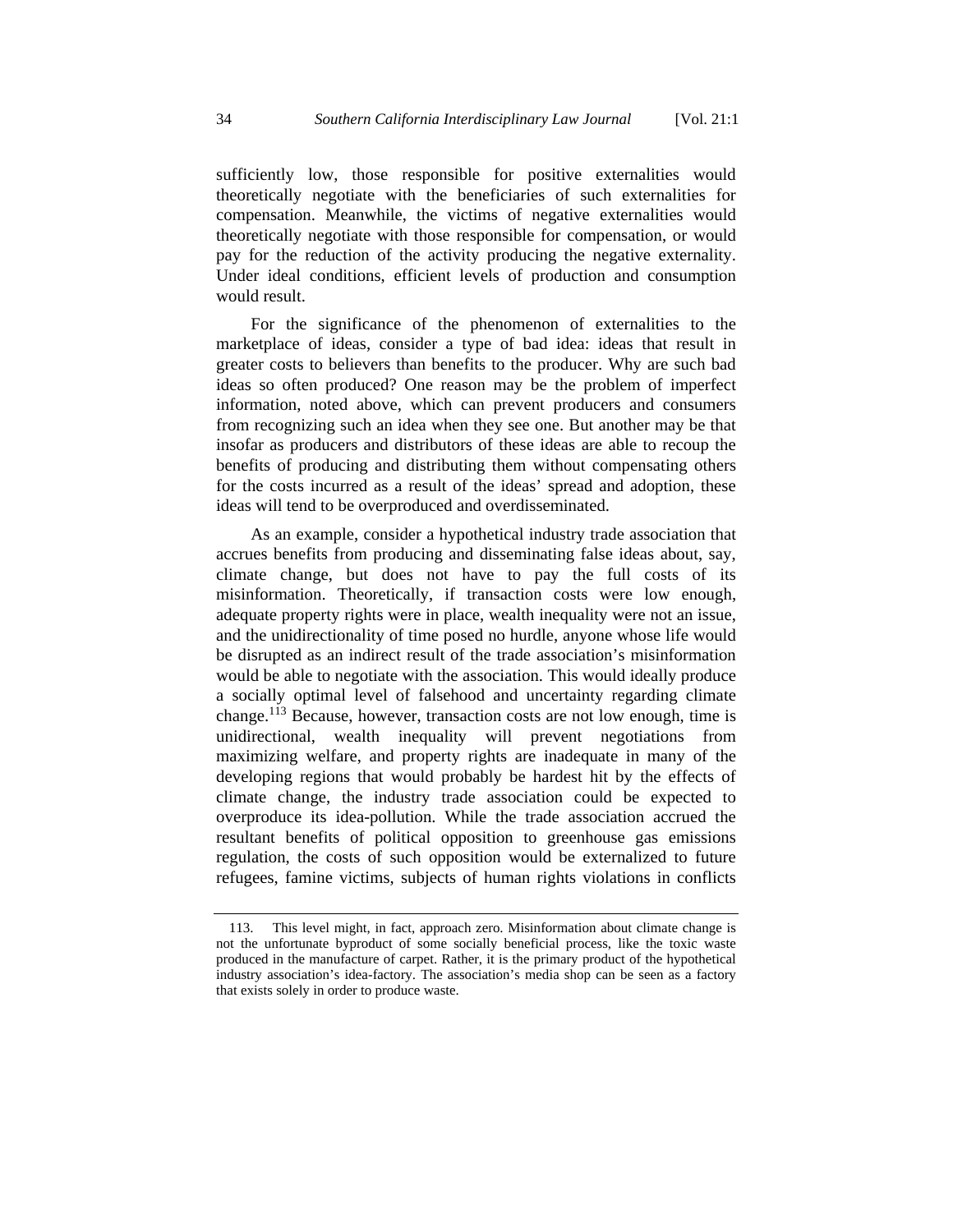sufficiently low, those responsible for positive externalities would theoretically negotiate with the beneficiaries of such externalities for compensation. Meanwhile, the victims of negative externalities would theoretically negotiate with those responsible for compensation, or would pay for the reduction of the activity producing the negative externality. Under ideal conditions, efficient levels of production and consumption would result.

For the significance of the phenomenon of externalities to the marketplace of ideas, consider a type of bad idea: ideas that result in greater costs to believers than benefits to the producer. Why are such bad ideas so often produced? One reason may be the problem of imperfect information, noted above, which can prevent producers and consumers from recognizing such an idea when they see one. But another may be that insofar as producers and distributors of these ideas are able to recoup the benefits of producing and distributing them without compensating others for the costs incurred as a result of the ideas' spread and adoption, these ideas will tend to be overproduced and overdisseminated.

As an example, consider a hypothetical industry trade association that accrues benefits from producing and disseminating false ideas about, say, climate change, but does not have to pay the full costs of its misinformation. Theoretically, if transaction costs were low enough, adequate property rights were in place, wealth inequality were not an issue, and the unidirectionality of time posed no hurdle, anyone whose life would be disrupted as an indirect result of the trade association's misinformation would be able to negotiate with the association. This would ideally produce a socially optimal level of falsehood and uncertainty regarding climate change.[113] Because, however, transaction costs are not low enough, time is unidirectional, wealth inequality will prevent negotiations from maximizing welfare, and property rights are inadequate in many of the developing regions that would probably be hardest hit by the effects of climate change, the industry trade association could be expected to overproduce its idea-pollution. While the trade association accrued the resultant benefits of political opposition to greenhouse gas emissions regulation, the costs of such opposition would be externalized to future refugees, famine victims, subjects of human rights violations in conflicts

---

113. This level might, in fact, approach zero. Misinformation about climate change is not the unfortunate byproduct of some socially beneficial process, like the toxic waste produced in the manufacture of carpet. Rather, it is the primary product of the hypothetical industry association's idea-factory. The association's media shop can be seen as a factory that exists solely in order to produce waste.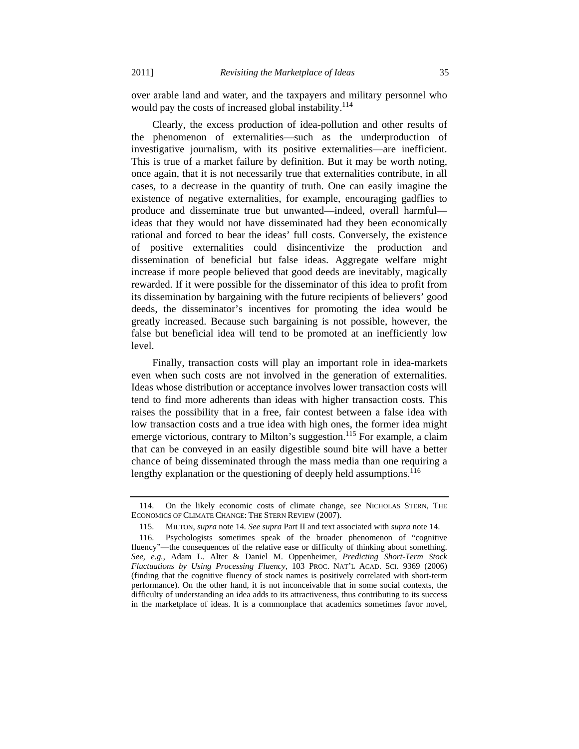over arable land and water, and the taxpayers and military personnel who would pay the costs of increased global instability.[114]

Clearly, the excess production of idea-pollution and other results of the phenomenon of externalities—such as the underproduction of investigative journalism, with its positive externalities—are inefficient. This is true of a market failure by definition. But it may be worth noting, once again, that it is not necessarily true that externalities contribute, in all cases, to a decrease in the quantity of truth. One can easily imagine the existence of negative externalities, for example, encouraging gadflies to produce and disseminate true but unwanted—indeed, overall harmful—ideas that they would not have disseminated had they been economically rational and forced to bear the ideas' full costs. Conversely, the existence of positive externalities could disincentivize the production and dissemination of beneficial but false ideas. Aggregate welfare might increase if more people believed that good deeds are inevitably, magically rewarded. If it were possible for the disseminator of this idea to profit from its dissemination by bargaining with the future recipients of believers' good deeds, the disseminator's incentives for promoting the idea would be greatly increased. Because such bargaining is not possible, however, the false but beneficial idea will tend to be promoted at an inefficiently low level.

Finally, transaction costs will play an important role in idea-markets even when such costs are not involved in the generation of externalities. Ideas whose distribution or acceptance involves lower transaction costs will tend to find more adherents than ideas with higher transaction costs. This raises the possibility that in a free, fair contest between a false idea with low transaction costs and a true idea with high ones, the former idea might emerge victorious, contrary to Milton's suggestion.[115] For example, a claim that can be conveyed in an easily digestible sound bite will have a better chance of being disseminated through the mass media than one requiring a lengthy explanation or the questioning of deeply held assumptions.[116]

---

114. On the likely economic costs of climate change, see NICHOLAS STERN, THE ECONOMICS OF CLIMATE CHANGE: THE STERN REVIEW (2007).

115. MILTON, *supra* note 14. *See supra* Part II and text associated with *supra* note 14.

116. Psychologists sometimes speak of the broader phenomenon of "cognitive fluency"—the consequences of the relative ease or difficulty of thinking about something. *See, e.g.*, Adam L. Alter & Daniel M. Oppenheimer, *Predicting Short-Term Stock Fluctuations by Using Processing Fluency*, 103 PROC. NAT'L ACAD. SCI. 9369 (2006) (finding that the cognitive fluency of stock names is positively correlated with short-term performance). On the other hand, it is not inconceivable that in some social contexts, the difficulty of understanding an idea adds to its attractiveness, thus contributing to its success in the marketplace of ideas. It is a commonplace that academics sometimes favor novel,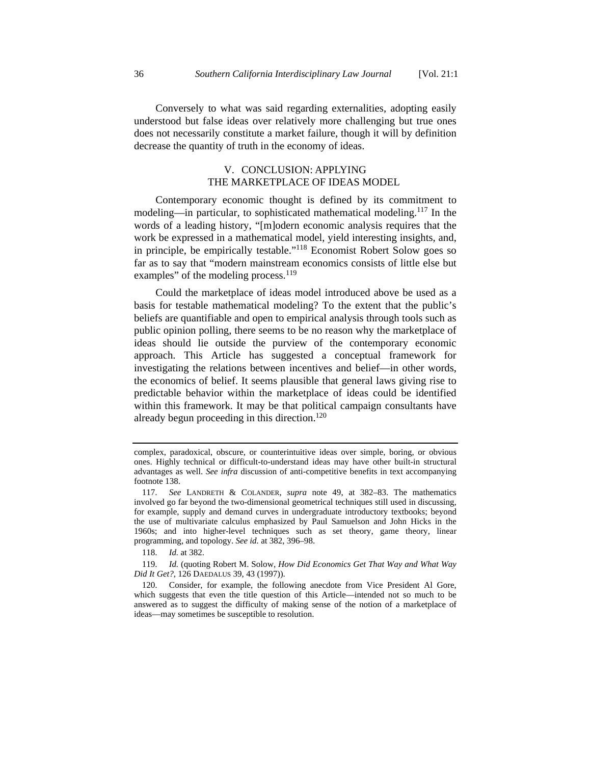Conversely to what was said regarding externalities, adopting easily understood but false ideas over relatively more challenging but true ones does not necessarily constitute a market failure, though it will by definition decrease the quantity of truth in the economy of ideas.

## V. CONCLUSION: APPLYING THE MARKETPLACE OF IDEAS MODEL

Contemporary economic thought is defined by its commitment to modeling—in particular, to sophisticated mathematical modeling.[117] In the words of a leading history, "[m]odern economic analysis requires that the work be expressed in a mathematical model, yield interesting insights, and, in principle, be empirically testable."[118] Economist Robert Solow goes so far as to say that "modern mainstream economics consists of little else but examples" of the modeling process.[119]

Could the marketplace of ideas model introduced above be used as a basis for testable mathematical modeling? To the extent that the public's beliefs are quantifiable and open to empirical analysis through tools such as public opinion polling, there seems to be no reason why the marketplace of ideas should lie outside the purview of the contemporary economic approach. This Article has suggested a conceptual framework for investigating the relations between incentives and belief—in other words, the economics of belief. It seems plausible that general laws giving rise to predictable behavior within the marketplace of ideas could be identified within this framework. It may be that political campaign consultants have already begun proceeding in this direction.[120]

---

complex, paradoxical, obscure, or counterintuitive ideas over simple, boring, or obvious ones. Highly technical or difficult-to-understand ideas may have other built-in structural advantages as well. *See infra* discussion of anti-competitive benefits in text accompanying footnote 138.

117. *See* LANDRETH & COLANDER, *supra* note 49, at 382–83. The mathematics involved go far beyond the two-dimensional geometrical techniques still used in discussing, for example, supply and demand curves in undergraduate introductory textbooks; beyond the use of multivariate calculus emphasized by Paul Samuelson and John Hicks in the 1960s; and into higher-level techniques such as set theory, game theory, linear programming, and topology. *See id.* at 382, 396–98.

118. *Id.* at 382.

119. *Id.* (quoting Robert M. Solow, *How Did Economics Get That Way and What Way Did It Get?*, 126 DAEDALUS 39, 43 (1997)).

120. Consider, for example, the following anecdote from Vice President Al Gore, which suggests that even the title question of this Article—intended not so much to be answered as to suggest the difficulty of making sense of the notion of a marketplace of ideas—may sometimes be susceptible to resolution.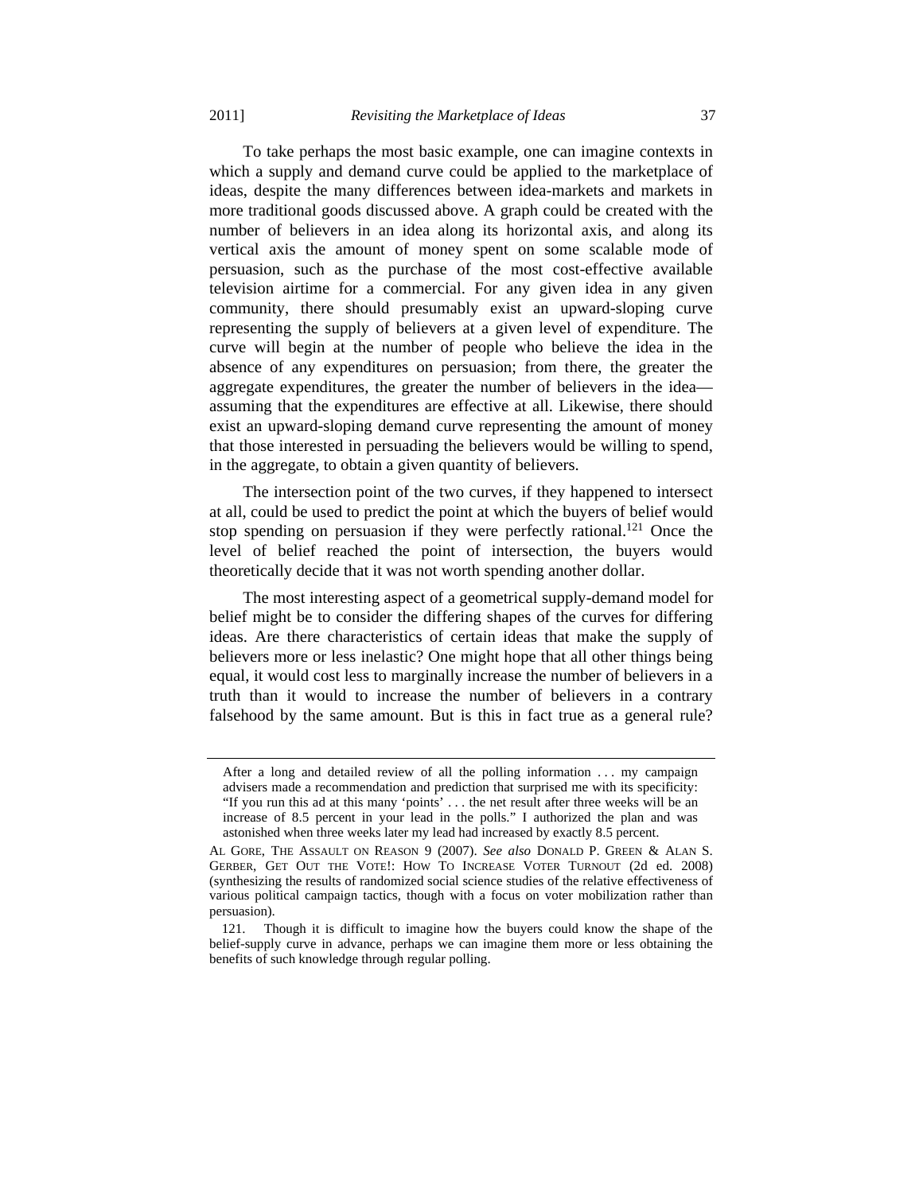To take perhaps the most basic example, one can imagine contexts in which a supply and demand curve could be applied to the marketplace of ideas, despite the many differences between idea-markets and markets in more traditional goods discussed above. A graph could be created with the number of believers in an idea along its horizontal axis, and along its vertical axis the amount of money spent on some scalable mode of persuasion, such as the purchase of the most cost-effective available television airtime for a commercial. For any given idea in any given community, there should presumably exist an upward-sloping curve representing the supply of believers at a given level of expenditure. The curve will begin at the number of people who believe the idea in the absence of any expenditures on persuasion; from there, the greater the aggregate expenditures, the greater the number of believers in the idea—assuming that the expenditures are effective at all. Likewise, there should exist an upward-sloping demand curve representing the amount of money that those interested in persuading the believers would be willing to spend, in the aggregate, to obtain a given quantity of believers.

The intersection point of the two curves, if they happened to intersect at all, could be used to predict the point at which the buyers of belief would stop spending on persuasion if they were perfectly rational.[121] Once the level of belief reached the point of intersection, the buyers would theoretically decide that it was not worth spending another dollar.

The most interesting aspect of a geometrical supply-demand model for belief might be to consider the differing shapes of the curves for differing ideas. Are there characteristics of certain ideas that make the supply of believers more or less inelastic? One might hope that all other things being equal, it would cost less to marginally increase the number of believers in a truth than it would to increase the number of believers in a contrary falsehood by the same amount. But is this in fact true as a general rule?

---

> After a long and detailed review of all the polling information . . . my campaign advisers made a recommendation and prediction that surprised me with its specificity: "If you run this ad at this many 'points' . . . the net result after three weeks will be an increase of 8.5 percent in your lead in the polls." I authorized the plan and was astonished when three weeks later my lead had increased by exactly 8.5 percent.

AL GORE, THE ASSAULT ON REASON 9 (2007). *See also* DONALD P. GREEN & ALAN S. GERBER, GET OUT THE VOTE!: HOW TO INCREASE VOTER TURNOUT (2d ed. 2008) (synthesizing the results of randomized social science studies of the relative effectiveness of various political campaign tactics, though with a focus on voter mobilization rather than persuasion).

121. Though it is difficult to imagine how the buyers could know the shape of the belief-supply curve in advance, perhaps we can imagine them more or less obtaining the benefits of such knowledge through regular polling.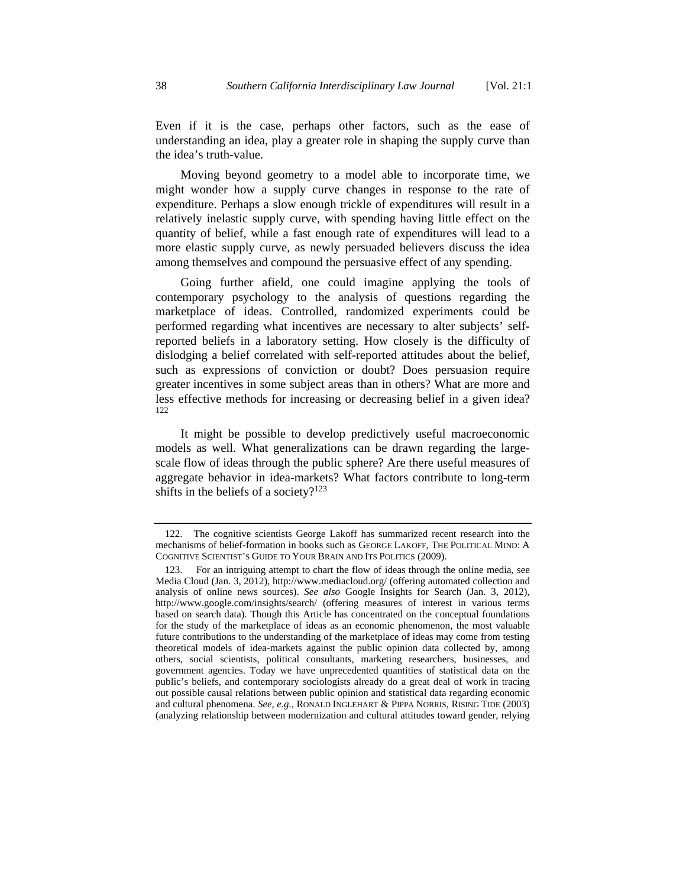Even if it is the case, perhaps other factors, such as the ease of understanding an idea, play a greater role in shaping the supply curve than the idea's truth-value.

Moving beyond geometry to a model able to incorporate time, we might wonder how a supply curve changes in response to the rate of expenditure. Perhaps a slow enough trickle of expenditures will result in a relatively inelastic supply curve, with spending having little effect on the quantity of belief, while a fast enough rate of expenditures will lead to a more elastic supply curve, as newly persuaded believers discuss the idea among themselves and compound the persuasive effect of any spending.

Going further afield, one could imagine applying the tools of contemporary psychology to the analysis of questions regarding the marketplace of ideas. Controlled, randomized experiments could be performed regarding what incentives are necessary to alter subjects' self-reported beliefs in a laboratory setting. How closely is the difficulty of dislodging a belief correlated with self-reported attitudes about the belief, such as expressions of conviction or doubt? Does persuasion require greater incentives in some subject areas than in others? What are more and less effective methods for increasing or decreasing belief in a given idea? [122]

It might be possible to develop predictively useful macroeconomic models as well. What generalizations can be drawn regarding the large-scale flow of ideas through the public sphere? Are there useful measures of aggregate behavior in idea-markets? What factors contribute to long-term shifts in the beliefs of a society?[123]

---

122. The cognitive scientists George Lakoff has summarized recent research into the mechanisms of belief-formation in books such as GEORGE LAKOFF, THE POLITICAL MIND: A COGNITIVE SCIENTIST'S GUIDE TO YOUR BRAIN AND ITS POLITICS (2009).

123. For an intriguing attempt to chart the flow of ideas through the online media, see Media Cloud (Jan. 3, 2012), http://www.mediacloud.org/ (offering automated collection and analysis of online news sources). *See also* Google Insights for Search (Jan. 3, 2012), http://www.google.com/insights/search/ (offering measures of interest in various terms based on search data). Though this Article has concentrated on the conceptual foundations for the study of the marketplace of ideas as an economic phenomenon, the most valuable future contributions to the understanding of the marketplace of ideas may come from testing theoretical models of idea-markets against the public opinion data collected by, among others, social scientists, political consultants, marketing researchers, businesses, and government agencies. Today we have unprecedented quantities of statistical data on the public's beliefs, and contemporary sociologists already do a great deal of work in tracing out possible causal relations between public opinion and statistical data regarding economic and cultural phenomena. *See, e.g.*, RONALD INGLEHART & PIPPA NORRIS, RISING TIDE (2003) (analyzing relationship between modernization and cultural attitudes toward gender, relying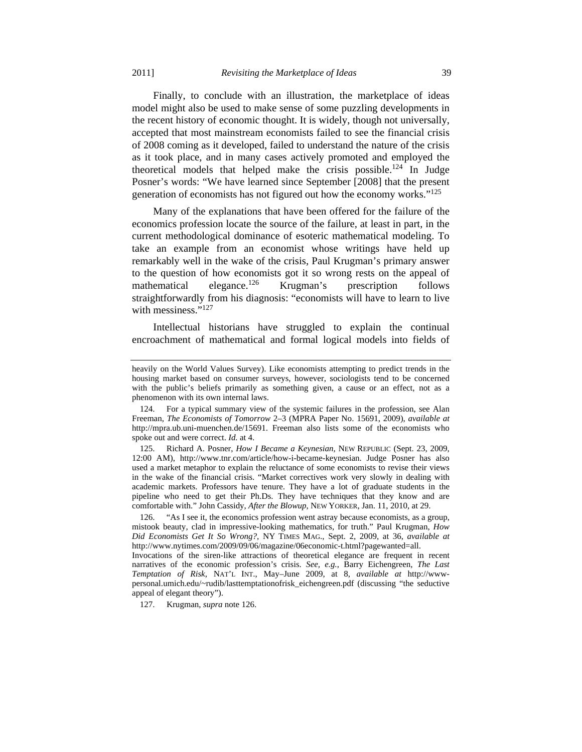Finally, to conclude with an illustration, the marketplace of ideas model might also be used to make sense of some puzzling developments in the recent history of economic thought. It is widely, though not universally, accepted that most mainstream economists failed to see the financial crisis of 2008 coming as it developed, failed to understand the nature of the crisis as it took place, and in many cases actively promoted and employed the theoretical models that helped make the crisis possible.[124] In Judge Posner's words: "We have learned since September [2008] that the present generation of economists has not figured out how the economy works."[125]

Many of the explanations that have been offered for the failure of the economics profession locate the source of the failure, at least in part, in the current methodological dominance of esoteric mathematical modeling. To take an example from an economist whose writings have held up remarkably well in the wake of the crisis, Paul Krugman's primary answer to the question of how economists got it so wrong rests on the appeal of mathematical elegance.[126] Krugman's prescription follows straightforwardly from his diagnosis: "economists will have to learn to live with messiness."[127]

Intellectual historians have struggled to explain the continual encroachment of mathematical and formal logical models into fields of

---

heavily on the World Values Survey). Like economists attempting to predict trends in the housing market based on consumer surveys, however, sociologists tend to be concerned with the public's beliefs primarily as something given, a cause or an effect, not as a phenomenon with its own internal laws.

124. For a typical summary view of the systemic failures in the profession, see Alan Freeman, *The Economists of Tomorrow* 2–3 (MPRA Paper No. 15691, 2009), *available at* http://mpra.ub.uni-muenchen.de/15691. Freeman also lists some of the economists who spoke out and were correct. *Id.* at 4.

125. Richard A. Posner, *How I Became a Keynesian*, NEW REPUBLIC (Sept. 23, 2009, 12:00 AM), http://www.tnr.com/article/how-i-became-keynesian. Judge Posner has also used a market metaphor to explain the reluctance of some economists to revise their views in the wake of the financial crisis. "Market correctives work very slowly in dealing with academic markets. Professors have tenure. They have a lot of graduate students in the pipeline who need to get their Ph.Ds. They have techniques that they know and are comfortable with." John Cassidy, *After the Blowup*, NEW YORKER, Jan. 11, 2010, at 29.

126. "As I see it, the economics profession went astray because economists, as a group, mistook beauty, clad in impressive-looking mathematics, for truth." Paul Krugman, *How Did Economists Get It So Wrong?*, NY TIMES MAG., Sept. 2, 2009, at 36, *available at* http://www.nytimes.com/2009/09/06/magazine/06economic-t.html?pagewanted=all. Invocations of the siren-like attractions of theoretical elegance are frequent in recent narratives of the economic profession's crisis. *See, e.g.*, Barry Eichengreen, *The Last Temptation of Risk*, NAT'L INT., May–June 2009, at 8, *available at* http://www-personal.umich.edu/~rudib/lasttemptationofrisk_eichengreen.pdf (discussing "the seductive appeal of elegant theory").

127. Krugman, *supra* note 126.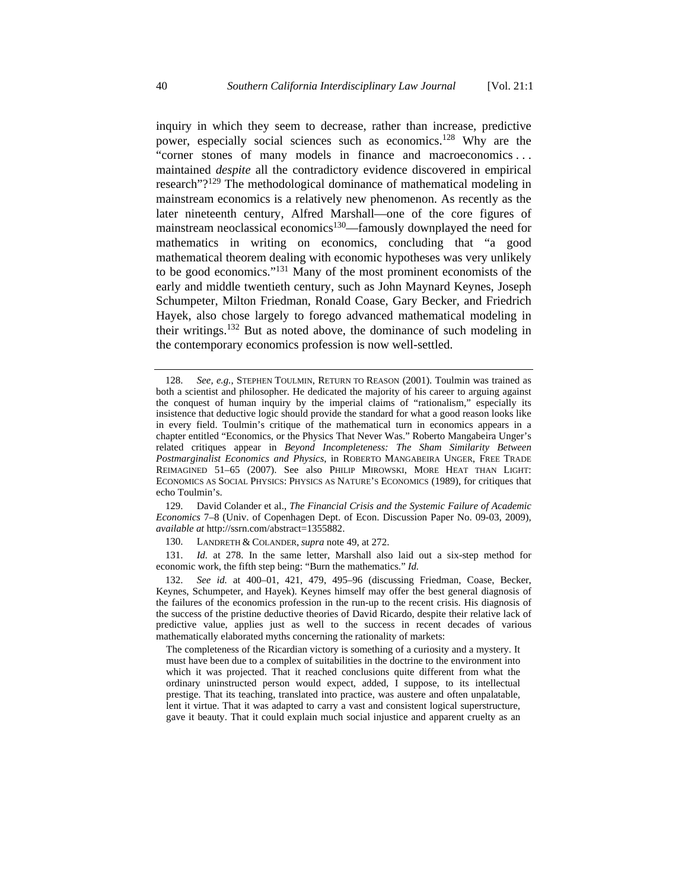inquiry in which they seem to decrease, rather than increase, predictive power, especially social sciences such as economics.[128] Why are the "corner stones of many models in finance and macroeconomics . . . maintained *despite* all the contradictory evidence discovered in empirical research"?[129] The methodological dominance of mathematical modeling in mainstream economics is a relatively new phenomenon. As recently as the later nineteenth century, Alfred Marshall—one of the core figures of mainstream neoclassical economics[130]—famously downplayed the need for mathematics in writing on economics, concluding that "a good mathematical theorem dealing with economic hypotheses was very unlikely to be good economics."[131] Many of the most prominent economists of the early and middle twentieth century, such as John Maynard Keynes, Joseph Schumpeter, Milton Friedman, Ronald Coase, Gary Becker, and Friedrich Hayek, also chose largely to forego advanced mathematical modeling in their writings.[132] But as noted above, the dominance of such modeling in the contemporary economics profession is now well-settled.

---

128. *See, e.g.*, STEPHEN TOULMIN, RETURN TO REASON (2001). Toulmin was trained as both a scientist and philosopher. He dedicated the majority of his career to arguing against the conquest of human inquiry by the imperial claims of "rationalism," especially its insistence that deductive logic should provide the standard for what a good reason looks like in every field. Toulmin's critique of the mathematical turn in economics appears in a chapter entitled "Economics, or the Physics That Never Was." Roberto Mangabeira Unger's related critiques appear in *Beyond Incompleteness: The Sham Similarity Between Postmarginalist Economics and Physics*, in ROBERTO MANGABEIRA UNGER, FREE TRADE REIMAGINED 51–65 (2007). See also PHILIP MIROWSKI, MORE HEAT THAN LIGHT: ECONOMICS AS SOCIAL PHYSICS: PHYSICS AS NATURE'S ECONOMICS (1989), for critiques that echo Toulmin's.

129. David Colander et al., *The Financial Crisis and the Systemic Failure of Academic Economics* 7–8 (Univ. of Copenhagen Dept. of Econ. Discussion Paper No. 09-03, 2009), *available at* http://ssrn.com/abstract=1355882.

130. LANDRETH & COLANDER, *supra* note 49, at 272.

131. *Id.* at 278. In the same letter, Marshall also laid out a six-step method for economic work, the fifth step being: "Burn the mathematics." *Id.*

132. *See id.* at 400–01, 421, 479, 495–96 (discussing Friedman, Coase, Becker, Keynes, Schumpeter, and Hayek). Keynes himself may offer the best general diagnosis of the failures of the economics profession in the run-up to the recent crisis. His diagnosis of the success of the pristine deductive theories of David Ricardo, despite their relative lack of predictive value, applies just as well to the success in recent decades of various mathematically elaborated myths concerning the rationality of markets:

> The completeness of the Ricardian victory is something of a curiosity and a mystery. It must have been due to a complex of suitabilities in the doctrine to the environment into which it was projected. That it reached conclusions quite different from what the ordinary uninstructed person would expect, added, I suppose, to its intellectual prestige. That its teaching, translated into practice, was austere and often unpalatable, lent it virtue. That it was adapted to carry a vast and consistent logical superstructure, gave it beauty. That it could explain much social injustice and apparent cruelty as an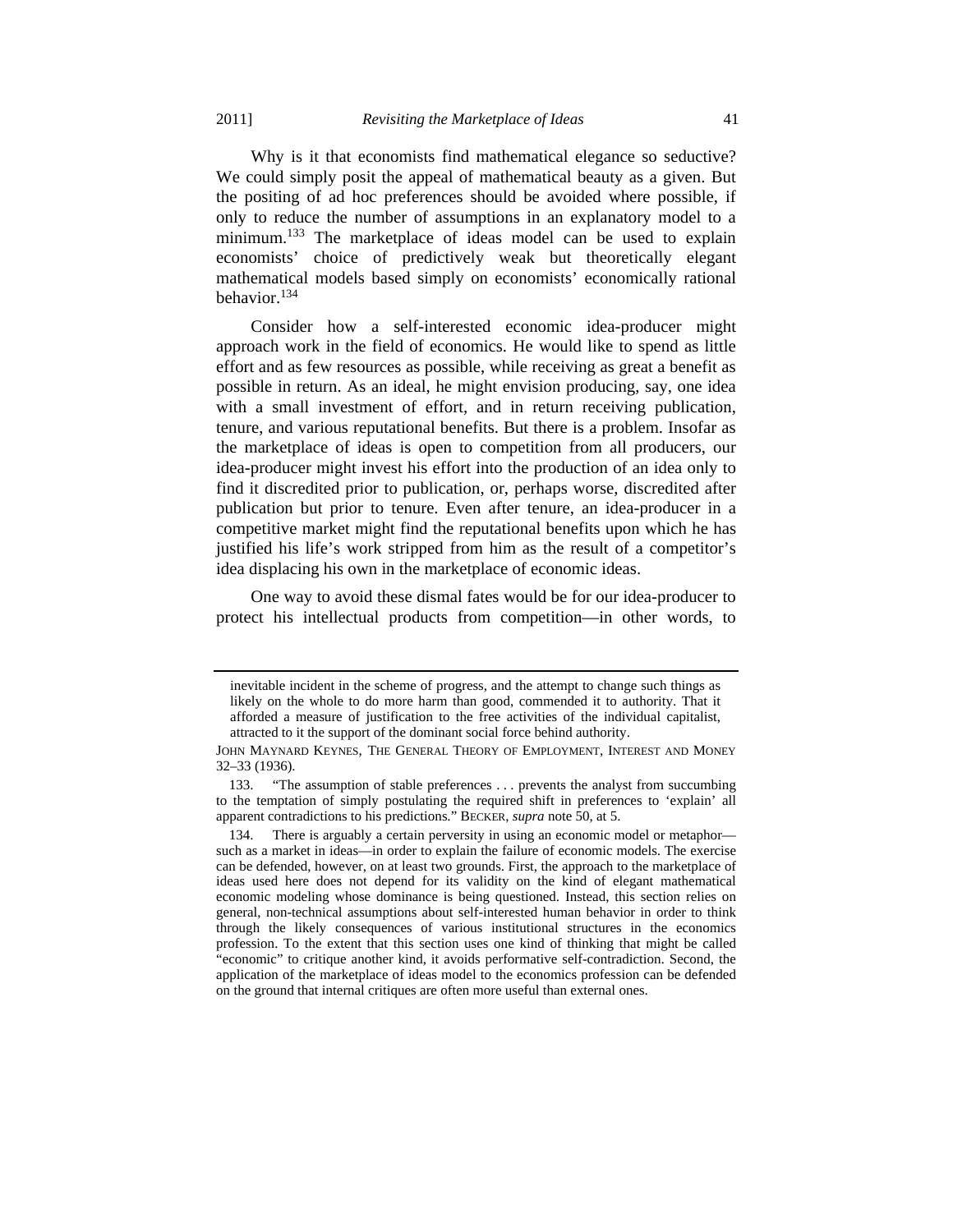Why is it that economists find mathematical elegance so seductive? We could simply posit the appeal of mathematical beauty as a given. But the positing of ad hoc preferences should be avoided where possible, if only to reduce the number of assumptions in an explanatory model to a minimum.[133] The marketplace of ideas model can be used to explain economists' choice of predictively weak but theoretically elegant mathematical models based simply on economists' economically rational behavior.[134]

Consider how a self-interested economic idea-producer might approach work in the field of economics. He would like to spend as little effort and as few resources as possible, while receiving as great a benefit as possible in return. As an ideal, he might envision producing, say, one idea with a small investment of effort, and in return receiving publication, tenure, and various reputational benefits. But there is a problem. Insofar as the marketplace of ideas is open to competition from all producers, our idea-producer might invest his effort into the production of an idea only to find it discredited prior to publication, or, perhaps worse, discredited after publication but prior to tenure. Even after tenure, an idea-producer in a competitive market might find the reputational benefits upon which he has justified his life's work stripped from him as the result of a competitor's idea displacing his own in the marketplace of economic ideas.

One way to avoid these dismal fates would be for our idea-producer to protect his intellectual products from competition—in other words, to

---

inevitable incident in the scheme of progress, and the attempt to change such things as likely on the whole to do more harm than good, commended it to authority. That it afforded a measure of justification to the free activities of the individual capitalist, attracted to it the support of the dominant social force behind authority.

JOHN MAYNARD KEYNES, THE GENERAL THEORY OF EMPLOYMENT, INTEREST AND MONEY 32–33 (1936).

133. "The assumption of stable preferences . . . prevents the analyst from succumbing to the temptation of simply postulating the required shift in preferences to 'explain' all apparent contradictions to his predictions." BECKER, *supra* note 50, at 5.

134. There is arguably a certain perversity in using an economic model or metaphor—such as a market in ideas—in order to explain the failure of economic models. The exercise can be defended, however, on at least two grounds. First, the approach to the marketplace of ideas used here does not depend for its validity on the kind of elegant mathematical economic modeling whose dominance is being questioned. Instead, this section relies on general, non-technical assumptions about self-interested human behavior in order to think through the likely consequences of various institutional structures in the economics profession. To the extent that this section uses one kind of thinking that might be called "economic" to critique another kind, it avoids performative self-contradiction. Second, the application of the marketplace of ideas model to the economics profession can be defended on the ground that internal critiques are often more useful than external ones.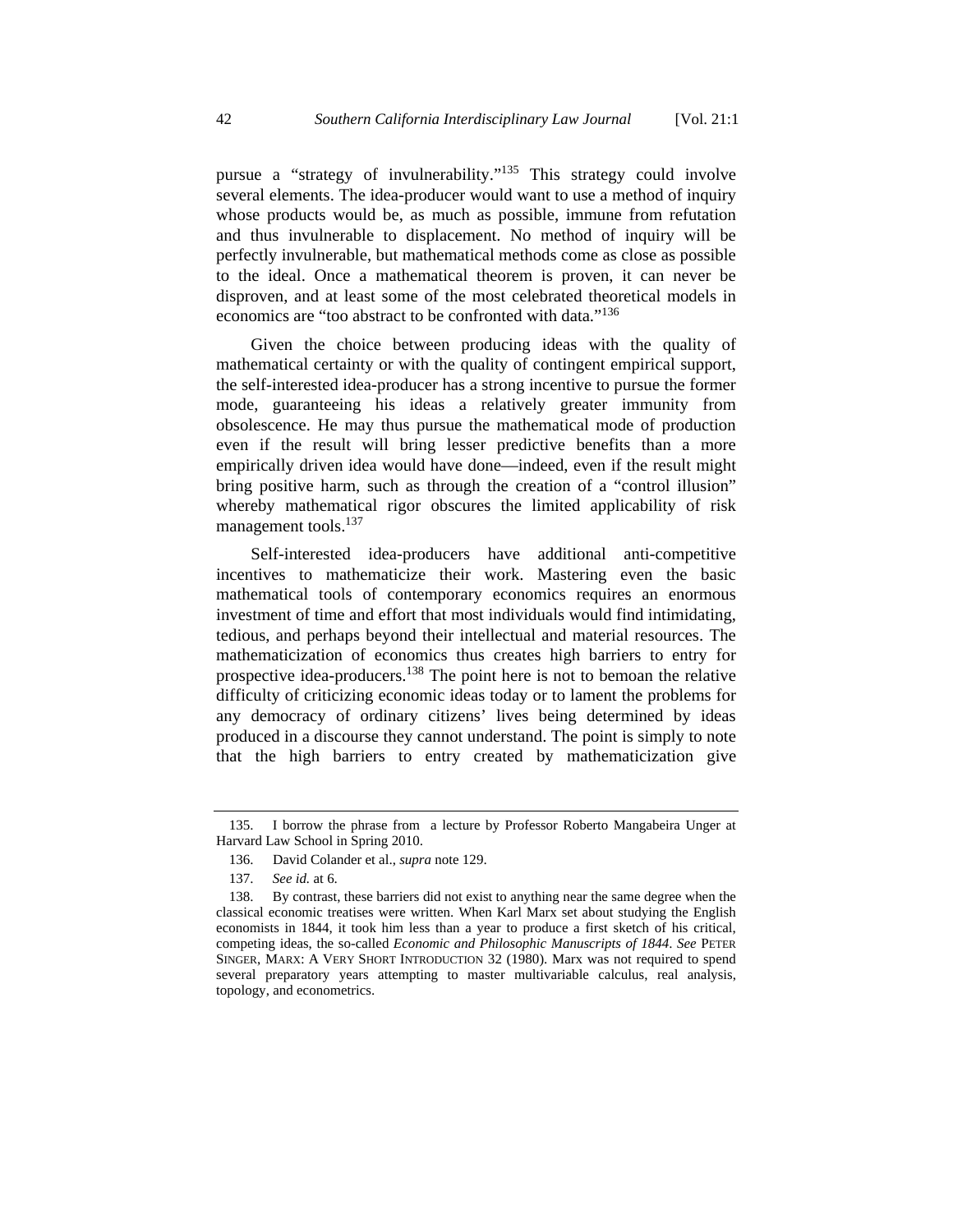pursue a "strategy of invulnerability."[135] This strategy could involve several elements. The idea-producer would want to use a method of inquiry whose products would be, as much as possible, immune from refutation and thus invulnerable to displacement. No method of inquiry will be perfectly invulnerable, but mathematical methods come as close as possible to the ideal. Once a mathematical theorem is proven, it can never be disproven, and at least some of the most celebrated theoretical models in economics are "too abstract to be confronted with data."[136]

Given the choice between producing ideas with the quality of mathematical certainty or with the quality of contingent empirical support, the self-interested idea-producer has a strong incentive to pursue the former mode, guaranteeing his ideas a relatively greater immunity from obsolescence. He may thus pursue the mathematical mode of production even if the result will bring lesser predictive benefits than a more empirically driven idea would have done—indeed, even if the result might bring positive harm, such as through the creation of a "control illusion" whereby mathematical rigor obscures the limited applicability of risk management tools.[137]

Self-interested idea-producers have additional anti-competitive incentives to mathematicize their work. Mastering even the basic mathematical tools of contemporary economics requires an enormous investment of time and effort that most individuals would find intimidating, tedious, and perhaps beyond their intellectual and material resources. The mathematicization of economics thus creates high barriers to entry for prospective idea-producers.[138] The point here is not to bemoan the relative difficulty of criticizing economic ideas today or to lament the problems for any democracy of ordinary citizens' lives being determined by ideas produced in a discourse they cannot understand. The point is simply to note that the high barriers to entry created by mathematicization give

---

135. I borrow the phrase from a lecture by Professor Roberto Mangabeira Unger at Harvard Law School in Spring 2010.

136. David Colander et al., *supra* note 129.

137. *See id.* at 6.

138. By contrast, these barriers did not exist to anything near the same degree when the classical economic treatises were written. When Karl Marx set about studying the English economists in 1844, it took him less than a year to produce a first sketch of his critical, competing ideas, the so-called *Economic and Philosophic Manuscripts of 1844*. *See* PETER SINGER, MARX: A VERY SHORT INTRODUCTION 32 (1980). Marx was not required to spend several preparatory years attempting to master multivariable calculus, real analysis, topology, and econometrics.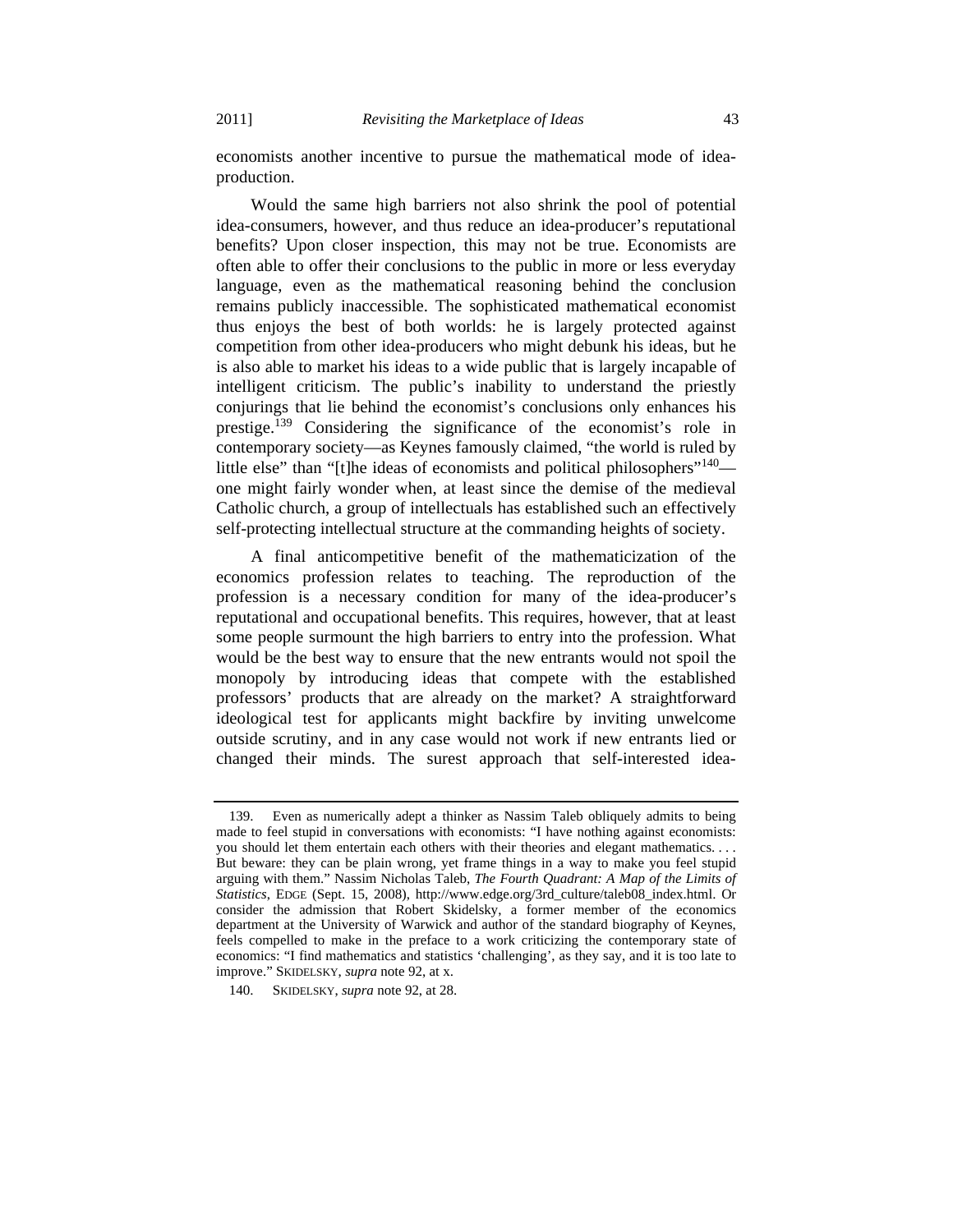economists another incentive to pursue the mathematical mode of idea-production.

Would the same high barriers not also shrink the pool of potential idea-consumers, however, and thus reduce an idea-producer's reputational benefits? Upon closer inspection, this may not be true. Economists are often able to offer their conclusions to the public in more or less everyday language, even as the mathematical reasoning behind the conclusion remains publicly inaccessible. The sophisticated mathematical economist thus enjoys the best of both worlds: he is largely protected against competition from other idea-producers who might debunk his ideas, but he is also able to market his ideas to a wide public that is largely incapable of intelligent criticism. The public's inability to understand the priestly conjurings that lie behind the economist's conclusions only enhances his prestige.[139] Considering the significance of the economist's role in contemporary society—as Keynes famously claimed, "the world is ruled by little else" than "[t]he ideas of economists and political philosophers"[140]—one might fairly wonder when, at least since the demise of the medieval Catholic church, a group of intellectuals has established such an effectively self-protecting intellectual structure at the commanding heights of society.

A final anticompetitive benefit of the mathematicization of the economics profession relates to teaching. The reproduction of the profession is a necessary condition for many of the idea-producer's reputational and occupational benefits. This requires, however, that at least some people surmount the high barriers to entry into the profession. What would be the best way to ensure that the new entrants would not spoil the monopoly by introducing ideas that compete with the established professors' products that are already on the market? A straightforward ideological test for applicants might backfire by inviting unwelcome outside scrutiny, and in any case would not work if new entrants lied or changed their minds. The surest approach that self-interested idea-

---

139. Even as numerically adept a thinker as Nassim Taleb obliquely admits to being made to feel stupid in conversations with economists: "I have nothing against economists: you should let them entertain each others with their theories and elegant mathematics. . . . But beware: they can be plain wrong, yet frame things in a way to make you feel stupid arguing with them." Nassim Nicholas Taleb, *The Fourth Quadrant: A Map of the Limits of Statistics*, EDGE (Sept. 15, 2008), http://www.edge.org/3rd_culture/taleb08_index.html. Or consider the admission that Robert Skidelsky, a former member of the economics department at the University of Warwick and author of the standard biography of Keynes, feels compelled to make in the preface to a work criticizing the contemporary state of economics: "I find mathematics and statistics 'challenging', as they say, and it is too late to improve." SKIDELSKY, *supra* note 92, at x.

140. SKIDELSKY, *supra* note 92, at 28.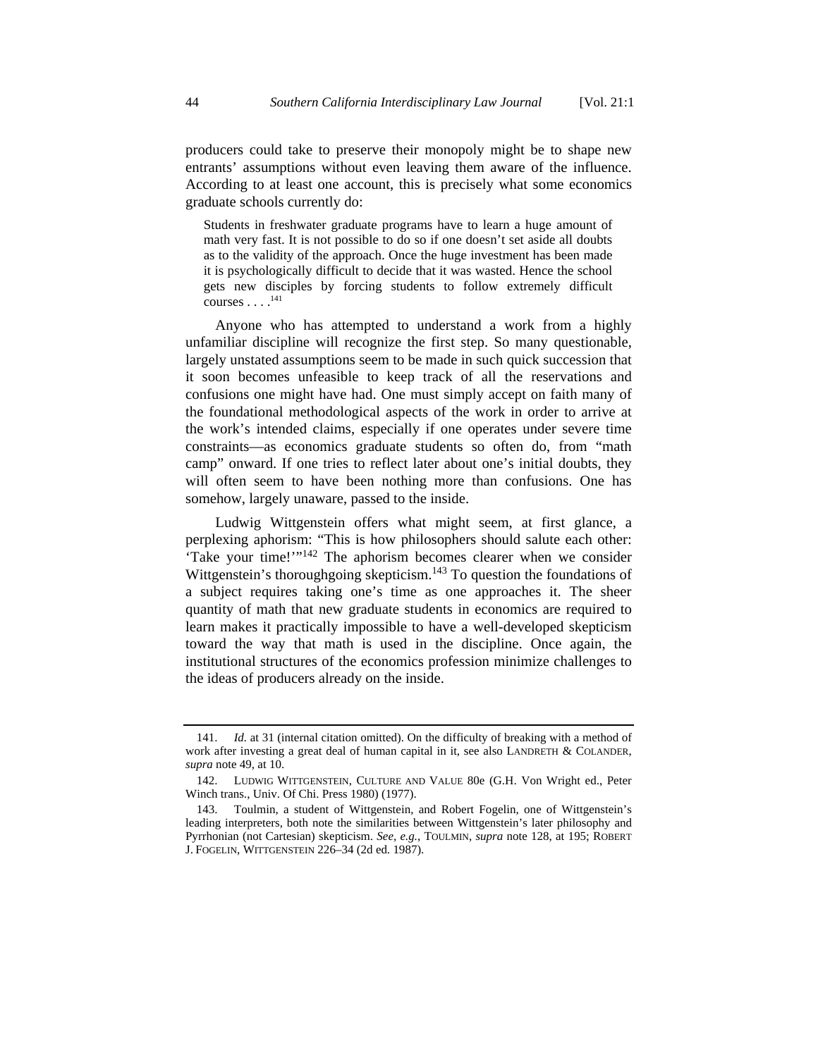producers could take to preserve their monopoly might be to shape new entrants' assumptions without even leaving them aware of the influence. According to at least one account, this is precisely what some economics graduate schools currently do:

> Students in freshwater graduate programs have to learn a huge amount of math very fast. It is not possible to do so if one doesn't set aside all doubts as to the validity of the approach. Once the huge investment has been made it is psychologically difficult to decide that it was wasted. Hence the school gets new disciples by forcing students to follow extremely difficult courses . . . .[141]

Anyone who has attempted to understand a work from a highly unfamiliar discipline will recognize the first step. So many questionable, largely unstated assumptions seem to be made in such quick succession that it soon becomes unfeasible to keep track of all the reservations and confusions one might have had. One must simply accept on faith many of the foundational methodological aspects of the work in order to arrive at the work's intended claims, especially if one operates under severe time constraints—as economics graduate students so often do, from "math camp" onward. If one tries to reflect later about one's initial doubts, they will often seem to have been nothing more than confusions. One has somehow, largely unaware, passed to the inside.

Ludwig Wittgenstein offers what might seem, at first glance, a perplexing aphorism: "This is how philosophers should salute each other: 'Take your time!'"[142] The aphorism becomes clearer when we consider Wittgenstein's thoroughgoing skepticism.[143] To question the foundations of a subject requires taking one's time as one approaches it. The sheer quantity of math that new graduate students in economics are required to learn makes it practically impossible to have a well-developed skepticism toward the way that math is used in the discipline. Once again, the institutional structures of the economics profession minimize challenges to the ideas of producers already on the inside.

---

141. *Id.* at 31 (internal citation omitted). On the difficulty of breaking with a method of work after investing a great deal of human capital in it, see also LANDRETH & COLANDER, *supra* note 49, at 10.

142. LUDWIG WITTGENSTEIN, CULTURE AND VALUE 80e (G.H. Von Wright ed., Peter Winch trans., Univ. Of Chi. Press 1980) (1977).

143. Toulmin, a student of Wittgenstein, and Robert Fogelin, one of Wittgenstein's leading interpreters, both note the similarities between Wittgenstein's later philosophy and Pyrrhonian (not Cartesian) skepticism. *See, e.g.*, TOULMIN, *supra* note 128, at 195; ROBERT J. FOGELIN, WITTGENSTEIN 226–34 (2d ed. 1987).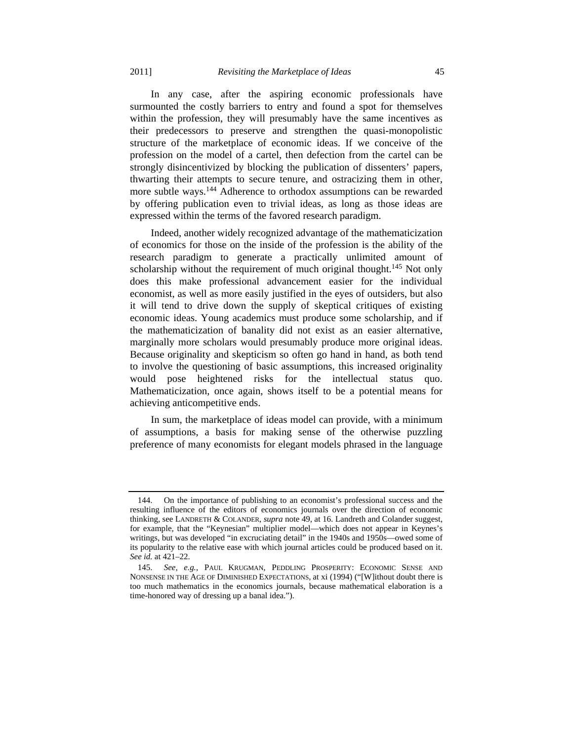In any case, after the aspiring economic professionals have surmounted the costly barriers to entry and found a spot for themselves within the profession, they will presumably have the same incentives as their predecessors to preserve and strengthen the quasi-monopolistic structure of the marketplace of economic ideas. If we conceive of the profession on the model of a cartel, then defection from the cartel can be strongly disincentivized by blocking the publication of dissenters' papers, thwarting their attempts to secure tenure, and ostracizing them in other, more subtle ways.[144] Adherence to orthodox assumptions can be rewarded by offering publication even to trivial ideas, as long as those ideas are expressed within the terms of the favored research paradigm.

Indeed, another widely recognized advantage of the mathematicization of economics for those on the inside of the profession is the ability of the research paradigm to generate a practically unlimited amount of scholarship without the requirement of much original thought.[145] Not only does this make professional advancement easier for the individual economist, as well as more easily justified in the eyes of outsiders, but also it will tend to drive down the supply of skeptical critiques of existing economic ideas. Young academics must produce some scholarship, and if the mathematicization of banality did not exist as an easier alternative, marginally more scholars would presumably produce more original ideas. Because originality and skepticism so often go hand in hand, as both tend to involve the questioning of basic assumptions, this increased originality would pose heightened risks for the intellectual status quo. Mathematicization, once again, shows itself to be a potential means for achieving anticompetitive ends.

In sum, the marketplace of ideas model can provide, with a minimum of assumptions, a basis for making sense of the otherwise puzzling preference of many economists for elegant models phrased in the language

---

144. On the importance of publishing to an economist's professional success and the resulting influence of the editors of economics journals over the direction of economic thinking, see LANDRETH & COLANDER, *supra* note 49, at 16. Landreth and Colander suggest, for example, that the "Keynesian" multiplier model—which does not appear in Keynes's writings, but was developed "in excruciating detail" in the 1940s and 1950s—owed some of its popularity to the relative ease with which journal articles could be produced based on it. *See id.* at 421–22.

145. *See, e.g.*, PAUL KRUGMAN, PEDDLING PROSPERITY: ECONOMIC SENSE AND NONSENSE IN THE AGE OF DIMINISHED EXPECTATIONS, at xi (1994) ("[W]ithout doubt there is too much mathematics in the economics journals, because mathematical elaboration is a time-honored way of dressing up a banal idea.").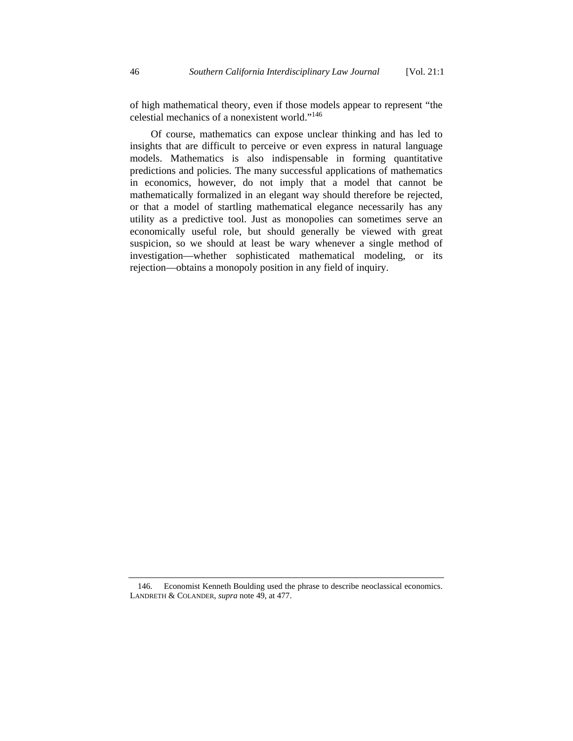of high mathematical theory, even if those models appear to represent "the celestial mechanics of a nonexistent world."[146]

Of course, mathematics can expose unclear thinking and has led to insights that are difficult to perceive or even express in natural language models. Mathematics is also indispensable in forming quantitative predictions and policies. The many successful applications of mathematics in economics, however, do not imply that a model that cannot be mathematically formalized in an elegant way should therefore be rejected, or that a model of startling mathematical elegance necessarily has any utility as a predictive tool. Just as monopolies can sometimes serve an economically useful role, but should generally be viewed with great suspicion, so we should at least be wary whenever a single method of investigation—whether sophisticated mathematical modeling, or its rejection—obtains a monopoly position in any field of inquiry.

---

146. Economist Kenneth Boulding used the phrase to describe neoclassical economics. LANDRETH & COLANDER, *supra* note 49, at 477.